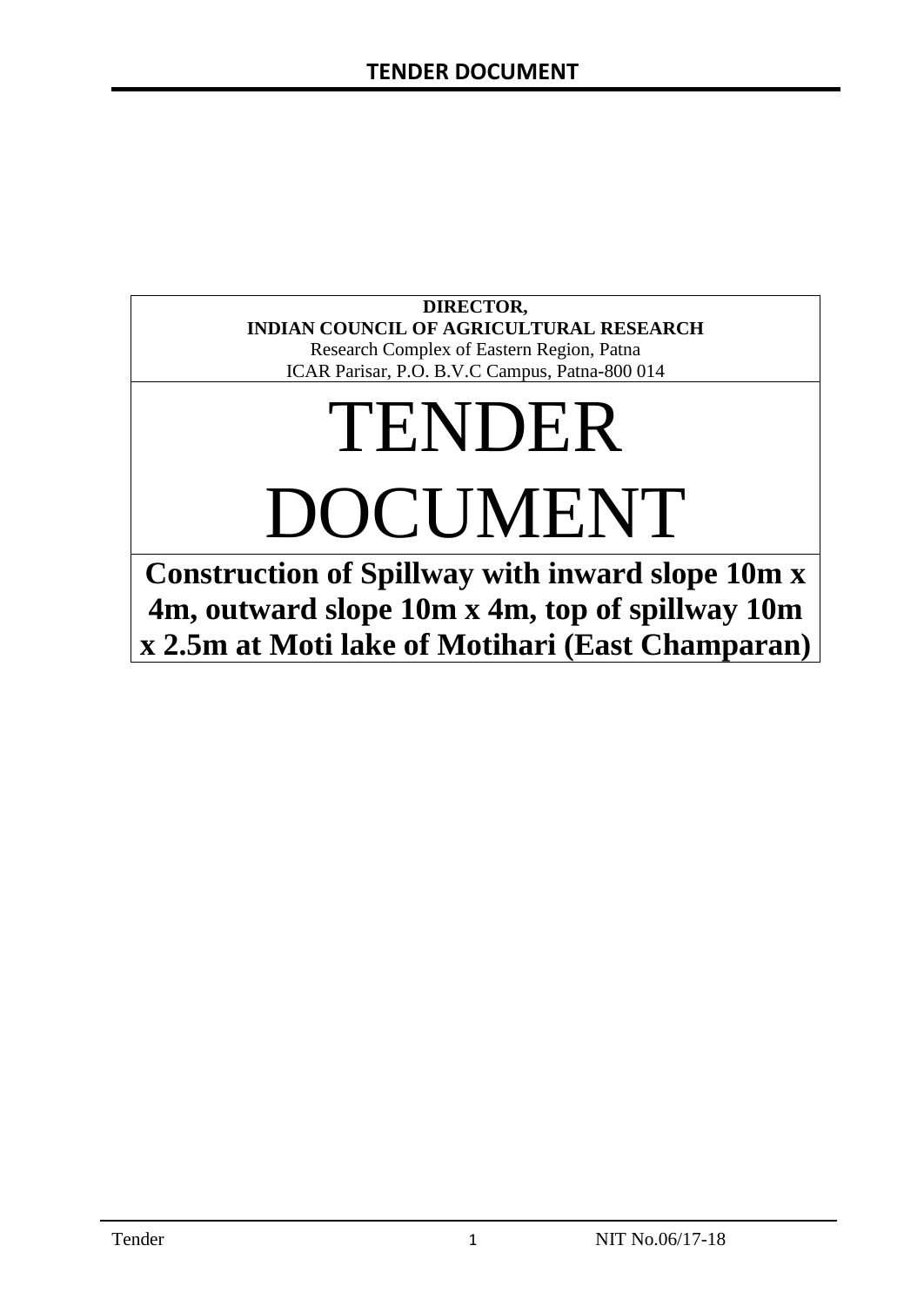**DIRECTOR,**
**INDIAN COUNCIL OF AGRICULTURAL RESEARCH**
Research Complex of Eastern Region, Patna
ICAR Parisar, P.O. B.V.C Campus, Patna-800 014

# TENDER DOCUMENT

**Construction of Spillway with inward slope 10m x 4m, outward slope 10m x 4m, top of spillway 10m x 2.5m at Moti lake of Motihari (East Champaran)**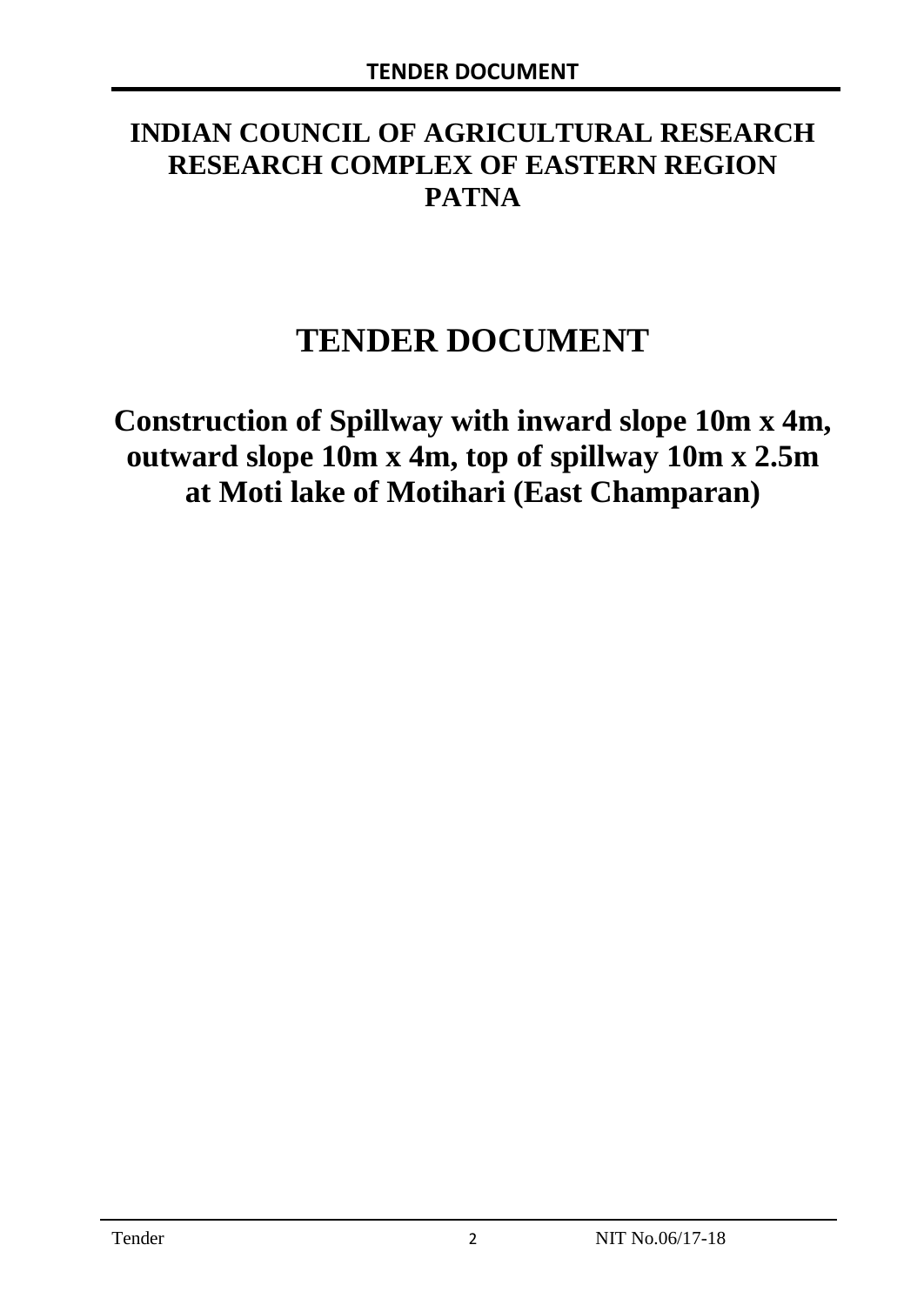# INDIAN COUNCIL OF AGRICULTURAL RESEARCH
# RESEARCH COMPLEX OF EASTERN REGION
# PATNA

# TENDER DOCUMENT

## Construction of Spillway with inward slope 10m x 4m, outward slope 10m x 4m, top of spillway 10m x 2.5m at Moti lake of Motihari (East Champaran)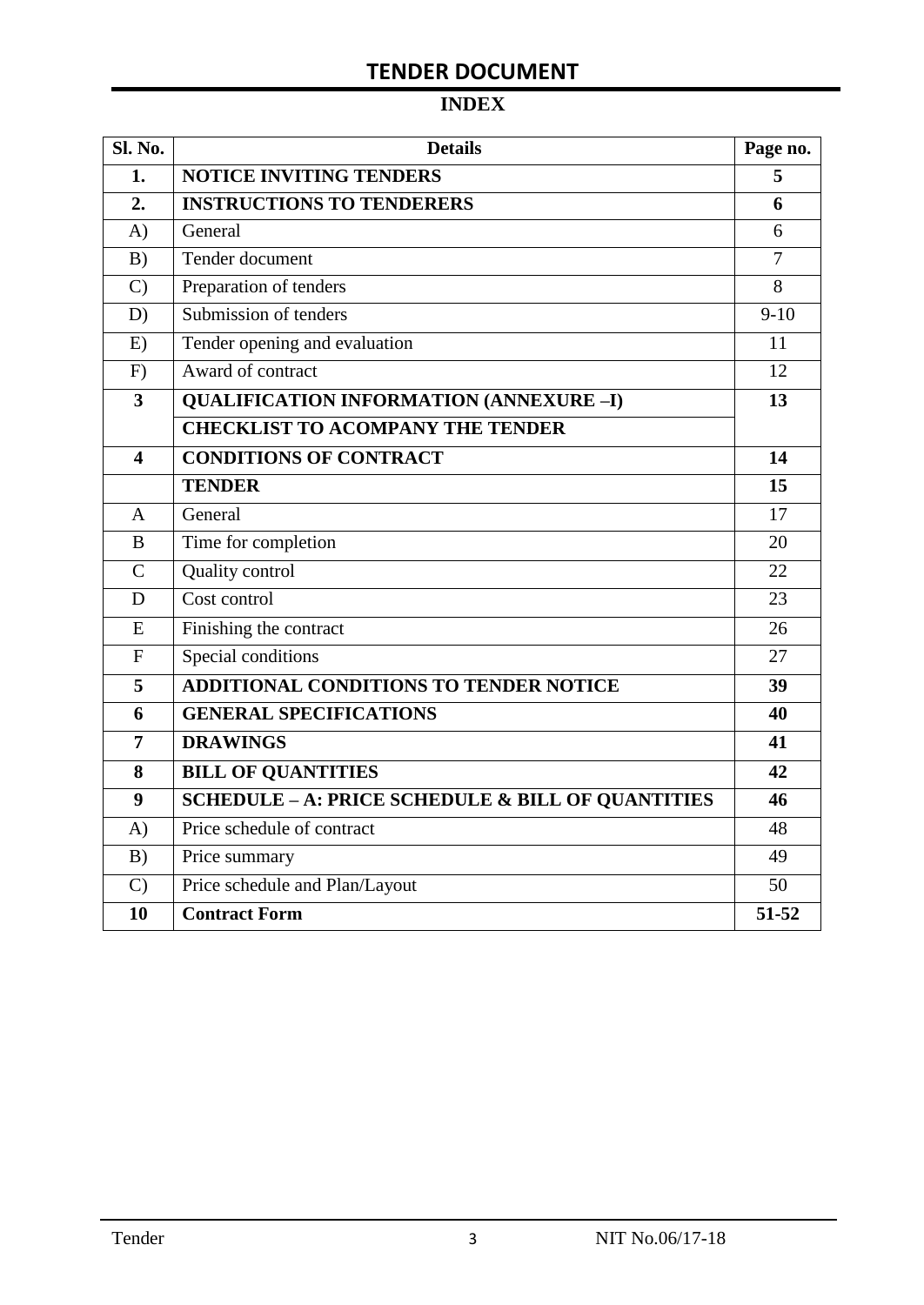# TENDER DOCUMENT

## INDEX

| Sl. No. | Details | Page no. |
|---|---|---|
| **1.** | **NOTICE INVITING TENDERS** | **5** |
| **2.** | **INSTRUCTIONS TO TENDERERS** | **6** |
| A) | General | 6 |
| B) | Tender document | 7 |
| C) | Preparation of tenders | 8 |
| D) | Submission of tenders | 9-10 |
| E) | Tender opening and evaluation | 11 |
| F) | Award of contract | 12 |
| **3** | **QUALIFICATION INFORMATION (ANNEXURE –I)** | **13** |
| | **CHECKLIST TO ACOMPANY THE TENDER** | |
| **4** | **CONDITIONS OF CONTRACT** | **14** |
| | **TENDER** | **15** |
| A | General | 17 |
| B | Time for completion | 20 |
| C | Quality control | 22 |
| D | Cost control | 23 |
| E | Finishing the contract | 26 |
| F | Special conditions | 27 |
| **5** | **ADDITIONAL CONDITIONS TO TENDER NOTICE** | **39** |
| **6** | **GENERAL SPECIFICATIONS** | **40** |
| **7** | **DRAWINGS** | **41** |
| **8** | **BILL OF QUANTITIES** | **42** |
| **9** | **SCHEDULE – A: PRICE SCHEDULE & BILL OF QUANTITIES** | **46** |
| A) | Price schedule of contract | 48 |
| B) | Price summary | 49 |
| C) | Price schedule and Plan/Layout | 50 |
| **10** | **Contract Form** | **51-52** |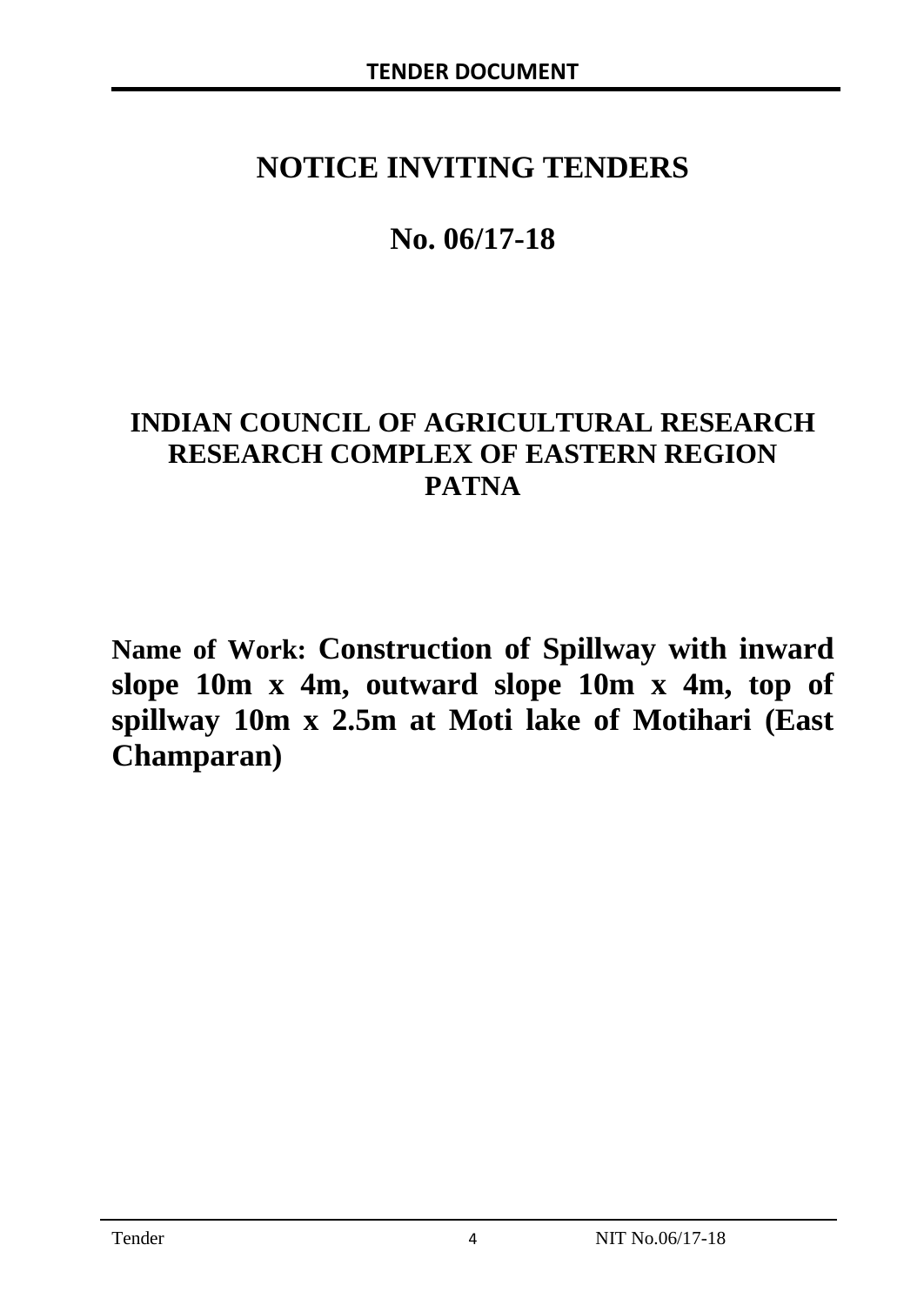# NOTICE INVITING TENDERS

# No. 06/17-18

## INDIAN COUNCIL OF AGRICULTURAL RESEARCH
## RESEARCH COMPLEX OF EASTERN REGION
## PATNA

**Name of Work: Construction of Spillway with inward slope 10m x 4m, outward slope 10m x 4m, top of spillway 10m x 2.5m at Moti lake of Motihari (East Champaran)**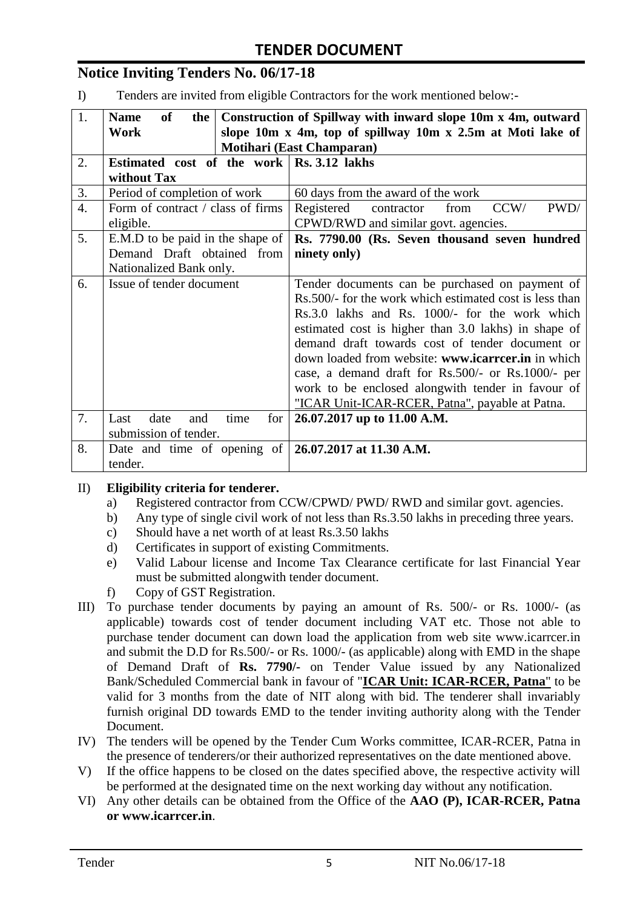# TENDER DOCUMENT

## Notice Inviting Tenders No. 06/17-18

I) Tenders are invited from eligible Contractors for the work mentioned below:-

| | | |
|---|---|---|
| 1. | **Name of the Work** | **Construction of Spillway with inward slope 10m x 4m, outward slope 10m x 4m, top of spillway 10m x 2.5m at Moti lake of Motihari (East Champaran)** |
| 2. | **Estimated cost of the work without Tax** | **Rs. 3.12 lakhs** |
| 3. | Period of completion of work | 60 days from the award of the work |
| 4. | Form of contract / class of firms eligible. | Registered contractor from CCW/ PWD/ CPWD/RWD and similar govt. agencies. |
| 5. | E.M.D to be paid in the shape of Demand Draft obtained from Nationalized Bank only. | **Rs. 7790.00 (Rs. Seven thousand seven hundred ninety only)** |
| 6. | Issue of tender document | Tender documents can be purchased on payment of Rs.500/- for the work which estimated cost is less than Rs.3.0 lakhs and Rs. 1000/- for the work which estimated cost is higher than 3.0 lakhs) in shape of demand draft towards cost of tender document or down loaded from website: **www.icarrcer.in** in which case, a demand draft for Rs.500/- or Rs.1000/- per work to be enclosed alongwith tender in favour of "ICAR Unit-ICAR-RCER, Patna", payable at Patna. |
| 7. | Last date and time for submission of tender. | **26.07.2017 up to 11.00 A.M.** |
| 8. | Date and time of opening of tender. | **26.07.2017 at 11.30 A.M.** |

II) **Eligibility criteria for tenderer.**

a) Registered contractor from CCW/CPWD/ PWD/ RWD and similar govt. agencies.
b) Any type of single civil work of not less than Rs.3.50 lakhs in preceding three years.
c) Should have a net worth of at least Rs.3.50 lakhs
d) Certificates in support of existing Commitments.
e) Valid Labour license and Income Tax Clearance certificate for last Financial Year must be submitted alongwith tender document.
f) Copy of GST Registration.

III) To purchase tender documents by paying an amount of Rs. 500/- or Rs. 1000/- (as applicable) towards cost of tender document including VAT etc. Those not able to purchase tender document can down load the application from web site www.icarrcer.in and submit the D.D for Rs.500/- or Rs. 1000/- (as applicable) along with EMD in the shape of Demand Draft of **Rs. 7790/-** on Tender Value issued by any Nationalized Bank/Scheduled Commercial bank in favour of "**ICAR Unit: ICAR-RCER, Patna**" to be valid for 3 months from the date of NIT along with bid. The tenderer shall invariably furnish original DD towards EMD to the tender inviting authority along with the Tender Document.

IV) The tenders will be opened by the Tender Cum Works committee, ICAR-RCER, Patna in the presence of tenderers/or their authorized representatives on the date mentioned above.

V) If the office happens to be closed on the dates specified above, the respective activity will be performed at the designated time on the next working day without any notification.

VI) Any other details can be obtained from the Office of the **AAO (P), ICAR-RCER, Patna or www.icarrcer.in**.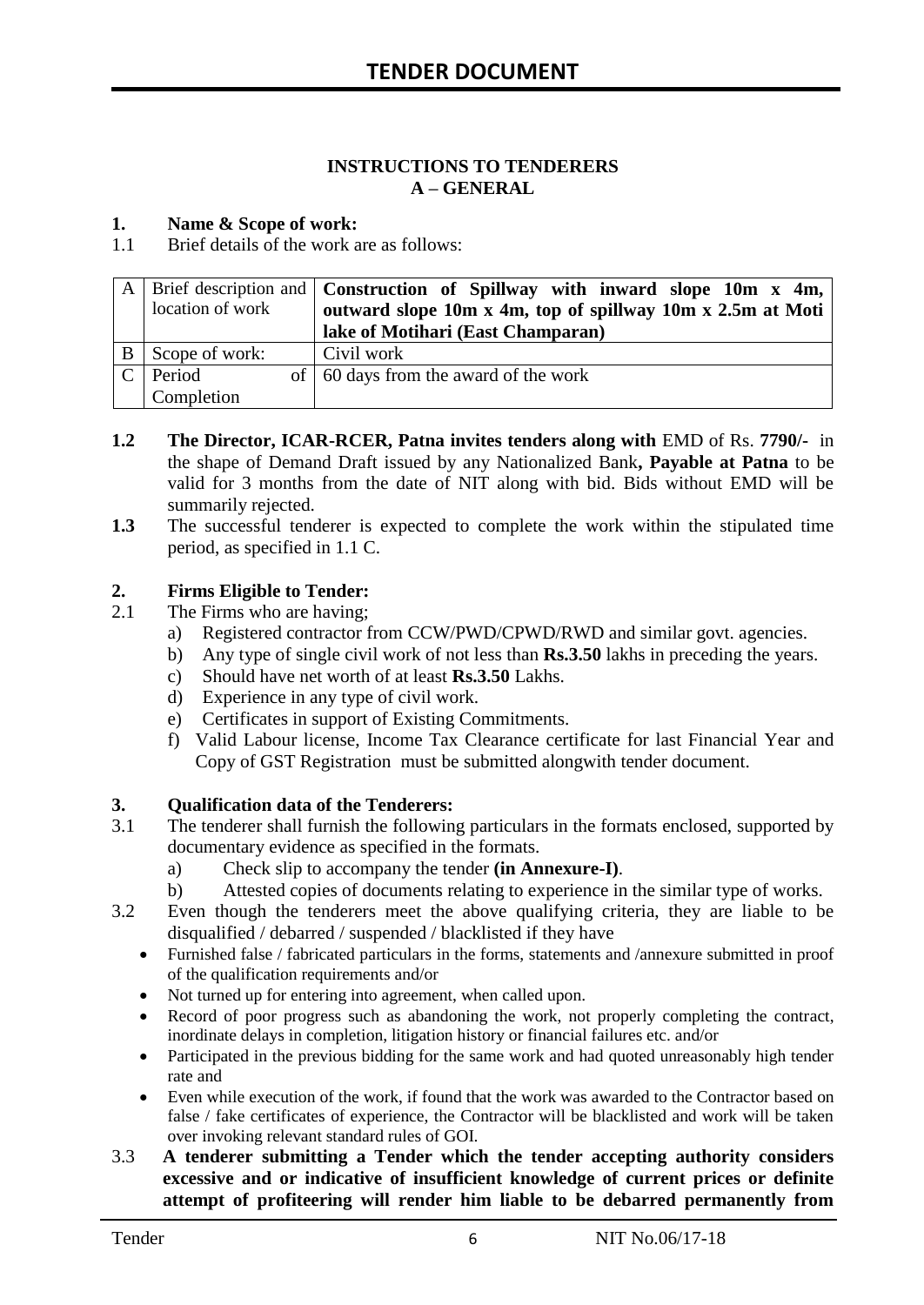# TENDER DOCUMENT

**INSTRUCTIONS TO TENDERERS**
**A – GENERAL**

**1. Name & Scope of work:**

1.1 Brief details of the work are as follows:

| | | |
|---|---|---|
| A | Brief description and location of work | **Construction of Spillway with inward slope 10m x 4m, outward slope 10m x 4m, top of spillway 10m x 2.5m at Moti lake of Motihari (East Champaran)** |
| B | Scope of work: | Civil work |
| C | Period of Completion | 60 days from the award of the work |

**1.2** **The Director, ICAR-RCER, Patna invites tenders along with** EMD of Rs. **7790/-** in the shape of Demand Draft issued by any Nationalized Bank**, Payable at Patna** to be valid for 3 months from the date of NIT along with bid. Bids without EMD will be summarily rejected.

**1.3** The successful tenderer is expected to complete the work within the stipulated time period, as specified in 1.1 C.

**2. Firms Eligible to Tender:**

2.1 The Firms who are having;

a) Registered contractor from CCW/PWD/CPWD/RWD and similar govt. agencies.
b) Any type of single civil work of not less than **Rs.3.50** lakhs in preceding the years.
c) Should have net worth of at least **Rs.3.50** Lakhs.
d) Experience in any type of civil work.
e) Certificates in support of Existing Commitments.
f) Valid Labour license, Income Tax Clearance certificate for last Financial Year and Copy of GST Registration must be submitted alongwith tender document.

**3. Qualification data of the Tenderers:**

3.1 The tenderer shall furnish the following particulars in the formats enclosed, supported by documentary evidence as specified in the formats.

a) Check slip to accompany the tender **(in Annexure-I)**.
b) Attested copies of documents relating to experience in the similar type of works.

3.2 Even though the tenderers meet the above qualifying criteria, they are liable to be disqualified / debarred / suspended / blacklisted if they have

- Furnished false / fabricated particulars in the forms, statements and /annexure submitted in proof of the qualification requirements and/or
- Not turned up for entering into agreement, when called upon.
- Record of poor progress such as abandoning the work, not properly completing the contract, inordinate delays in completion, litigation history or financial failures etc. and/or
- Participated in the previous bidding for the same work and had quoted unreasonably high tender rate and
- Even while execution of the work, if found that the work was awarded to the Contractor based on false / fake certificates of experience, the Contractor will be blacklisted and work will be taken over invoking relevant standard rules of GOI.

3.3 **A tenderer submitting a Tender which the tender accepting authority considers excessive and or indicative of insufficient knowledge of current prices or definite attempt of profiteering will render him liable to be debarred permanently from**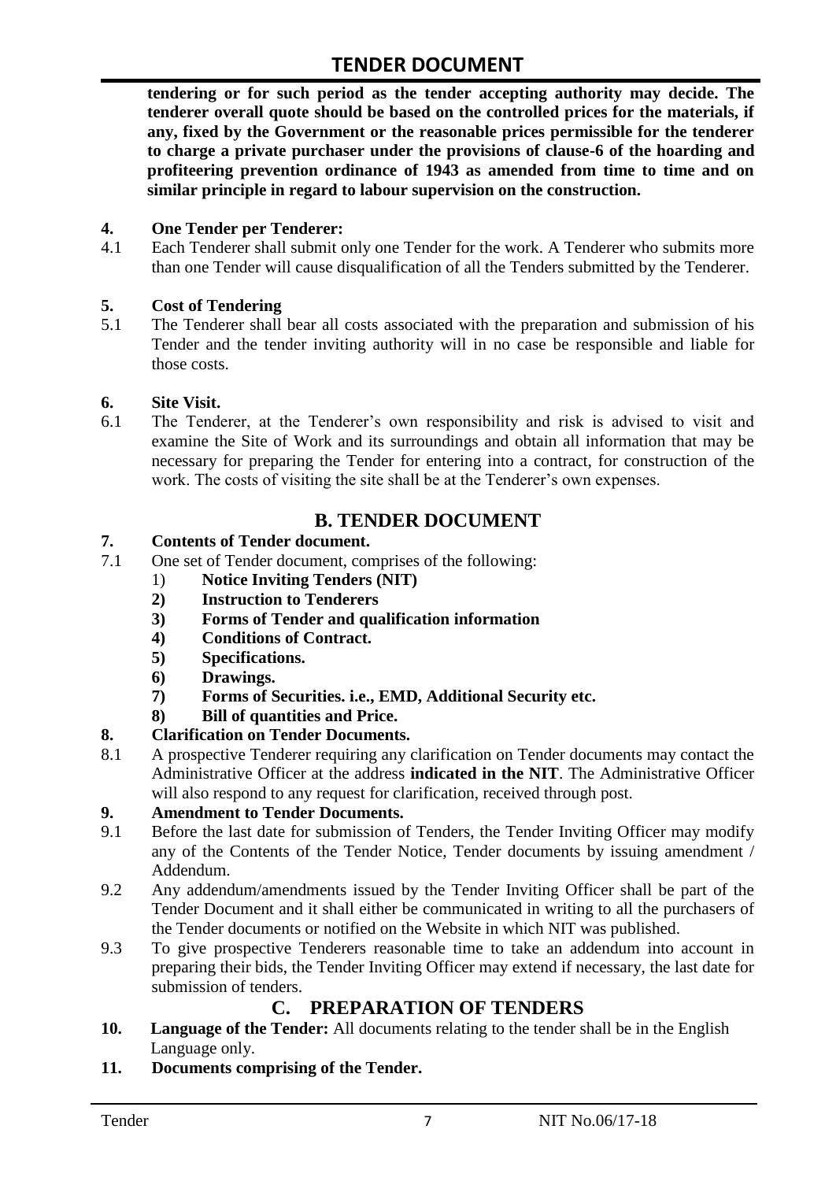**tendering or for such period as the tender accepting authority may decide. The tenderer overall quote should be based on the controlled prices for the materials, if any, fixed by the Government or the reasonable prices permissible for the tenderer to charge a private purchaser under the provisions of clause-6 of the hoarding and profiteering prevention ordinance of 1943 as amended from time to time and on similar principle in regard to labour supervision on the construction.**

**4. One Tender per Tenderer:**

4.1 Each Tenderer shall submit only one Tender for the work. A Tenderer who submits more than one Tender will cause disqualification of all the Tenders submitted by the Tenderer.

**5. Cost of Tendering**

5.1 The Tenderer shall bear all costs associated with the preparation and submission of his Tender and the tender inviting authority will in no case be responsible and liable for those costs.

**6. Site Visit.**

6.1 The Tenderer, at the Tenderer's own responsibility and risk is advised to visit and examine the Site of Work and its surroundings and obtain all information that may be necessary for preparing the Tender for entering into a contract, for construction of the work. The costs of visiting the site shall be at the Tenderer's own expenses.

## B. TENDER DOCUMENT

**7. Contents of Tender document.**

7.1 One set of Tender document, comprises of the following:

1) **Notice Inviting Tenders (NIT)**
2) **Instruction to Tenderers**
3) **Forms of Tender and qualification information**
4) **Conditions of Contract.**
5) **Specifications.**
6) **Drawings.**
7) **Forms of Securities. i.e., EMD, Additional Security etc.**
8) **Bill of quantities and Price.**

**8. Clarification on Tender Documents.**

8.1 A prospective Tenderer requiring any clarification on Tender documents may contact the Administrative Officer at the address **indicated in the NIT**. The Administrative Officer will also respond to any request for clarification, received through post.

**9. Amendment to Tender Documents.**

9.1 Before the last date for submission of Tenders, the Tender Inviting Officer may modify any of the Contents of the Tender Notice, Tender documents by issuing amendment / Addendum.

9.2 Any addendum/amendments issued by the Tender Inviting Officer shall be part of the Tender Document and it shall either be communicated in writing to all the purchasers of the Tender documents or notified on the Website in which NIT was published.

9.3 To give prospective Tenderers reasonable time to take an addendum into account in preparing their bids, the Tender Inviting Officer may extend if necessary, the last date for submission of tenders.

## C. PREPARATION OF TENDERS

**10. Language of the Tender:** All documents relating to the tender shall be in the English Language only.

**11. Documents comprising of the Tender.**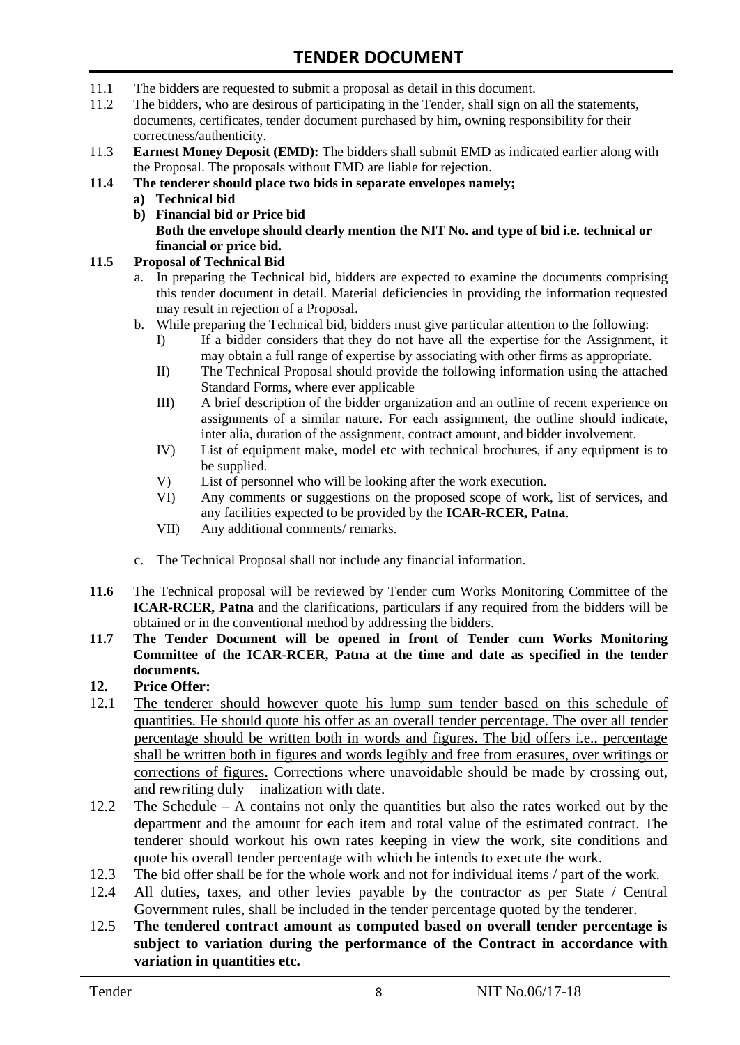11.1 The bidders are requested to submit a proposal as detail in this document.

11.2 The bidders, who are desirous of participating in the Tender, shall sign on all the statements, documents, certificates, tender document purchased by him, owning responsibility for their correctness/authenticity.

11.3 **Earnest Money Deposit (EMD):** The bidders shall submit EMD as indicated earlier along with the Proposal. The proposals without EMD are liable for rejection.

**11.4 The tenderer should place two bids in separate envelopes namely;**

**a) Technical bid**

**b) Financial bid or Price bid**
**Both the envelope should clearly mention the NIT No. and type of bid i.e. technical or financial or price bid.**

**11.5 Proposal of Technical Bid**

a. In preparing the Technical bid, bidders are expected to examine the documents comprising this tender document in detail. Material deficiencies in providing the information requested may result in rejection of a Proposal.

b. While preparing the Technical bid, bidders must give particular attention to the following:

I) If a bidder considers that they do not have all the expertise for the Assignment, it may obtain a full range of expertise by associating with other firms as appropriate.

II) The Technical Proposal should provide the following information using the attached Standard Forms, where ever applicable

III) A brief description of the bidder organization and an outline of recent experience on assignments of a similar nature. For each assignment, the outline should indicate, inter alia, duration of the assignment, contract amount, and bidder involvement.

IV) List of equipment make, model etc with technical brochures, if any equipment is to be supplied.

V) List of personnel who will be looking after the work execution.

VI) Any comments or suggestions on the proposed scope of work, list of services, and any facilities expected to be provided by the **ICAR-RCER, Patna**.

VII) Any additional comments/ remarks.

c. The Technical Proposal shall not include any financial information.

**11.6** The Technical proposal will be reviewed by Tender cum Works Monitoring Committee of the **ICAR-RCER, Patna** and the clarifications, particulars if any required from the bidders will be obtained or in the conventional method by addressing the bidders.

**11.7 The Tender Document will be opened in front of Tender cum Works Monitoring Committee of the ICAR-RCER, Patna at the time and date as specified in the tender documents.**

## 12. Price Offer:

12.1 <u>The tenderer should however quote his lump sum tender based on this schedule of quantities. He should quote his offer as an overall tender percentage. The over all tender percentage should be written both in words and figures. The bid offers i.e., percentage shall be written both in figures and words legibly and free from erasures, over writings or corrections of figures.</u> Corrections where unavoidable should be made by crossing out, and rewriting duly inalization with date.

12.2 The Schedule – A contains not only the quantities but also the rates worked out by the department and the amount for each item and total value of the estimated contract. The tenderer should workout his own rates keeping in view the work, site conditions and quote his overall tender percentage with which he intends to execute the work.

12.3 The bid offer shall be for the whole work and not for individual items / part of the work.

12.4 All duties, taxes, and other levies payable by the contractor as per State / Central Government rules, shall be included in the tender percentage quoted by the tenderer.

12.5 **The tendered contract amount as computed based on overall tender percentage is subject to variation during the performance of the Contract in accordance with variation in quantities etc.**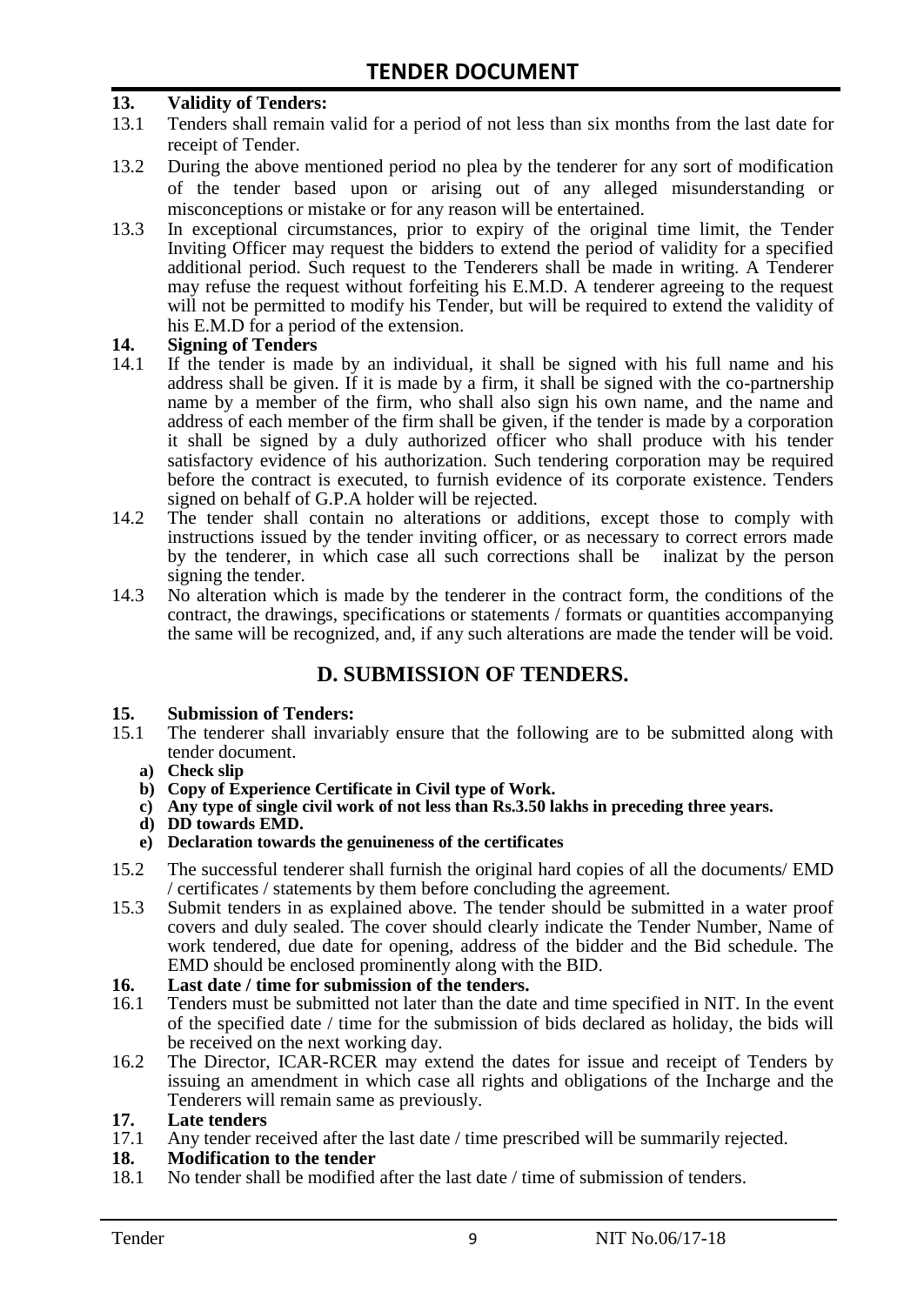# TENDER DOCUMENT

**13. Validity of Tenders:**

13.1 Tenders shall remain valid for a period of not less than six months from the last date for receipt of Tender.

13.2 During the above mentioned period no plea by the tenderer for any sort of modification of the tender based upon or arising out of any alleged misunderstanding or misconceptions or mistake or for any reason will be entertained.

13.3 In exceptional circumstances, prior to expiry of the original time limit, the Tender Inviting Officer may request the bidders to extend the period of validity for a specified additional period. Such request to the Tenderers shall be made in writing. A Tenderer may refuse the request without forfeiting his E.M.D. A tenderer agreeing to the request will not be permitted to modify his Tender, but will be required to extend the validity of his E.M.D for a period of the extension.

**14. Signing of Tenders**

14.1 If the tender is made by an individual, it shall be signed with his full name and his address shall be given. If it is made by a firm, it shall be signed with the co-partnership name by a member of the firm, who shall also sign his own name, and the name and address of each member of the firm shall be given, if the tender is made by a corporation it shall be signed by a duly authorized officer who shall produce with his tender satisfactory evidence of his authorization. Such tendering corporation may be required before the contract is executed, to furnish evidence of its corporate existence. Tenders signed on behalf of G.P.A holder will be rejected.

14.2 The tender shall contain no alterations or additions, except those to comply with instructions issued by the tender inviting officer, or as necessary to correct errors made by the tenderer, in which case all such corrections shall be inalizat by the person signing the tender.

14.3 No alteration which is made by the tenderer in the contract form, the conditions of the contract, the drawings, specifications or statements / formats or quantities accompanying the same will be recognized, and, if any such alterations are made the tender will be void.

## D. SUBMISSION OF TENDERS.

**15. Submission of Tenders:**

15.1 The tenderer shall invariably ensure that the following are to be submitted along with tender document.

**a) Check slip**
**b) Copy of Experience Certificate in Civil type of Work.**
**c) Any type of single civil work of not less than Rs.3.50 lakhs in preceding three years.**
**d) DD towards EMD.**
**e) Declaration towards the genuineness of the certificates**

15.2 The successful tenderer shall furnish the original hard copies of all the documents/ EMD / certificates / statements by them before concluding the agreement.

15.3 Submit tenders in as explained above. The tender should be submitted in a water proof covers and duly sealed. The cover should clearly indicate the Tender Number, Name of work tendered, due date for opening, address of the bidder and the Bid schedule. The EMD should be enclosed prominently along with the BID.

**16. Last date / time for submission of the tenders.**

16.1 Tenders must be submitted not later than the date and time specified in NIT. In the event of the specified date / time for the submission of bids declared as holiday, the bids will be received on the next working day.

16.2 The Director, ICAR-RCER may extend the dates for issue and receipt of Tenders by issuing an amendment in which case all rights and obligations of the Incharge and the Tenderers will remain same as previously.

**17. Late tenders**

17.1 Any tender received after the last date / time prescribed will be summarily rejected.

**18. Modification to the tender**

18.1 No tender shall be modified after the last date / time of submission of tenders.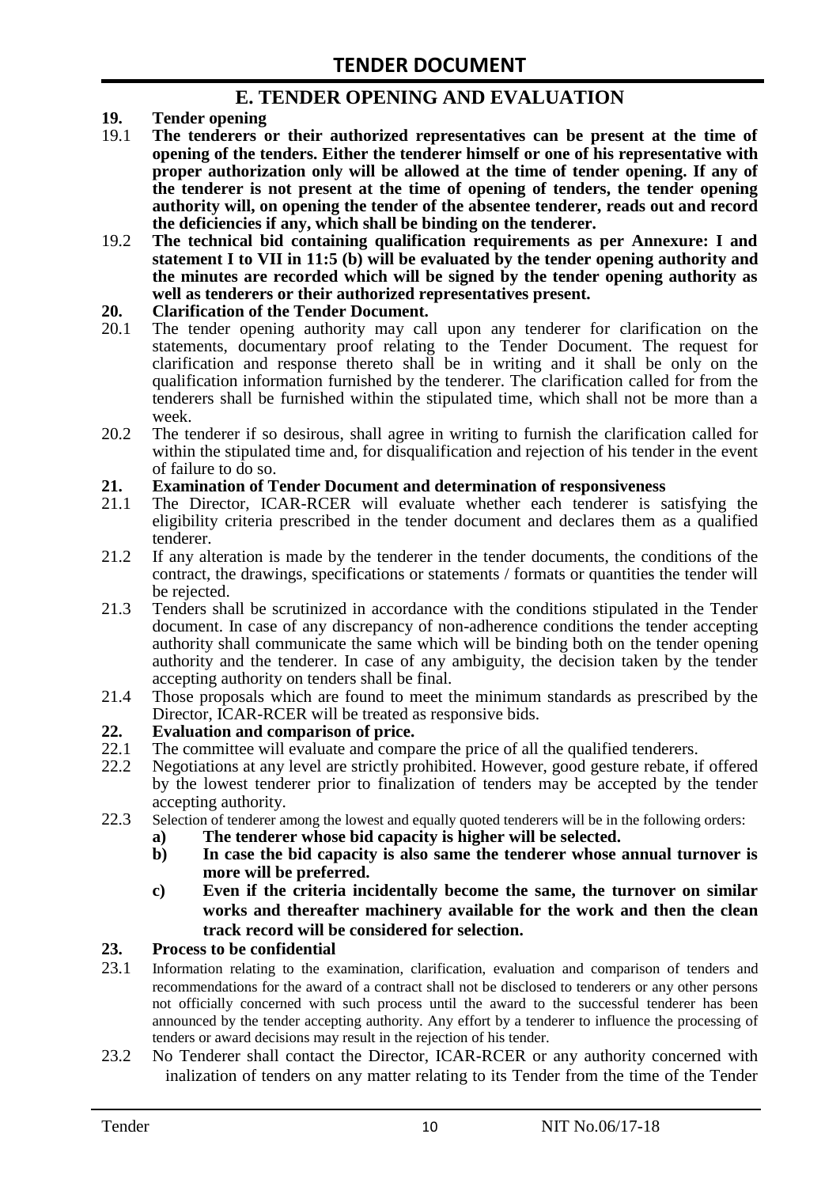## E. TENDER OPENING AND EVALUATION

**19. Tender opening**

19.1 **The tenderers or their authorized representatives can be present at the time of opening of the tenders. Either the tenderer himself or one of his representative with proper authorization only will be allowed at the time of tender opening. If any of the tenderer is not present at the time of opening of tenders, the tender opening authority will, on opening the tender of the absentee tenderer, reads out and record the deficiencies if any, which shall be binding on the tenderer.**

19.2 **The technical bid containing qualification requirements as per Annexure: I and statement I to VII in 11:5 (b) will be evaluated by the tender opening authority and the minutes are recorded which will be signed by the tender opening authority as well as tenderers or their authorized representatives present.**

**20. Clarification of the Tender Document.**

20.1 The tender opening authority may call upon any tenderer for clarification on the statements, documentary proof relating to the Tender Document. The request for clarification and response thereto shall be in writing and it shall be only on the qualification information furnished by the tenderer. The clarification called for from the tenderers shall be furnished within the stipulated time, which shall not be more than a week.

20.2 The tenderer if so desirous, shall agree in writing to furnish the clarification called for within the stipulated time and, for disqualification and rejection of his tender in the event of failure to do so.

**21. Examination of Tender Document and determination of responsiveness**

21.1 The Director, ICAR-RCER will evaluate whether each tenderer is satisfying the eligibility criteria prescribed in the tender document and declares them as a qualified tenderer.

21.2 If any alteration is made by the tenderer in the tender documents, the conditions of the contract, the drawings, specifications or statements / formats or quantities the tender will be rejected.

21.3 Tenders shall be scrutinized in accordance with the conditions stipulated in the Tender document. In case of any discrepancy of non-adherence conditions the tender accepting authority shall communicate the same which will be binding both on the tender opening authority and the tenderer. In case of any ambiguity, the decision taken by the tender accepting authority on tenders shall be final.

21.4 Those proposals which are found to meet the minimum standards as prescribed by the Director, ICAR-RCER will be treated as responsive bids.

**22. Evaluation and comparison of price.**

22.1 The committee will evaluate and compare the price of all the qualified tenderers.

22.2 Negotiations at any level are strictly prohibited. However, good gesture rebate, if offered by the lowest tenderer prior to finalization of tenders may be accepted by the tender accepting authority.

22.3 Selection of tenderer among the lowest and equally quoted tenderers will be in the following orders:

**a) The tenderer whose bid capacity is higher will be selected.**

**b) In case the bid capacity is also same the tenderer whose annual turnover is more will be preferred.**

**c) Even if the criteria incidentally become the same, the turnover on similar works and thereafter machinery available for the work and then the clean track record will be considered for selection.**

**23. Process to be confidential**

23.1 Information relating to the examination, clarification, evaluation and comparison of tenders and recommendations for the award of a contract shall not be disclosed to tenderers or any other persons not officially concerned with such process until the award to the successful tenderer has been announced by the tender accepting authority. Any effort by a tenderer to influence the processing of tenders or award decisions may result in the rejection of his tender.

23.2 No Tenderer shall contact the Director, ICAR-RCER or any authority concerned with inalization of tenders on any matter relating to its Tender from the time of the Tender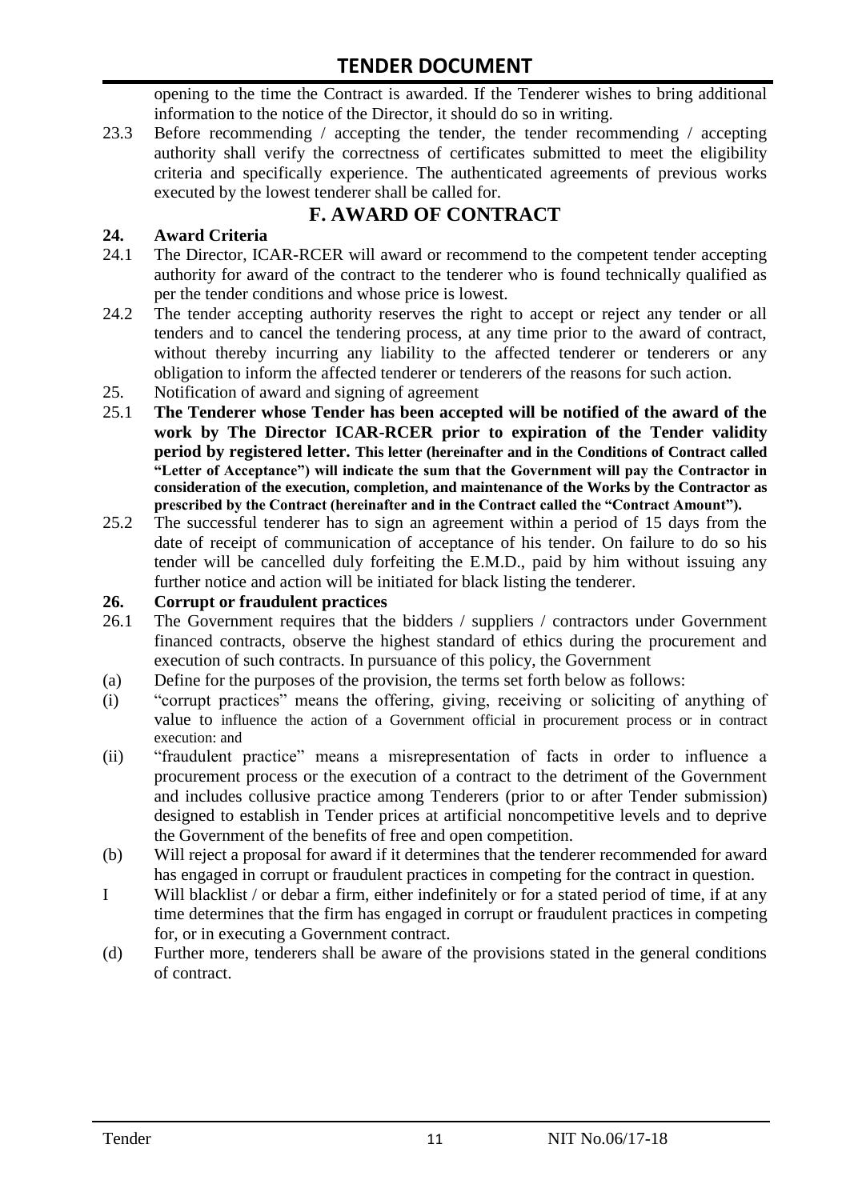opening to the time the Contract is awarded. If the Tenderer wishes to bring additional information to the notice of the Director, it should do so in writing.

23.3 Before recommending / accepting the tender, the tender recommending / accepting authority shall verify the correctness of certificates submitted to meet the eligibility criteria and specifically experience. The authenticated agreements of previous works executed by the lowest tenderer shall be called for.

## F. AWARD OF CONTRACT

**24. Award Criteria**

24.1 The Director, ICAR-RCER will award or recommend to the competent tender accepting authority for award of the contract to the tenderer who is found technically qualified as per the tender conditions and whose price is lowest.

24.2 The tender accepting authority reserves the right to accept or reject any tender or all tenders and to cancel the tendering process, at any time prior to the award of contract, without thereby incurring any liability to the affected tenderer or tenderers or any obligation to inform the affected tenderer or tenderers of the reasons for such action.

25. Notification of award and signing of agreement

25.1 **The Tenderer whose Tender has been accepted will be notified of the award of the work by The Director ICAR-RCER prior to expiration of the Tender validity period by registered letter. This letter (hereinafter and in the Conditions of Contract called "Letter of Acceptance") will indicate the sum that the Government will pay the Contractor in consideration of the execution, completion, and maintenance of the Works by the Contractor as prescribed by the Contract (hereinafter and in the Contract called the "Contract Amount").**

25.2 The successful tenderer has to sign an agreement within a period of 15 days from the date of receipt of communication of acceptance of his tender. On failure to do so his tender will be cancelled duly forfeiting the E.M.D., paid by him without issuing any further notice and action will be initiated for black listing the tenderer.

**26. Corrupt or fraudulent practices**

26.1 The Government requires that the bidders / suppliers / contractors under Government financed contracts, observe the highest standard of ethics during the procurement and execution of such contracts. In pursuance of this policy, the Government

(a) Define for the purposes of the provision, the terms set forth below as follows:

(i) "corrupt practices" means the offering, giving, receiving or soliciting of anything of value to influence the action of a Government official in procurement process or in contract execution: and

(ii) "fraudulent practice" means a misrepresentation of facts in order to influence a procurement process or the execution of a contract to the detriment of the Government and includes collusive practice among Tenderers (prior to or after Tender submission) designed to establish in Tender prices at artificial noncompetitive levels and to deprive the Government of the benefits of free and open competition.

(b) Will reject a proposal for award if it determines that the tenderer recommended for award has engaged in corrupt or fraudulent practices in competing for the contract in question.

I Will blacklist / or debar a firm, either indefinitely or for a stated period of time, if at any time determines that the firm has engaged in corrupt or fraudulent practices in competing for, or in executing a Government contract.

(d) Further more, tenderers shall be aware of the provisions stated in the general conditions of contract.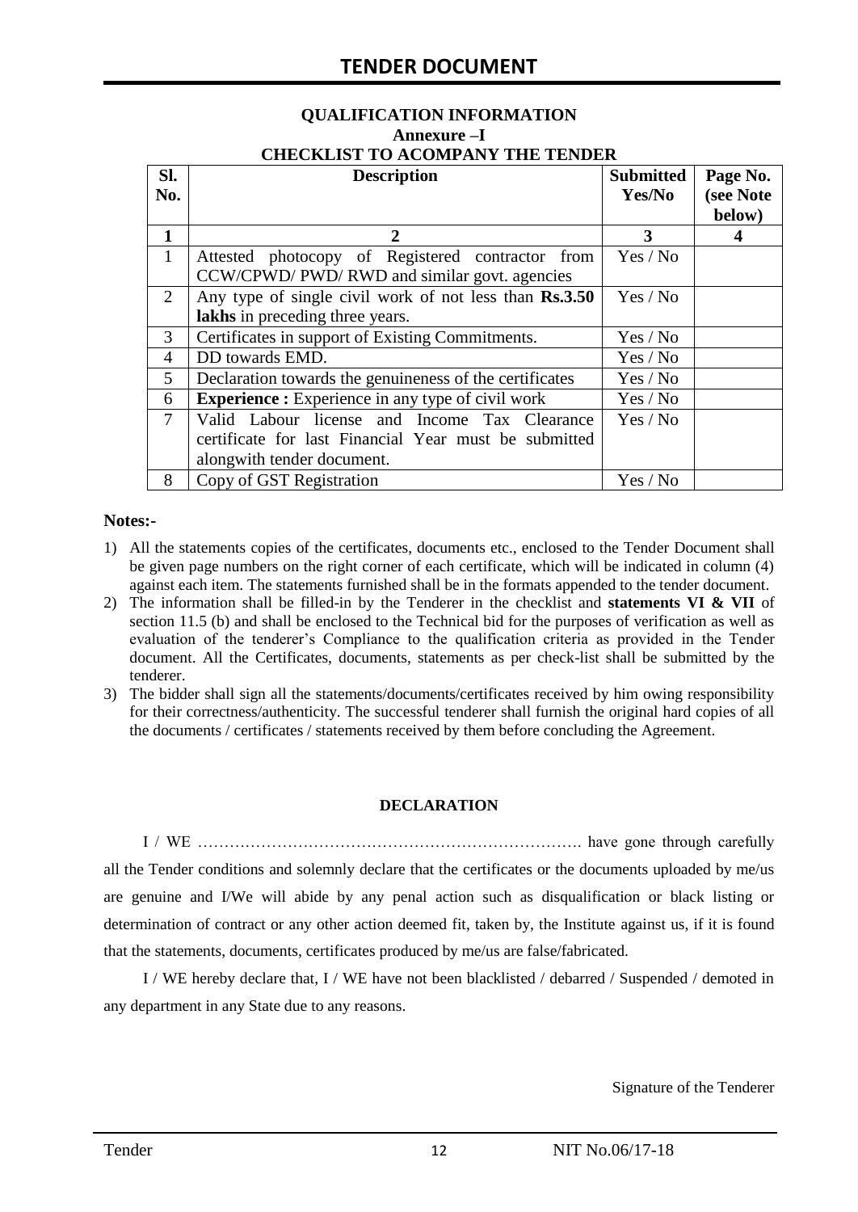## QUALIFICATION INFORMATION
### Annexure –I
### CHECKLIST TO ACOMPANY THE TENDER

| Sl. No. | Description | Submitted Yes/No | Page No. (see Note below) |
|---|---|---|---|
| **1** | **2** | **3** | **4** |
| 1 | Attested photocopy of Registered contractor from CCW/CPWD/ PWD/ RWD and similar govt. agencies | Yes / No | |
| 2 | Any type of single civil work of not less than **Rs.3.50 lakhs** in preceding three years. | Yes / No | |
| 3 | Certificates in support of Existing Commitments. | Yes / No | |
| 4 | DD towards EMD. | Yes / No | |
| 5 | Declaration towards the genuineness of the certificates | Yes / No | |
| 6 | **Experience :** Experience in any type of civil work | Yes / No | |
| 7 | Valid Labour license and Income Tax Clearance certificate for last Financial Year must be submitted alongwith tender document. | Yes / No | |
| 8 | Copy of GST Registration | Yes / No | |

**Notes:-**

1) All the statements copies of the certificates, documents etc., enclosed to the Tender Document shall be given page numbers on the right corner of each certificate, which will be indicated in column (4) against each item. The statements furnished shall be in the formats appended to the tender document.
2) The information shall be filled-in by the Tenderer in the checklist and **statements VI & VII** of section 11.5 (b) and shall be enclosed to the Technical bid for the purposes of verification as well as evaluation of the tenderer's Compliance to the qualification criteria as provided in the Tender document. All the Certificates, documents, statements as per check-list shall be submitted by the tenderer.
3) The bidder shall sign all the statements/documents/certificates received by him owing responsibility for their correctness/authenticity. The successful tenderer shall furnish the original hard copies of all the documents / certificates / statements received by them before concluding the Agreement.

**DECLARATION**

I / WE ………………………………………………………………. have gone through carefully all the Tender conditions and solemnly declare that the certificates or the documents uploaded by me/us are genuine and I/We will abide by any penal action such as disqualification or black listing or determination of contract or any other action deemed fit, taken by, the Institute against us, if it is found that the statements, documents, certificates produced by me/us are false/fabricated.

I / WE hereby declare that, I / WE have not been blacklisted / debarred / Suspended / demoted in any department in any State due to any reasons.

Signature of the Tenderer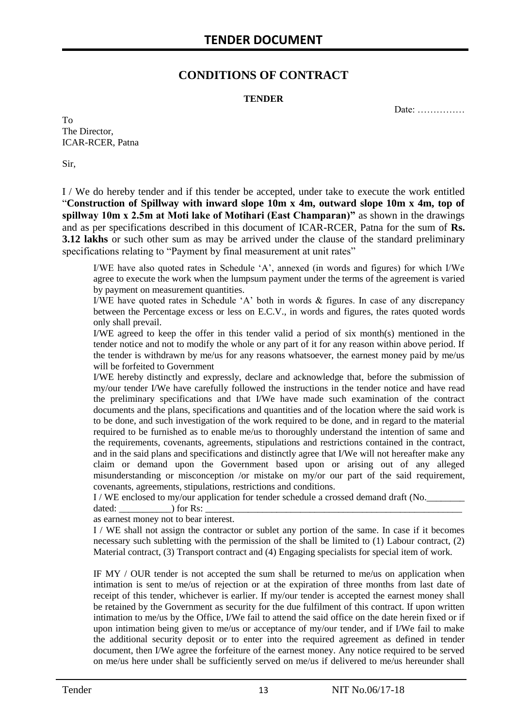# CONDITIONS OF CONTRACT

**TENDER**

Date: ……………

To
The Director,
ICAR-RCER, Patna

Sir,

I / We do hereby tender and if this tender be accepted, under take to execute the work entitled "**Construction of Spillway with inward slope 10m x 4m, outward slope 10m x 4m, top of spillway 10m x 2.5m at Moti lake of Motihari (East Champaran)"** as shown in the drawings and as per specifications described in this document of ICAR-RCER, Patna for the sum of **Rs. 3.12 lakhs** or such other sum as may be arrived under the clause of the standard preliminary specifications relating to "Payment by final measurement at unit rates"

I/WE have also quoted rates in Schedule 'A', annexed (in words and figures) for which I/We agree to execute the work when the lumpsum payment under the terms of the agreement is varied by payment on measurement quantities.

I/WE have quoted rates in Schedule 'A' both in words & figures. In case of any discrepancy between the Percentage excess or less on E.C.V., in words and figures, the rates quoted words only shall prevail.

I/WE agreed to keep the offer in this tender valid a period of six month(s) mentioned in the tender notice and not to modify the whole or any part of it for any reason within above period. If the tender is withdrawn by me/us for any reasons whatsoever, the earnest money paid by me/us will be forfeited to Government

I/WE hereby distinctly and expressly, declare and acknowledge that, before the submission of my/our tender I/We have carefully followed the instructions in the tender notice and have read the preliminary specifications and that I/We have made such examination of the contract documents and the plans, specifications and quantities and of the location where the said work is to be done, and such investigation of the work required to be done, and in regard to the material required to be furnished as to enable me/us to thoroughly understand the intention of same and the requirements, covenants, agreements, stipulations and restrictions contained in the contract, and in the said plans and specifications and distinctly agree that I/We will not hereafter make any claim or demand upon the Government based upon or arising out of any alleged misunderstanding or misconception /or mistake on my/or our part of the said requirement, covenants, agreements, stipulations, restrictions and conditions.

I / WE enclosed to my/our application for tender schedule a crossed demand draft (No.________ dated: ___________) for Rs: ___________________________________________________________
as earnest money not to bear interest.

I / WE shall not assign the contractor or sublet any portion of the same. In case if it becomes necessary such subletting with the permission of the shall be limited to (1) Labour contract, (2) Material contract, (3) Transport contract and (4) Engaging specialists for special item of work.

IF MY / OUR tender is not accepted the sum shall be returned to me/us on application when intimation is sent to me/us of rejection or at the expiration of three months from last date of receipt of this tender, whichever is earlier. If my/our tender is accepted the earnest money shall be retained by the Government as security for the due fulfilment of this contract. If upon written intimation to me/us by the Office, I/We fail to attend the said office on the date herein fixed or if upon intimation being given to me/us or acceptance of my/our tender, and if I/We fail to make the additional security deposit or to enter into the required agreement as defined in tender document, then I/We agree the forfeiture of the earnest money. Any notice required to be served on me/us here under shall be sufficiently served on me/us if delivered to me/us hereunder shall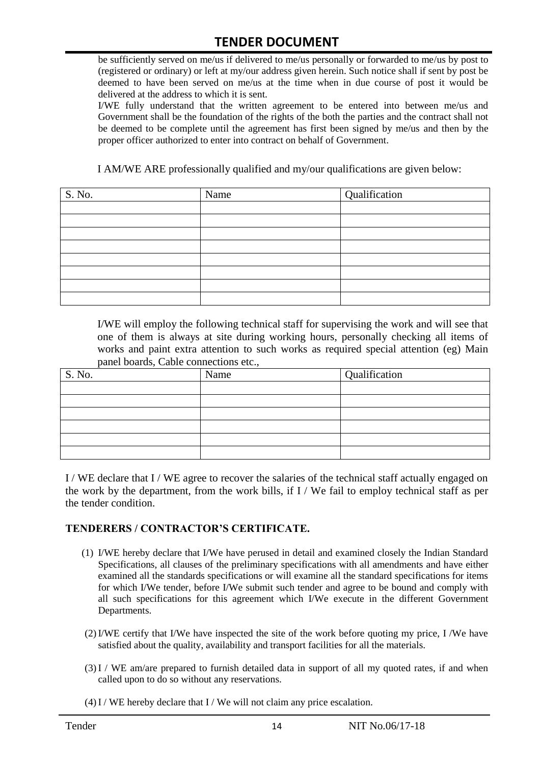be sufficiently served on me/us if delivered to me/us personally or forwarded to me/us by post to (registered or ordinary) or left at my/our address given herein. Such notice shall if sent by post be deemed to have been served on me/us at the time when in due course of post it would be delivered at the address to which it is sent.

I/WE fully understand that the written agreement to be entered into between me/us and Government shall be the foundation of the rights of the both the parties and the contract shall not be deemed to be complete until the agreement has first been signed by me/us and then by the proper officer authorized to enter into contract on behalf of Government.

I AM/WE ARE professionally qualified and my/our qualifications are given below:

| S. No. | Name | Qualification |
|---|---|---|
| | | |
| | | |
| | | |
| | | |
| | | |
| | | |
| | | |
| | | |

I/WE will employ the following technical staff for supervising the work and will see that one of them is always at site during working hours, personally checking all items of works and paint extra attention to such works as required special attention (eg) Main panel boards, Cable connections etc.,

| S. No. | Name | Qualification |
|---|---|---|
| | | |
| | | |
| | | |
| | | |
| | | |
| | | |

I / WE declare that I / WE agree to recover the salaries of the technical staff actually engaged on the work by the department, from the work bills, if I / We fail to employ technical staff as per the tender condition.

**TENDERERS / CONTRACTOR'S CERTIFICATE.**

(1) I/WE hereby declare that I/We have perused in detail and examined closely the Indian Standard Specifications, all clauses of the preliminary specifications with all amendments and have either examined all the standards specifications or will examine all the standard specifications for items for which I/We tender, before I/We submit such tender and agree to be bound and comply with all such specifications for this agreement which I/We execute in the different Government Departments.

(2) I/WE certify that I/We have inspected the site of the work before quoting my price, I /We have satisfied about the quality, availability and transport facilities for all the materials.

(3) I / WE am/are prepared to furnish detailed data in support of all my quoted rates, if and when called upon to do so without any reservations.

(4) I / WE hereby declare that I / We will not claim any price escalation.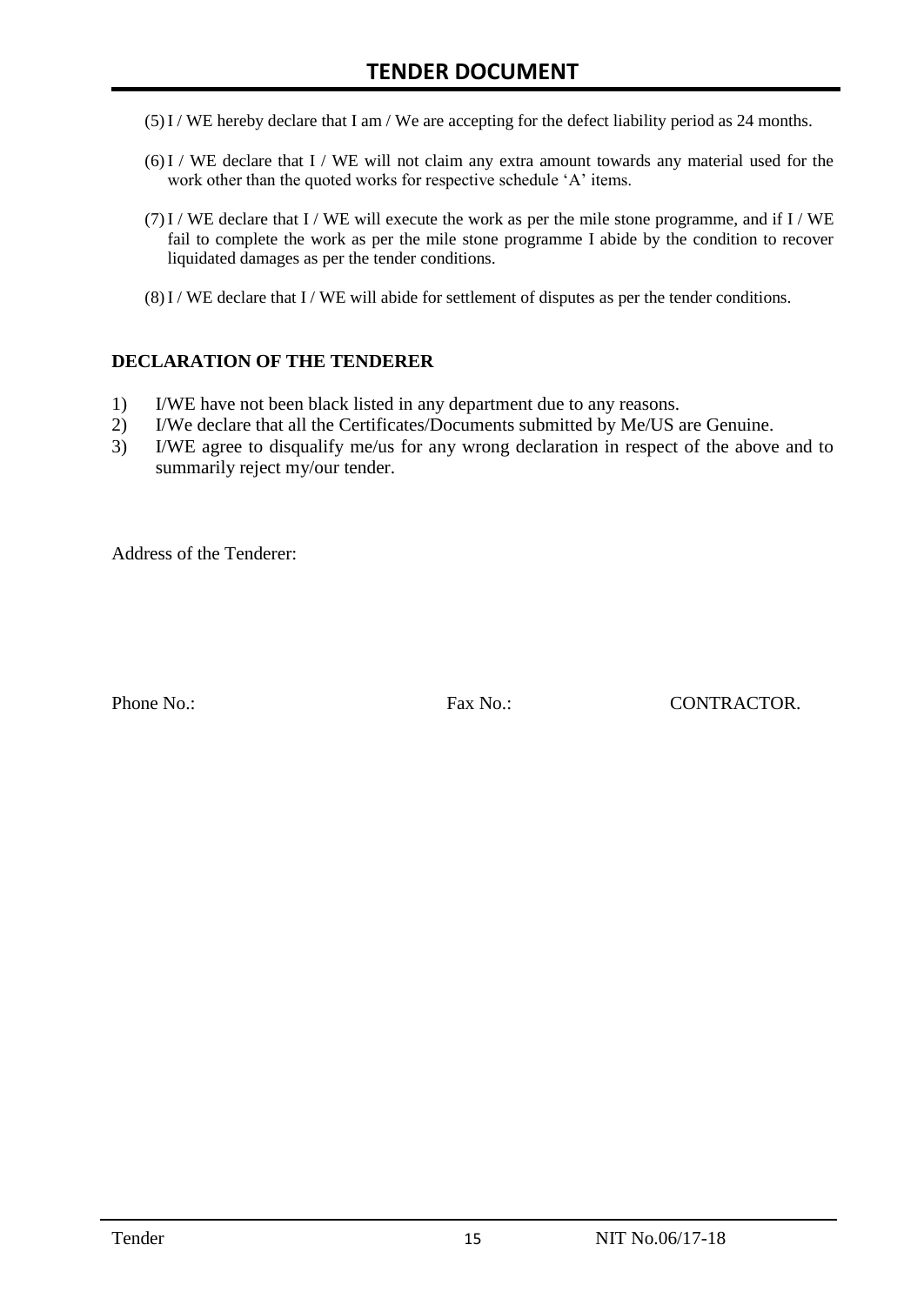(5) I / WE hereby declare that I am / We are accepting for the defect liability period as 24 months.

(6) I / WE declare that I / WE will not claim any extra amount towards any material used for the work other than the quoted works for respective schedule 'A' items.

(7) I / WE declare that I / WE will execute the work as per the mile stone programme, and if I / WE fail to complete the work as per the mile stone programme I abide by the condition to recover liquidated damages as per the tender conditions.

(8) I / WE declare that I / WE will abide for settlement of disputes as per the tender conditions.

## DECLARATION OF THE TENDERER

1) I/WE have not been black listed in any department due to any reasons.
2) I/We declare that all the Certificates/Documents submitted by Me/US are Genuine.
3) I/WE agree to disqualify me/us for any wrong declaration in respect of the above and to summarily reject my/our tender.

Address of the Tenderer:

Phone No.: Fax No.: CONTRACTOR.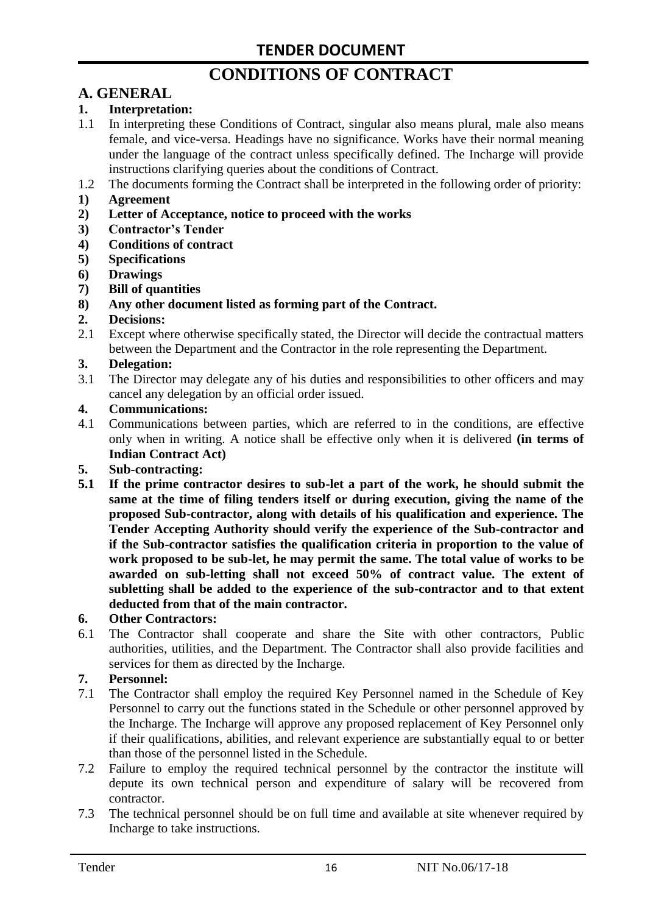# CONDITIONS OF CONTRACT

## A. GENERAL

### 1. Interpretation:

1.1 In interpreting these Conditions of Contract, singular also means plural, male also means female, and vice-versa. Headings have no significance. Works have their normal meaning under the language of the contract unless specifically defined. The Incharge will provide instructions clarifying queries about the conditions of Contract.

1.2 The documents forming the Contract shall be interpreted in the following order of priority:

**1) Agreement**
**2) Letter of Acceptance, notice to proceed with the works**
**3) Contractor's Tender**
**4) Conditions of contract**
**5) Specifications**
**6) Drawings**
**7) Bill of quantities**
**8) Any other document listed as forming part of the Contract.**

### 2. Decisions:

2.1 Except where otherwise specifically stated, the Director will decide the contractual matters between the Department and the Contractor in the role representing the Department.

### 3. Delegation:

3.1 The Director may delegate any of his duties and responsibilities to other officers and may cancel any delegation by an official order issued.

### 4. Communications:

4.1 Communications between parties, which are referred to in the conditions, are effective only when in writing. A notice shall be effective only when it is delivered **(in terms of Indian Contract Act)**

### 5. Sub-contracting:

**5.1 If the prime contractor desires to sub-let a part of the work, he should submit the same at the time of filing tenders itself or during execution, giving the name of the proposed Sub-contractor, along with details of his qualification and experience. The Tender Accepting Authority should verify the experience of the Sub-contractor and if the Sub-contractor satisfies the qualification criteria in proportion to the value of work proposed to be sub-let, he may permit the same. The total value of works to be awarded on sub-letting shall not exceed 50% of contract value. The extent of subletting shall be added to the experience of the sub-contractor and to that extent deducted from that of the main contractor.**

### 6. Other Contractors:

6.1 The Contractor shall cooperate and share the Site with other contractors, Public authorities, utilities, and the Department. The Contractor shall also provide facilities and services for them as directed by the Incharge.

### 7. Personnel:

7.1 The Contractor shall employ the required Key Personnel named in the Schedule of Key Personnel to carry out the functions stated in the Schedule or other personnel approved by the Incharge. The Incharge will approve any proposed replacement of Key Personnel only if their qualifications, abilities, and relevant experience are substantially equal to or better than those of the personnel listed in the Schedule.

7.2 Failure to employ the required technical personnel by the contractor the institute will depute its own technical person and expenditure of salary will be recovered from contractor.

7.3 The technical personnel should be on full time and available at site whenever required by Incharge to take instructions.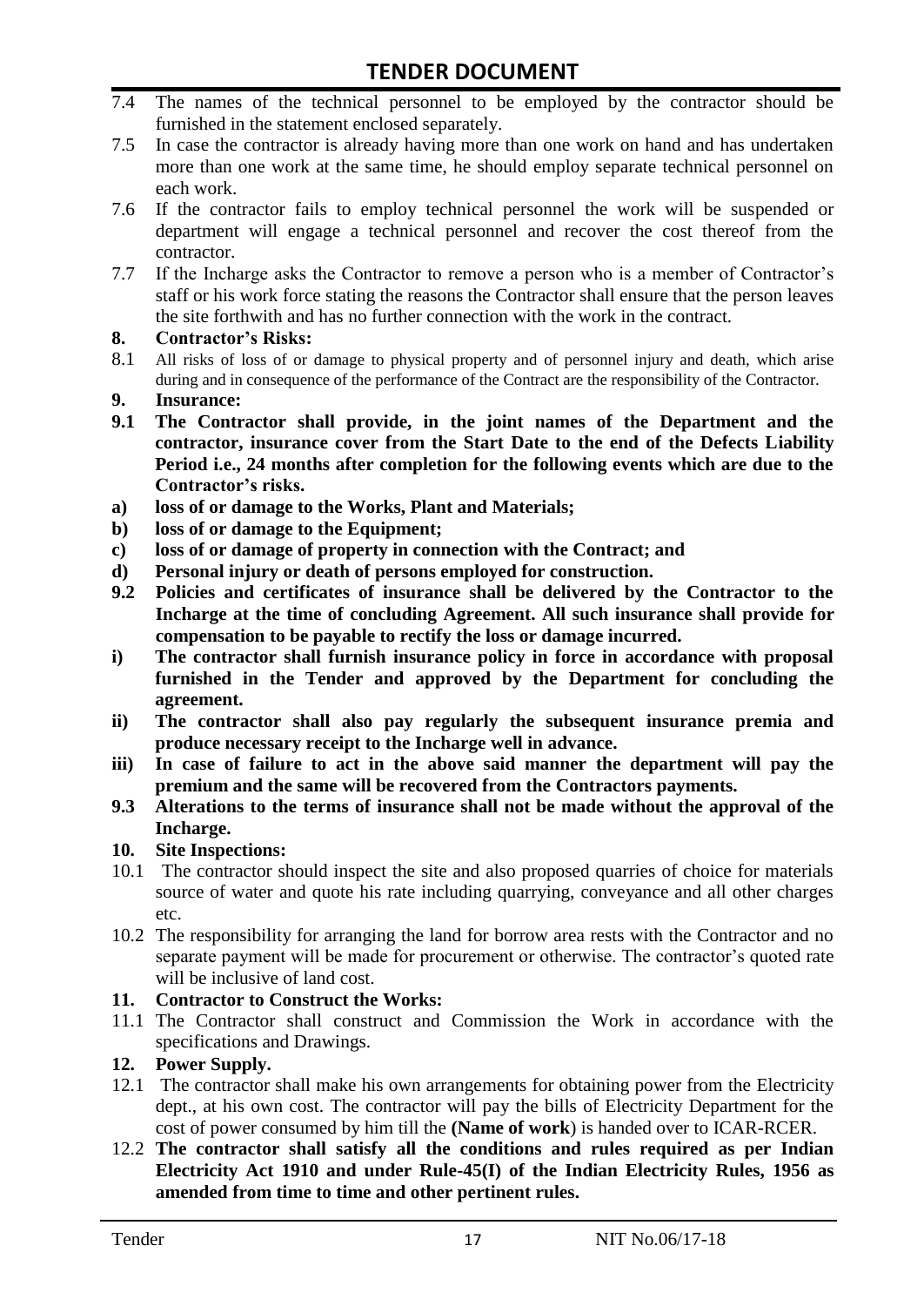7.4 The names of the technical personnel to be employed by the contractor should be furnished in the statement enclosed separately.

7.5 In case the contractor is already having more than one work on hand and has undertaken more than one work at the same time, he should employ separate technical personnel on each work.

7.6 If the contractor fails to employ technical personnel the work will be suspended or department will engage a technical personnel and recover the cost thereof from the contractor.

7.7 If the Incharge asks the Contractor to remove a person who is a member of Contractor's staff or his work force stating the reasons the Contractor shall ensure that the person leaves the site forthwith and has no further connection with the work in the contract.

**8. Contractor's Risks:**

8.1 All risks of loss of or damage to physical property and of personnel injury and death, which arise during and in consequence of the performance of the Contract are the responsibility of the Contractor.

**9. Insurance:**

**9.1 The Contractor shall provide, in the joint names of the Department and the contractor, insurance cover from the Start Date to the end of the Defects Liability Period i.e., 24 months after completion for the following events which are due to the Contractor's risks.**

**a) loss of or damage to the Works, Plant and Materials;**

**b) loss of or damage to the Equipment;**

**c) loss of or damage of property in connection with the Contract; and**

**d) Personal injury or death of persons employed for construction.**

**9.2 Policies and certificates of insurance shall be delivered by the Contractor to the Incharge at the time of concluding Agreement. All such insurance shall provide for compensation to be payable to rectify the loss or damage incurred.**

**i) The contractor shall furnish insurance policy in force in accordance with proposal furnished in the Tender and approved by the Department for concluding the agreement.**

**ii) The contractor shall also pay regularly the subsequent insurance premia and produce necessary receipt to the Incharge well in advance.**

**iii) In case of failure to act in the above said manner the department will pay the premium and the same will be recovered from the Contractors payments.**

**9.3 Alterations to the terms of insurance shall not be made without the approval of the Incharge.**

**10. Site Inspections:**

10.1 The contractor should inspect the site and also proposed quarries of choice for materials source of water and quote his rate including quarrying, conveyance and all other charges etc.

10.2 The responsibility for arranging the land for borrow area rests with the Contractor and no separate payment will be made for procurement or otherwise. The contractor's quoted rate will be inclusive of land cost.

**11. Contractor to Construct the Works:**

11.1 The Contractor shall construct and Commission the Work in accordance with the specifications and Drawings.

**12. Power Supply.**

12.1 The contractor shall make his own arrangements for obtaining power from the Electricity dept., at his own cost. The contractor will pay the bills of Electricity Department for the cost of power consumed by him till the **(Name of work**) is handed over to ICAR-RCER.

12.2 **The contractor shall satisfy all the conditions and rules required as per Indian Electricity Act 1910 and under Rule-45(I) of the Indian Electricity Rules, 1956 as amended from time to time and other pertinent rules.**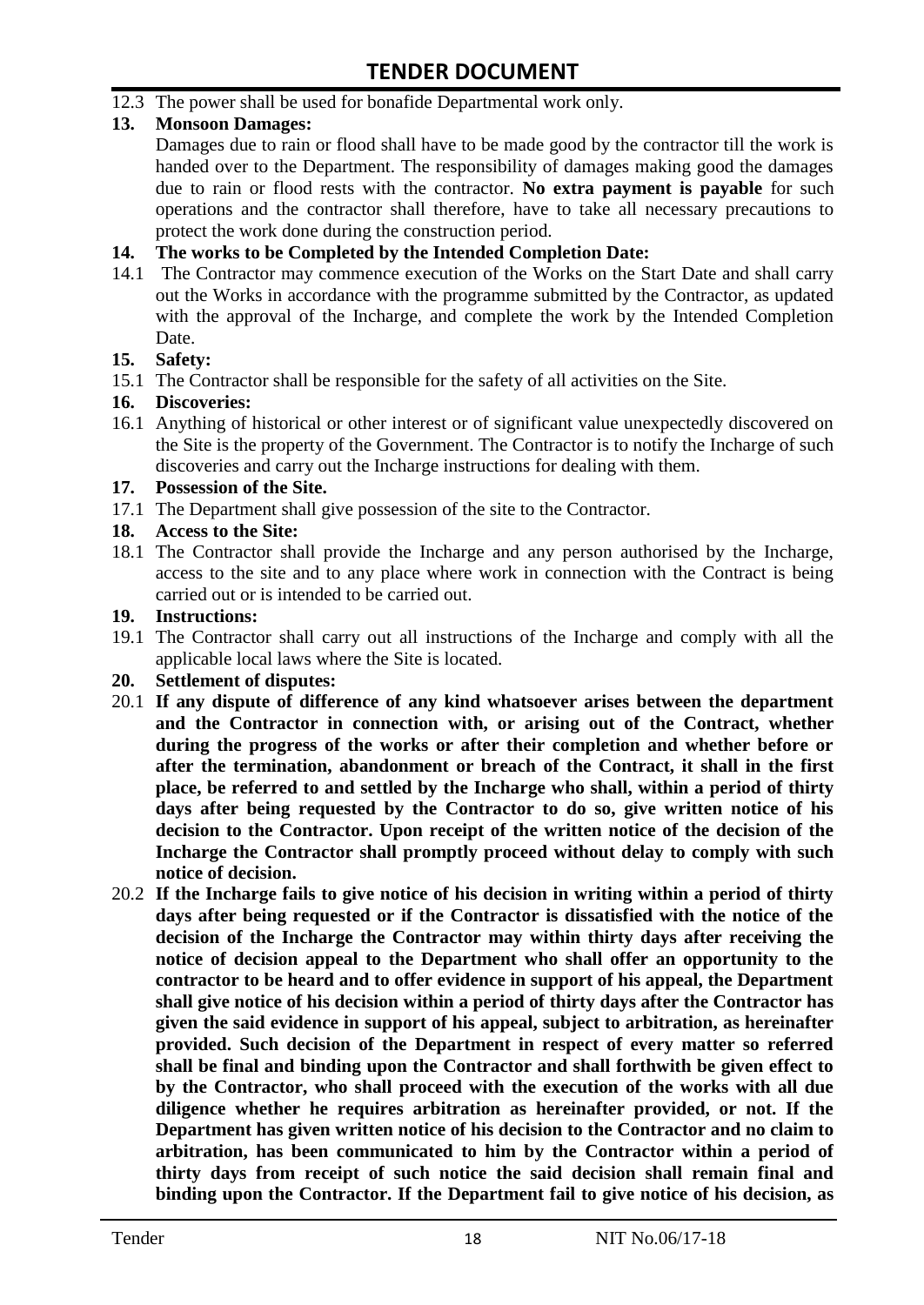12.3 The power shall be used for bonafide Departmental work only.

**13. Monsoon Damages:**

Damages due to rain or flood shall have to be made good by the contractor till the work is handed over to the Department. The responsibility of damages making good the damages due to rain or flood rests with the contractor. **No extra payment is payable** for such operations and the contractor shall therefore, have to take all necessary precautions to protect the work done during the construction period.

**14. The works to be Completed by the Intended Completion Date:**

14.1 The Contractor may commence execution of the Works on the Start Date and shall carry out the Works in accordance with the programme submitted by the Contractor, as updated with the approval of the Incharge, and complete the work by the Intended Completion Date.

**15. Safety:**

15.1 The Contractor shall be responsible for the safety of all activities on the Site.

**16. Discoveries:**

16.1 Anything of historical or other interest or of significant value unexpectedly discovered on the Site is the property of the Government. The Contractor is to notify the Incharge of such discoveries and carry out the Incharge instructions for dealing with them.

**17. Possession of the Site.**

17.1 The Department shall give possession of the site to the Contractor.

**18. Access to the Site:**

18.1 The Contractor shall provide the Incharge and any person authorised by the Incharge, access to the site and to any place where work in connection with the Contract is being carried out or is intended to be carried out.

**19. Instructions:**

19.1 The Contractor shall carry out all instructions of the Incharge and comply with all the applicable local laws where the Site is located.

**20. Settlement of disputes:**

20.1 **If any dispute of difference of any kind whatsoever arises between the department and the Contractor in connection with, or arising out of the Contract, whether during the progress of the works or after their completion and whether before or after the termination, abandonment or breach of the Contract, it shall in the first place, be referred to and settled by the Incharge who shall, within a period of thirty days after being requested by the Contractor to do so, give written notice of his decision to the Contractor. Upon receipt of the written notice of the decision of the Incharge the Contractor shall promptly proceed without delay to comply with such notice of decision.**

20.2 **If the Incharge fails to give notice of his decision in writing within a period of thirty days after being requested or if the Contractor is dissatisfied with the notice of the decision of the Incharge the Contractor may within thirty days after receiving the notice of decision appeal to the Department who shall offer an opportunity to the contractor to be heard and to offer evidence in support of his appeal, the Department shall give notice of his decision within a period of thirty days after the Contractor has given the said evidence in support of his appeal, subject to arbitration, as hereinafter provided. Such decision of the Department in respect of every matter so referred shall be final and binding upon the Contractor and shall forthwith be given effect to by the Contractor, who shall proceed with the execution of the works with all due diligence whether he requires arbitration as hereinafter provided, or not. If the Department has given written notice of his decision to the Contractor and no claim to arbitration, has been communicated to him by the Contractor within a period of thirty days from receipt of such notice the said decision shall remain final and binding upon the Contractor. If the Department fail to give notice of his decision, as**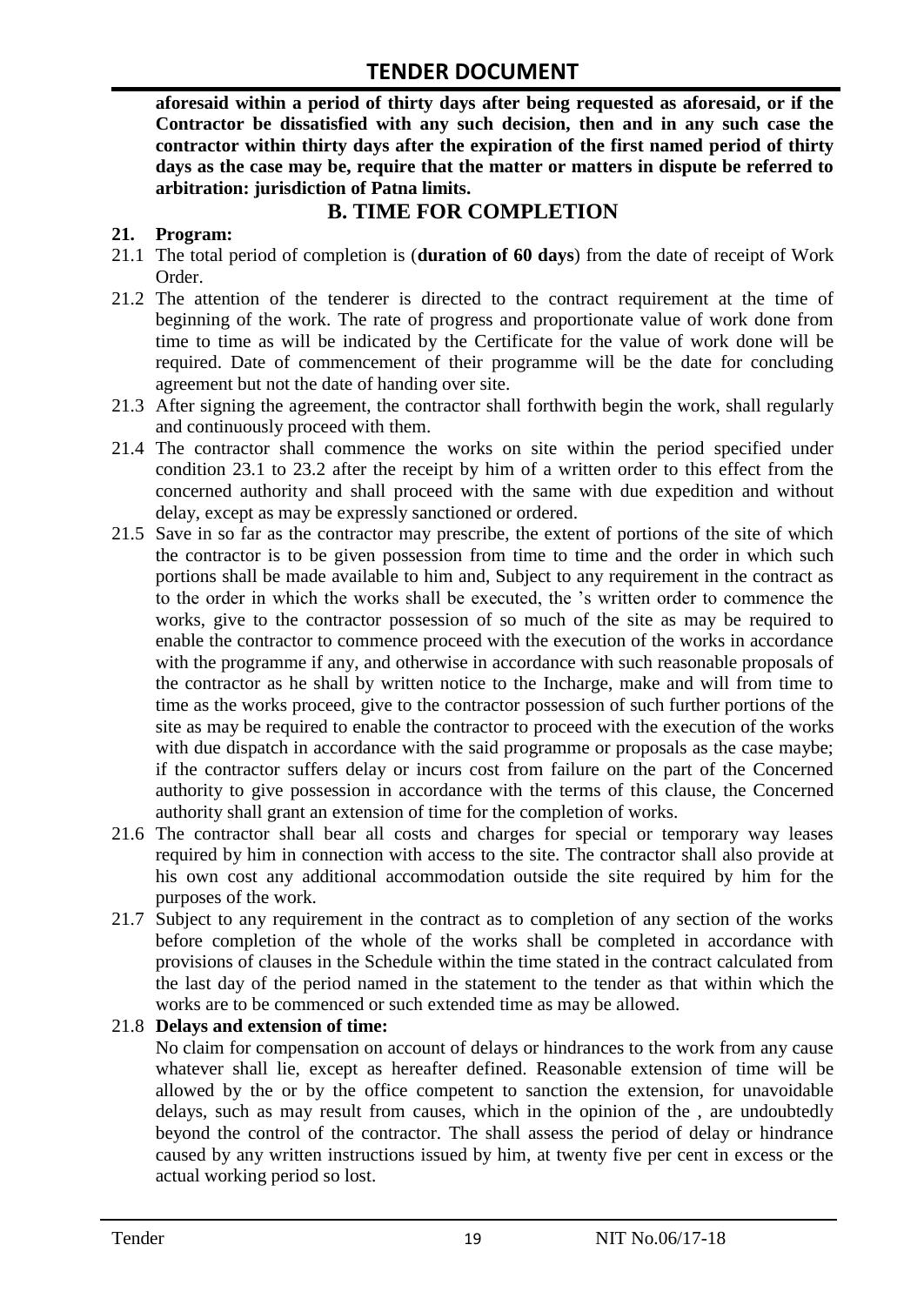**aforesaid within a period of thirty days after being requested as aforesaid, or if the Contractor be dissatisfied with any such decision, then and in any such case the contractor within thirty days after the expiration of the first named period of thirty days as the case may be, require that the matter or matters in dispute be referred to arbitration: jurisdiction of Patna limits.**

## B. TIME FOR COMPLETION

**21. Program:**

21.1 The total period of completion is (**duration of 60 days**) from the date of receipt of Work Order.

21.2 The attention of the tenderer is directed to the contract requirement at the time of beginning of the work. The rate of progress and proportionate value of work done from time to time as will be indicated by the Certificate for the value of work done will be required. Date of commencement of their programme will be the date for concluding agreement but not the date of handing over site.

21.3 After signing the agreement, the contractor shall forthwith begin the work, shall regularly and continuously proceed with them.

21.4 The contractor shall commence the works on site within the period specified under condition 23.1 to 23.2 after the receipt by him of a written order to this effect from the concerned authority and shall proceed with the same with due expedition and without delay, except as may be expressly sanctioned or ordered.

21.5 Save in so far as the contractor may prescribe, the extent of portions of the site of which the contractor is to be given possession from time to time and the order in which such portions shall be made available to him and, Subject to any requirement in the contract as to the order in which the works shall be executed, the 's written order to commence the works, give to the contractor possession of so much of the site as may be required to enable the contractor to commence proceed with the execution of the works in accordance with the programme if any, and otherwise in accordance with such reasonable proposals of the contractor as he shall by written notice to the Incharge, make and will from time to time as the works proceed, give to the contractor possession of such further portions of the site as may be required to enable the contractor to proceed with the execution of the works with due dispatch in accordance with the said programme or proposals as the case maybe; if the contractor suffers delay or incurs cost from failure on the part of the Concerned authority to give possession in accordance with the terms of this clause, the Concerned authority shall grant an extension of time for the completion of works.

21.6 The contractor shall bear all costs and charges for special or temporary way leases required by him in connection with access to the site. The contractor shall also provide at his own cost any additional accommodation outside the site required by him for the purposes of the work.

21.7 Subject to any requirement in the contract as to completion of any section of the works before completion of the whole of the works shall be completed in accordance with provisions of clauses in the Schedule within the time stated in the contract calculated from the last day of the period named in the statement to the tender as that within which the works are to be commenced or such extended time as may be allowed.

21.8 **Delays and extension of time:**

No claim for compensation on account of delays or hindrances to the work from any cause whatever shall lie, except as hereafter defined. Reasonable extension of time will be allowed by the or by the office competent to sanction the extension, for unavoidable delays, such as may result from causes, which in the opinion of the , are undoubtedly beyond the control of the contractor. The shall assess the period of delay or hindrance caused by any written instructions issued by him, at twenty five per cent in excess or the actual working period so lost.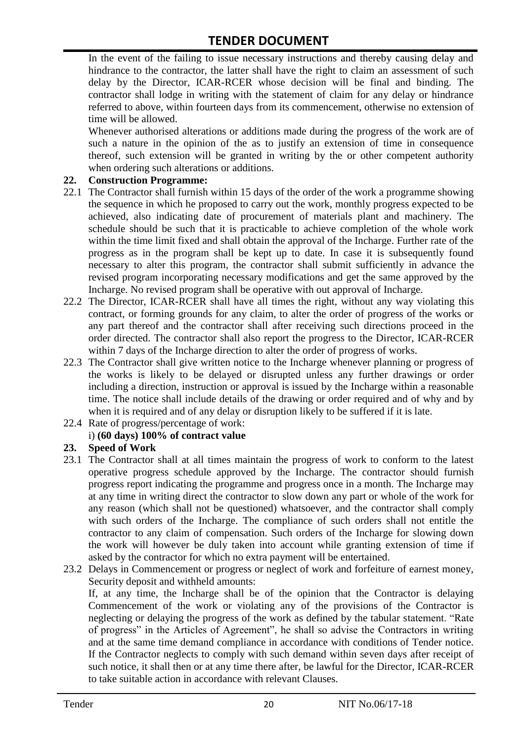In the event of the failing to issue necessary instructions and thereby causing delay and hindrance to the contractor, the latter shall have the right to claim an assessment of such delay by the Director, ICAR-RCER whose decision will be final and binding. The contractor shall lodge in writing with the statement of claim for any delay or hindrance referred to above, within fourteen days from its commencement, otherwise no extension of time will be allowed.

Whenever authorised alterations or additions made during the progress of the work are of such a nature in the opinion of the as to justify an extension of time in consequence thereof, such extension will be granted in writing by the or other competent authority when ordering such alterations or additions.

**22. Construction Programme:**

22.1 The Contractor shall furnish within 15 days of the order of the work a programme showing the sequence in which he proposed to carry out the work, monthly progress expected to be achieved, also indicating date of procurement of materials plant and machinery. The schedule should be such that it is practicable to achieve completion of the whole work within the time limit fixed and shall obtain the approval of the Incharge. Further rate of the progress as in the program shall be kept up to date. In case it is subsequently found necessary to alter this program, the contractor shall submit sufficiently in advance the revised program incorporating necessary modifications and get the same approved by the Incharge. No revised program shall be operative with out approval of Incharge.

22.2 The Director, ICAR-RCER shall have all times the right, without any way violating this contract, or forming grounds for any claim, to alter the order of progress of the works or any part thereof and the contractor shall after receiving such directions proceed in the order directed. The contractor shall also report the progress to the Director, ICAR-RCER within 7 days of the Incharge direction to alter the order of progress of works.

22.3 The Contractor shall give written notice to the Incharge whenever planning or progress of the works is likely to be delayed or disrupted unless any further drawings or order including a direction, instruction or approval is issued by the Incharge within a reasonable time. The notice shall include details of the drawing or order required and of why and by when it is required and of any delay or disruption likely to be suffered if it is late.

22.4 Rate of progress/percentage of work:

i) **(60 days) 100% of contract value**

**23. Speed of Work**

23.1 The Contractor shall at all times maintain the progress of work to conform to the latest operative progress schedule approved by the Incharge. The contractor should furnish progress report indicating the programme and progress once in a month. The Incharge may at any time in writing direct the contractor to slow down any part or whole of the work for any reason (which shall not be questioned) whatsoever, and the contractor shall comply with such orders of the Incharge. The compliance of such orders shall not entitle the contractor to any claim of compensation. Such orders of the Incharge for slowing down the work will however be duly taken into account while granting extension of time if asked by the contractor for which no extra payment will be entertained.

23.2 Delays in Commencement or progress or neglect of work and forfeiture of earnest money, Security deposit and withheld amounts:

If, at any time, the Incharge shall be of the opinion that the Contractor is delaying Commencement of the work or violating any of the provisions of the Contractor is neglecting or delaying the progress of the work as defined by the tabular statement. "Rate of progress" in the Articles of Agreement", he shall so advise the Contractors in writing and at the same time demand compliance in accordance with conditions of Tender notice. If the Contractor neglects to comply with such demand within seven days after receipt of such notice, it shall then or at any time there after, be lawful for the Director, ICAR-RCER to take suitable action in accordance with relevant Clauses.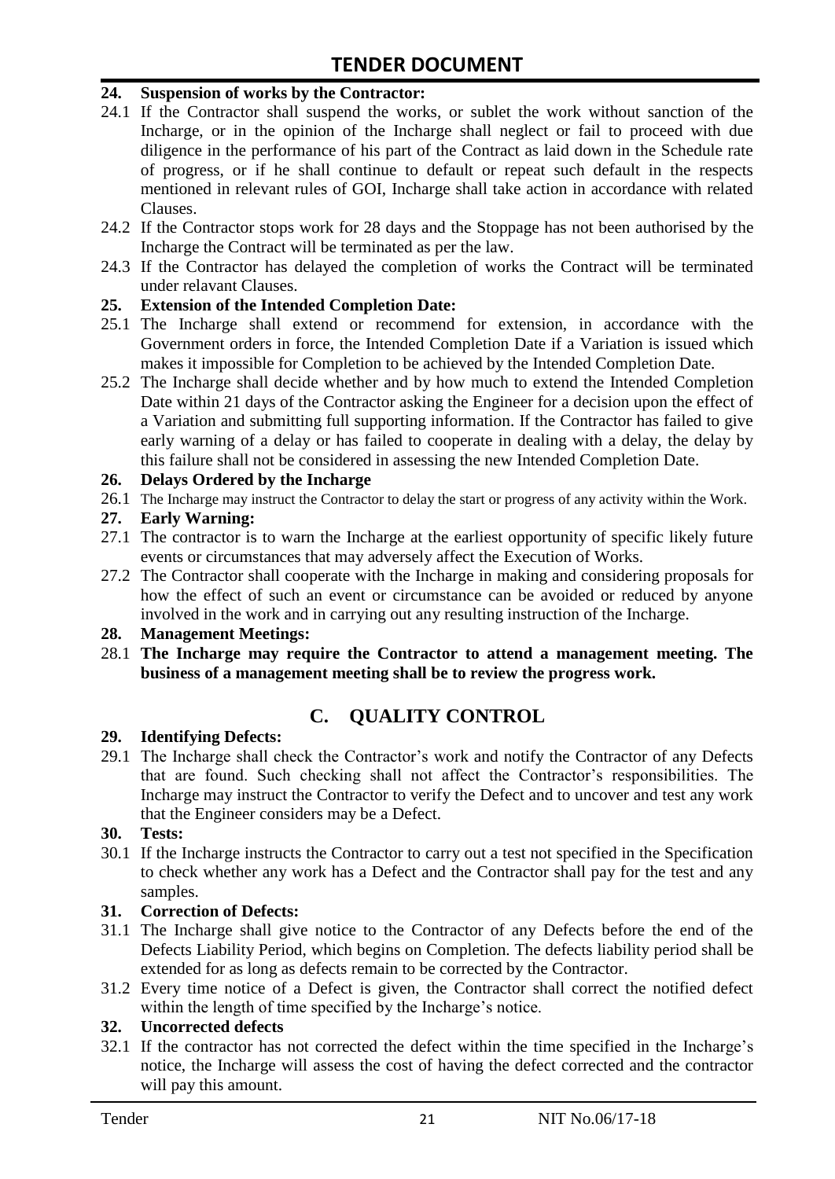**24. Suspension of works by the Contractor:**

24.1 If the Contractor shall suspend the works, or sublet the work without sanction of the Incharge, or in the opinion of the Incharge shall neglect or fail to proceed with due diligence in the performance of his part of the Contract as laid down in the Schedule rate of progress, or if he shall continue to default or repeat such default in the respects mentioned in relevant rules of GOI, Incharge shall take action in accordance with related Clauses.

24.2 If the Contractor stops work for 28 days and the Stoppage has not been authorised by the Incharge the Contract will be terminated as per the law.

24.3 If the Contractor has delayed the completion of works the Contract will be terminated under relavant Clauses.

**25. Extension of the Intended Completion Date:**

25.1 The Incharge shall extend or recommend for extension, in accordance with the Government orders in force, the Intended Completion Date if a Variation is issued which makes it impossible for Completion to be achieved by the Intended Completion Date.

25.2 The Incharge shall decide whether and by how much to extend the Intended Completion Date within 21 days of the Contractor asking the Engineer for a decision upon the effect of a Variation and submitting full supporting information. If the Contractor has failed to give early warning of a delay or has failed to cooperate in dealing with a delay, the delay by this failure shall not be considered in assessing the new Intended Completion Date.

**26. Delays Ordered by the Incharge**

26.1 The Incharge may instruct the Contractor to delay the start or progress of any activity within the Work.

**27. Early Warning:**

27.1 The contractor is to warn the Incharge at the earliest opportunity of specific likely future events or circumstances that may adversely affect the Execution of Works.

27.2 The Contractor shall cooperate with the Incharge in making and considering proposals for how the effect of such an event or circumstance can be avoided or reduced by anyone involved in the work and in carrying out any resulting instruction of the Incharge.

**28. Management Meetings:**

28.1 **The Incharge may require the Contractor to attend a management meeting. The business of a management meeting shall be to review the progress work.**

## C. QUALITY CONTROL

**29. Identifying Defects:**

29.1 The Incharge shall check the Contractor's work and notify the Contractor of any Defects that are found. Such checking shall not affect the Contractor's responsibilities. The Incharge may instruct the Contractor to verify the Defect and to uncover and test any work that the Engineer considers may be a Defect.

**30. Tests:**

30.1 If the Incharge instructs the Contractor to carry out a test not specified in the Specification to check whether any work has a Defect and the Contractor shall pay for the test and any samples.

**31. Correction of Defects:**

31.1 The Incharge shall give notice to the Contractor of any Defects before the end of the Defects Liability Period, which begins on Completion. The defects liability period shall be extended for as long as defects remain to be corrected by the Contractor.

31.2 Every time notice of a Defect is given, the Contractor shall correct the notified defect within the length of time specified by the Incharge's notice.

**32. Uncorrected defects**

32.1 If the contractor has not corrected the defect within the time specified in the Incharge's notice, the Incharge will assess the cost of having the defect corrected and the contractor will pay this amount.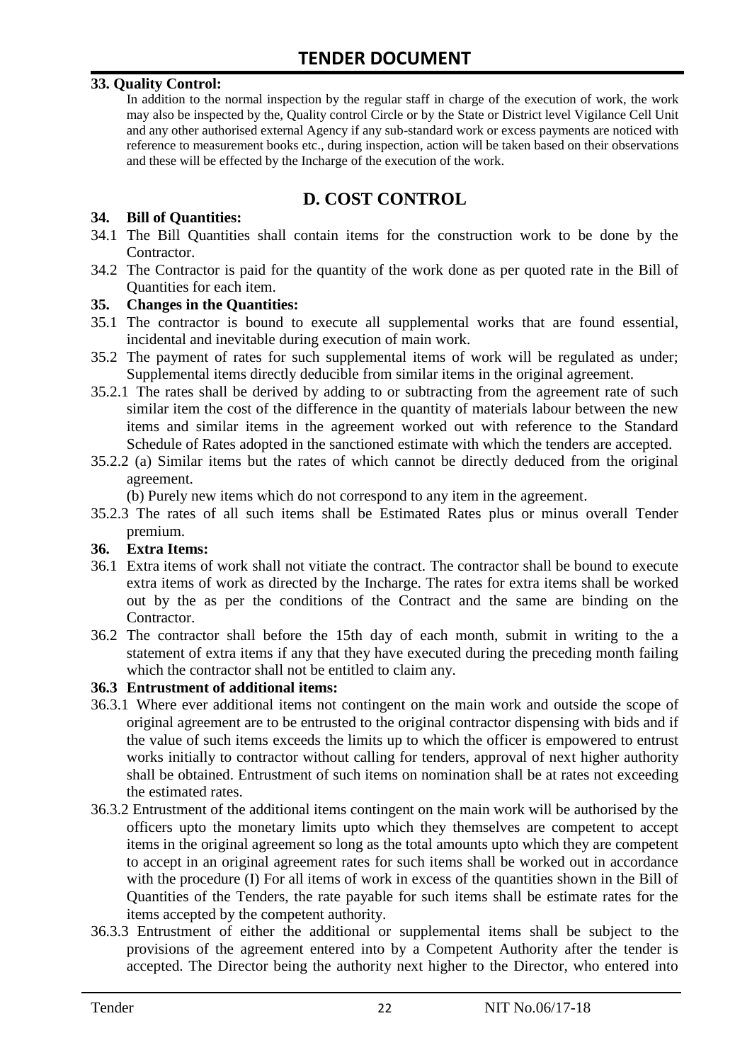**33. Quality Control:**

In addition to the normal inspection by the regular staff in charge of the execution of work, the work may also be inspected by the, Quality control Circle or by the State or District level Vigilance Cell Unit and any other authorised external Agency if any sub-standard work or excess payments are noticed with reference to measurement books etc., during inspection, action will be taken based on their observations and these will be effected by the Incharge of the execution of the work.

## D. COST CONTROL

**34. Bill of Quantities:**

34.1 The Bill Quantities shall contain items for the construction work to be done by the Contractor.

34.2 The Contractor is paid for the quantity of the work done as per quoted rate in the Bill of Quantities for each item.

**35. Changes in the Quantities:**

35.1 The contractor is bound to execute all supplemental works that are found essential, incidental and inevitable during execution of main work.

35.2 The payment of rates for such supplemental items of work will be regulated as under; Supplemental items directly deducible from similar items in the original agreement.

35.2.1 The rates shall be derived by adding to or subtracting from the agreement rate of such similar item the cost of the difference in the quantity of materials labour between the new items and similar items in the agreement worked out with reference to the Standard Schedule of Rates adopted in the sanctioned estimate with which the tenders are accepted.

35.2.2 (a) Similar items but the rates of which cannot be directly deduced from the original agreement.

(b) Purely new items which do not correspond to any item in the agreement.

35.2.3 The rates of all such items shall be Estimated Rates plus or minus overall Tender premium.

**36. Extra Items:**

36.1 Extra items of work shall not vitiate the contract. The contractor shall be bound to execute extra items of work as directed by the Incharge. The rates for extra items shall be worked out by the as per the conditions of the Contract and the same are binding on the Contractor.

36.2 The contractor shall before the 15th day of each month, submit in writing to the a statement of extra items if any that they have executed during the preceding month failing which the contractor shall not be entitled to claim any.

**36.3 Entrustment of additional items:**

36.3.1 Where ever additional items not contingent on the main work and outside the scope of original agreement are to be entrusted to the original contractor dispensing with bids and if the value of such items exceeds the limits up to which the officer is empowered to entrust works initially to contractor without calling for tenders, approval of next higher authority shall be obtained. Entrustment of such items on nomination shall be at rates not exceeding the estimated rates.

36.3.2 Entrustment of the additional items contingent on the main work will be authorised by the officers upto the monetary limits upto which they themselves are competent to accept items in the original agreement so long as the total amounts upto which they are competent to accept in an original agreement rates for such items shall be worked out in accordance with the procedure (I) For all items of work in excess of the quantities shown in the Bill of Quantities of the Tenders, the rate payable for such items shall be estimate rates for the items accepted by the competent authority.

36.3.3 Entrustment of either the additional or supplemental items shall be subject to the provisions of the agreement entered into by a Competent Authority after the tender is accepted. The Director being the authority next higher to the Director, who entered into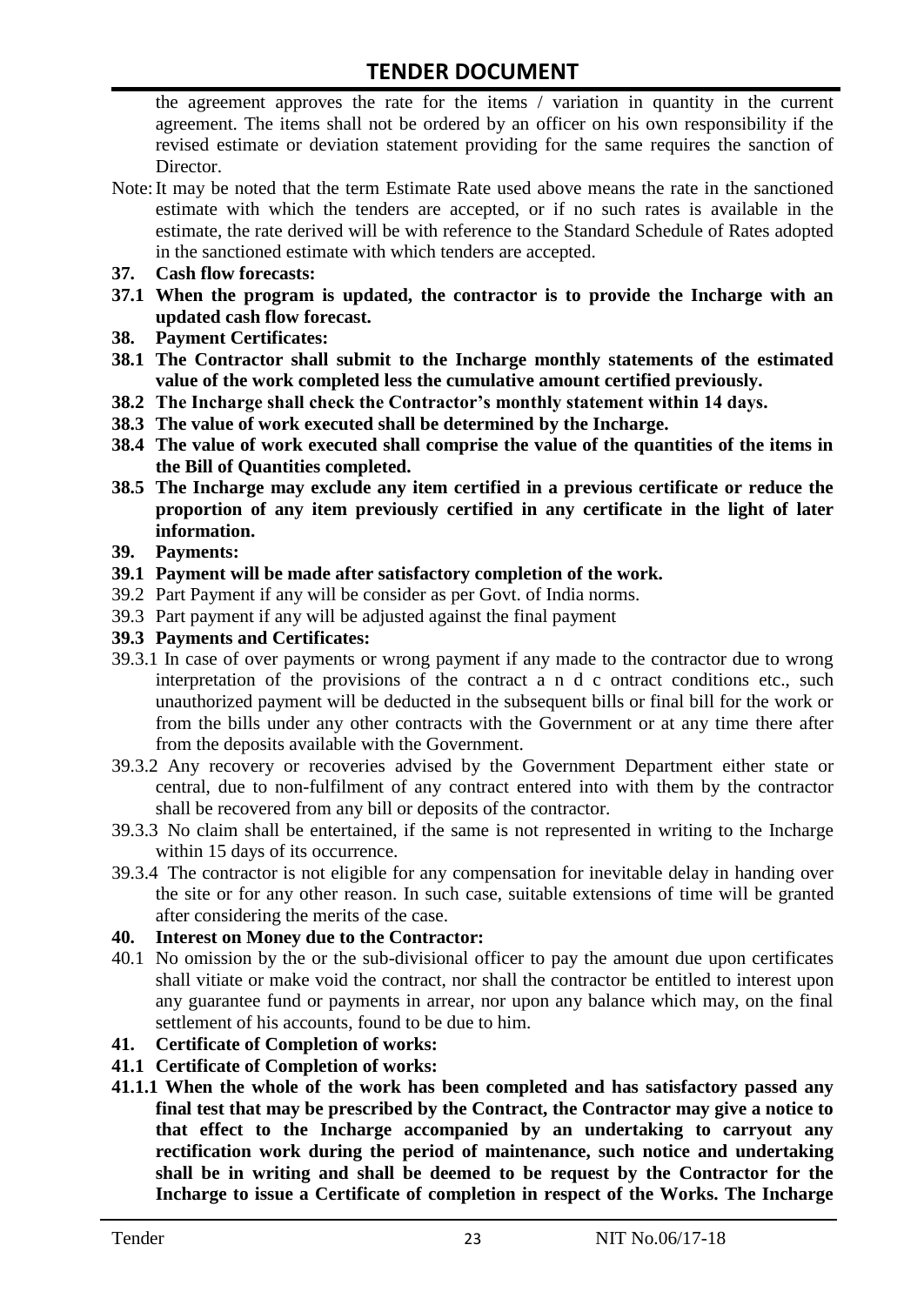the agreement approves the rate for the items / variation in quantity in the current agreement. The items shall not be ordered by an officer on his own responsibility if the revised estimate or deviation statement providing for the same requires the sanction of Director.

Note: It may be noted that the term Estimate Rate used above means the rate in the sanctioned estimate with which the tenders are accepted, or if no such rates is available in the estimate, the rate derived will be with reference to the Standard Schedule of Rates adopted in the sanctioned estimate with which tenders are accepted.

**37. Cash flow forecasts:**

**37.1 When the program is updated, the contractor is to provide the Incharge with an updated cash flow forecast.**

**38. Payment Certificates:**

**38.1 The Contractor shall submit to the Incharge monthly statements of the estimated value of the work completed less the cumulative amount certified previously.**

**38.2 The Incharge shall check the Contractor's monthly statement within 14 days.**

**38.3 The value of work executed shall be determined by the Incharge.**

**38.4 The value of work executed shall comprise the value of the quantities of the items in the Bill of Quantities completed.**

**38.5 The Incharge may exclude any item certified in a previous certificate or reduce the proportion of any item previously certified in any certificate in the light of later information.**

**39. Payments:**

**39.1 Payment will be made after satisfactory completion of the work.**

39.2 Part Payment if any will be consider as per Govt. of India norms.

39.3 Part payment if any will be adjusted against the final payment

**39.3 Payments and Certificates:**

39.3.1 In case of over payments or wrong payment if any made to the contractor due to wrong interpretation of the provisions of the contract a n d c ontract conditions etc., such unauthorized payment will be deducted in the subsequent bills or final bill for the work or from the bills under any other contracts with the Government or at any time there after from the deposits available with the Government.

39.3.2 Any recovery or recoveries advised by the Government Department either state or central, due to non-fulfilment of any contract entered into with them by the contractor shall be recovered from any bill or deposits of the contractor.

39.3.3 No claim shall be entertained, if the same is not represented in writing to the Incharge within 15 days of its occurrence.

39.3.4 The contractor is not eligible for any compensation for inevitable delay in handing over the site or for any other reason. In such case, suitable extensions of time will be granted after considering the merits of the case.

**40. Interest on Money due to the Contractor:**

40.1 No omission by the or the sub-divisional officer to pay the amount due upon certificates shall vitiate or make void the contract, nor shall the contractor be entitled to interest upon any guarantee fund or payments in arrear, nor upon any balance which may, on the final settlement of his accounts, found to be due to him.

**41. Certificate of Completion of works:**

**41.1 Certificate of Completion of works:**

**41.1.1 When the whole of the work has been completed and has satisfactory passed any final test that may be prescribed by the Contract, the Contractor may give a notice to that effect to the Incharge accompanied by an undertaking to carryout any rectification work during the period of maintenance, such notice and undertaking shall be in writing and shall be deemed to be request by the Contractor for the Incharge to issue a Certificate of completion in respect of the Works. The Incharge**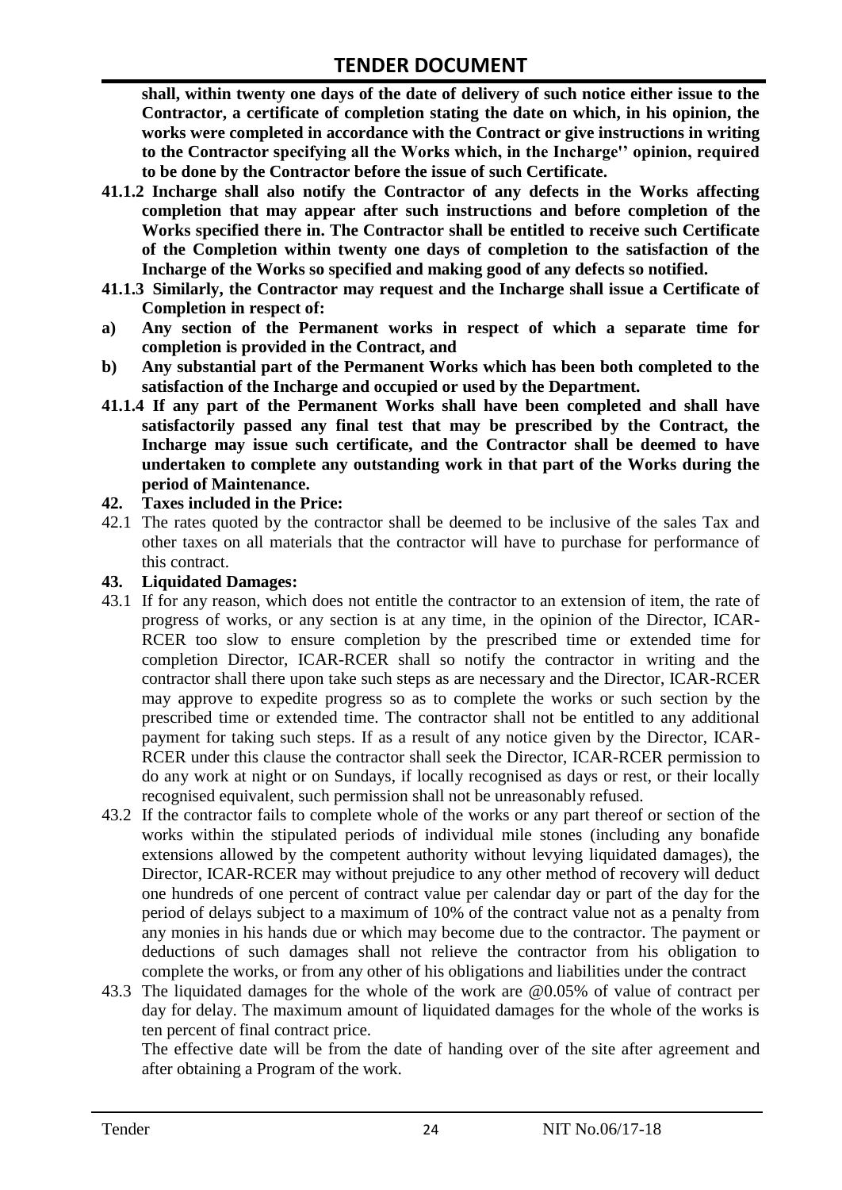**shall, within twenty one days of the date of delivery of such notice either issue to the Contractor, a certificate of completion stating the date on which, in his opinion, the works were completed in accordance with the Contract or give instructions in writing to the Contractor specifying all the Works which, in the Incharge'' opinion, required to be done by the Contractor before the issue of such Certificate.**

**41.1.2 Incharge shall also notify the Contractor of any defects in the Works affecting completion that may appear after such instructions and before completion of the Works specified there in. The Contractor shall be entitled to receive such Certificate of the Completion within twenty one days of completion to the satisfaction of the Incharge of the Works so specified and making good of any defects so notified.**

**41.1.3 Similarly, the Contractor may request and the Incharge shall issue a Certificate of Completion in respect of:**

**a) Any section of the Permanent works in respect of which a separate time for completion is provided in the Contract, and**

**b) Any substantial part of the Permanent Works which has been both completed to the satisfaction of the Incharge and occupied or used by the Department.**

**41.1.4 If any part of the Permanent Works shall have been completed and shall have satisfactorily passed any final test that may be prescribed by the Contract, the Incharge may issue such certificate, and the Contractor shall be deemed to have undertaken to complete any outstanding work in that part of the Works during the period of Maintenance.**

**42. Taxes included in the Price:**

42.1 The rates quoted by the contractor shall be deemed to be inclusive of the sales Tax and other taxes on all materials that the contractor will have to purchase for performance of this contract.

**43. Liquidated Damages:**

43.1 If for any reason, which does not entitle the contractor to an extension of item, the rate of progress of works, or any section is at any time, in the opinion of the Director, ICAR-RCER too slow to ensure completion by the prescribed time or extended time for completion Director, ICAR-RCER shall so notify the contractor in writing and the contractor shall there upon take such steps as are necessary and the Director, ICAR-RCER may approve to expedite progress so as to complete the works or such section by the prescribed time or extended time. The contractor shall not be entitled to any additional payment for taking such steps. If as a result of any notice given by the Director, ICAR-RCER under this clause the contractor shall seek the Director, ICAR-RCER permission to do any work at night or on Sundays, if locally recognised as days or rest, or their locally recognised equivalent, such permission shall not be unreasonably refused.

43.2 If the contractor fails to complete whole of the works or any part thereof or section of the works within the stipulated periods of individual mile stones (including any bonafide extensions allowed by the competent authority without levying liquidated damages), the Director, ICAR-RCER may without prejudice to any other method of recovery will deduct one hundreds of one percent of contract value per calendar day or part of the day for the period of delays subject to a maximum of 10% of the contract value not as a penalty from any monies in his hands due or which may become due to the contractor. The payment or deductions of such damages shall not relieve the contractor from his obligation to complete the works, or from any other of his obligations and liabilities under the contract

43.3 The liquidated damages for the whole of the work are @0.05% of value of contract per day for delay. The maximum amount of liquidated damages for the whole of the works is ten percent of final contract price.

The effective date will be from the date of handing over of the site after agreement and after obtaining a Program of the work.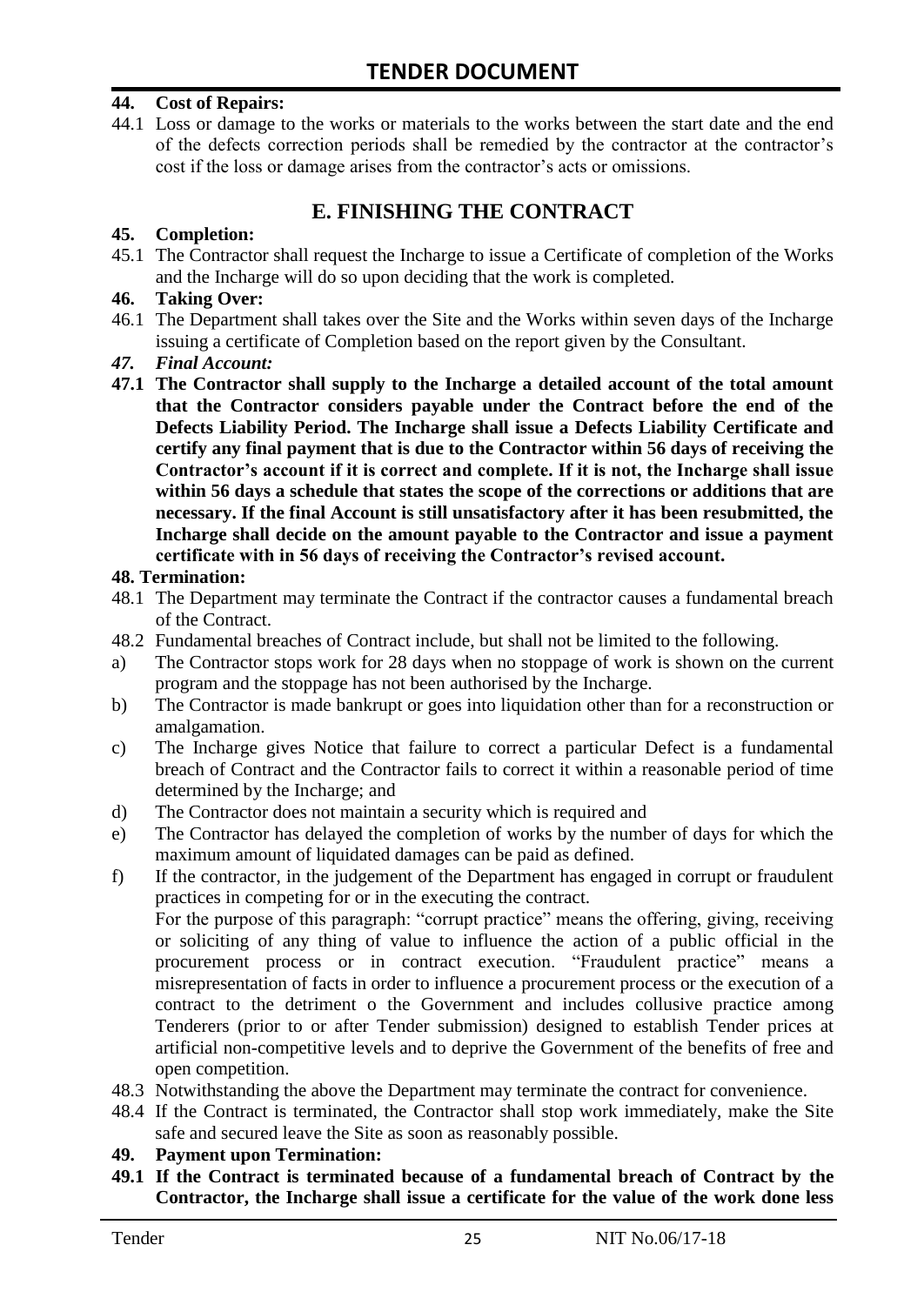**44. Cost of Repairs:**

44.1 Loss or damage to the works or materials to the works between the start date and the end of the defects correction periods shall be remedied by the contractor at the contractor's cost if the loss or damage arises from the contractor's acts or omissions.

## E. FINISHING THE CONTRACT

**45. Completion:**

45.1 The Contractor shall request the Incharge to issue a Certificate of completion of the Works and the Incharge will do so upon deciding that the work is completed.

**46. Taking Over:**

46.1 The Department shall takes over the Site and the Works within seven days of the Incharge issuing a certificate of Completion based on the report given by the Consultant.

***47. Final Account:***

**47.1 The Contractor shall supply to the Incharge a detailed account of the total amount that the Contractor considers payable under the Contract before the end of the Defects Liability Period. The Incharge shall issue a Defects Liability Certificate and certify any final payment that is due to the Contractor within 56 days of receiving the Contractor's account if it is correct and complete. If it is not, the Incharge shall issue within 56 days a schedule that states the scope of the corrections or additions that are necessary. If the final Account is still unsatisfactory after it has been resubmitted, the Incharge shall decide on the amount payable to the Contractor and issue a payment certificate with in 56 days of receiving the Contractor's revised account.**

**48. Termination:**

48.1 The Department may terminate the Contract if the contractor causes a fundamental breach of the Contract.

48.2 Fundamental breaches of Contract include, but shall not be limited to the following.

a) The Contractor stops work for 28 days when no stoppage of work is shown on the current program and the stoppage has not been authorised by the Incharge.

b) The Contractor is made bankrupt or goes into liquidation other than for a reconstruction or amalgamation.

c) The Incharge gives Notice that failure to correct a particular Defect is a fundamental breach of Contract and the Contractor fails to correct it within a reasonable period of time determined by the Incharge; and

d) The Contractor does not maintain a security which is required and

e) The Contractor has delayed the completion of works by the number of days for which the maximum amount of liquidated damages can be paid as defined.

f) If the contractor, in the judgement of the Department has engaged in corrupt or fraudulent practices in competing for or in the executing the contract.
For the purpose of this paragraph: "corrupt practice" means the offering, giving, receiving or soliciting of any thing of value to influence the action of a public official in the procurement process or in contract execution. "Fraudulent practice" means a misrepresentation of facts in order to influence a procurement process or the execution of a contract to the detriment o the Government and includes collusive practice among Tenderers (prior to or after Tender submission) designed to establish Tender prices at artificial non-competitive levels and to deprive the Government of the benefits of free and open competition.

48.3 Notwithstanding the above the Department may terminate the contract for convenience.

48.4 If the Contract is terminated, the Contractor shall stop work immediately, make the Site safe and secured leave the Site as soon as reasonably possible.

**49. Payment upon Termination:**

**49.1 If the Contract is terminated because of a fundamental breach of Contract by the Contractor, the Incharge shall issue a certificate for the value of the work done less**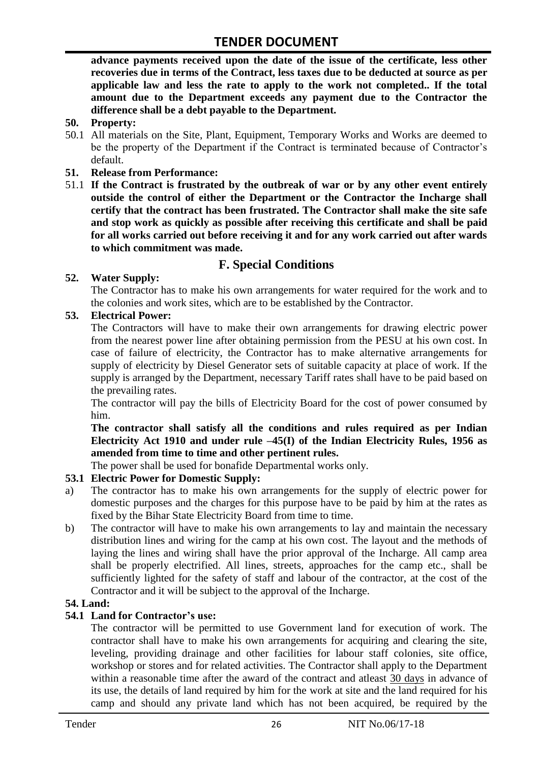**advance payments received upon the date of the issue of the certificate, less other recoveries due in terms of the Contract, less taxes due to be deducted at source as per applicable law and less the rate to apply to the work not completed.. If the total amount due to the Department exceeds any payment due to the Contractor the difference shall be a debt payable to the Department.**

**50. Property:**

50.1 All materials on the Site, Plant, Equipment, Temporary Works and Works are deemed to be the property of the Department if the Contract is terminated because of Contractor's default.

**51. Release from Performance:**

51.1 **If the Contract is frustrated by the outbreak of war or by any other event entirely outside the control of either the Department or the Contractor the Incharge shall certify that the contract has been frustrated. The Contractor shall make the site safe and stop work as quickly as possible after receiving this certificate and shall be paid for all works carried out before receiving it and for any work carried out after wards to which commitment was made.**

## F. Special Conditions

**52. Water Supply:**

The Contractor has to make his own arrangements for water required for the work and to the colonies and work sites, which are to be established by the Contractor.

**53. Electrical Power:**

The Contractors will have to make their own arrangements for drawing electric power from the nearest power line after obtaining permission from the PESU at his own cost. In case of failure of electricity, the Contractor has to make alternative arrangements for supply of electricity by Diesel Generator sets of suitable capacity at place of work. If the supply is arranged by the Department, necessary Tariff rates shall have to be paid based on the prevailing rates.

The contractor will pay the bills of Electricity Board for the cost of power consumed by him.

**The contractor shall satisfy all the conditions and rules required as per Indian Electricity Act 1910 and under rule –45(I) of the Indian Electricity Rules, 1956 as amended from time to time and other pertinent rules.**

The power shall be used for bonafide Departmental works only.

**53.1 Electric Power for Domestic Supply:**

a) The contractor has to make his own arrangements for the supply of electric power for domestic purposes and the charges for this purpose have to be paid by him at the rates as fixed by the Bihar State Electricity Board from time to time.

b) The contractor will have to make his own arrangements to lay and maintain the necessary distribution lines and wiring for the camp at his own cost. The layout and the methods of laying the lines and wiring shall have the prior approval of the Incharge. All camp area shall be properly electrified. All lines, streets, approaches for the camp etc., shall be sufficiently lighted for the safety of staff and labour of the contractor, at the cost of the Contractor and it will be subject to the approval of the Incharge.

**54. Land:**

**54.1 Land for Contractor's use:**

The contractor will be permitted to use Government land for execution of work. The contractor shall have to make his own arrangements for acquiring and clearing the site, leveling, providing drainage and other facilities for labour staff colonies, site office, workshop or stores and for related activities. The Contractor shall apply to the Department within a reasonable time after the award of the contract and atleast <u>30 days</u> in advance of its use, the details of land required by him for the work at site and the land required for his camp and should any private land which has not been acquired, be required by the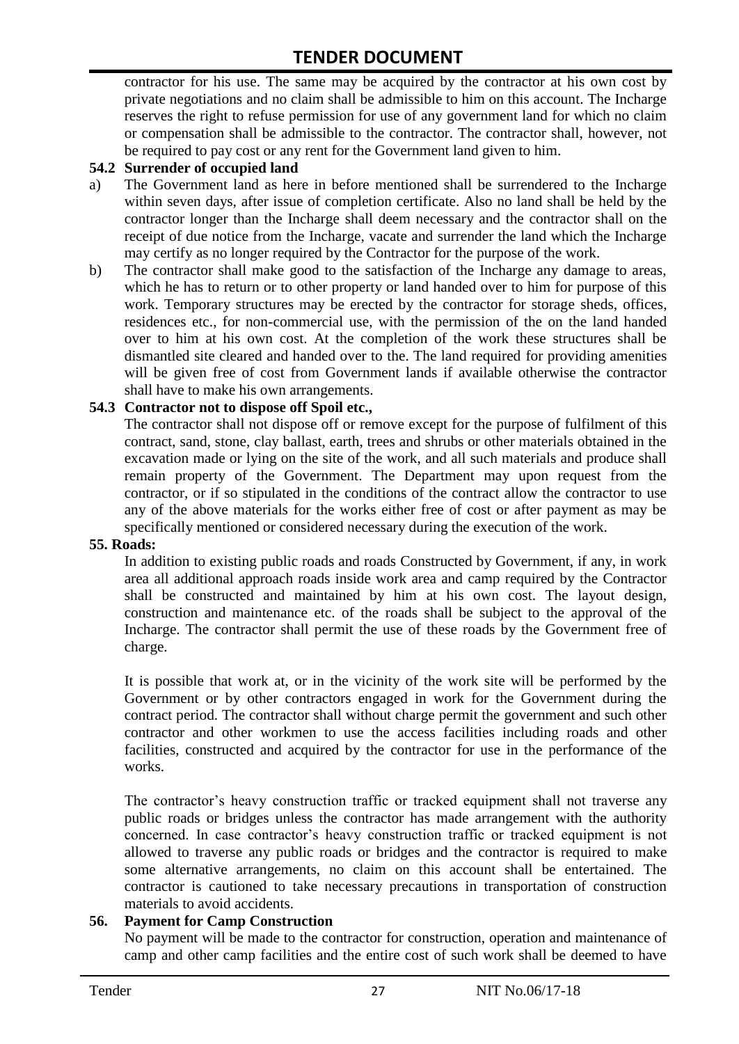contractor for his use. The same may be acquired by the contractor at his own cost by private negotiations and no claim shall be admissible to him on this account. The Incharge reserves the right to refuse permission for use of any government land for which no claim or compensation shall be admissible to the contractor. The contractor shall, however, not be required to pay cost or any rent for the Government land given to him.

**54.2 Surrender of occupied land**

a) The Government land as here in before mentioned shall be surrendered to the Incharge within seven days, after issue of completion certificate. Also no land shall be held by the contractor longer than the Incharge shall deem necessary and the contractor shall on the receipt of due notice from the Incharge, vacate and surrender the land which the Incharge may certify as no longer required by the Contractor for the purpose of the work.

b) The contractor shall make good to the satisfaction of the Incharge any damage to areas, which he has to return or to other property or land handed over to him for purpose of this work. Temporary structures may be erected by the contractor for storage sheds, offices, residences etc., for non-commercial use, with the permission of the on the land handed over to him at his own cost. At the completion of the work these structures shall be dismantled site cleared and handed over to the. The land required for providing amenities will be given free of cost from Government lands if available otherwise the contractor shall have to make his own arrangements.

**54.3 Contractor not to dispose off Spoil etc.,**

The contractor shall not dispose off or remove except for the purpose of fulfilment of this contract, sand, stone, clay ballast, earth, trees and shrubs or other materials obtained in the excavation made or lying on the site of the work, and all such materials and produce shall remain property of the Government. The Department may upon request from the contractor, or if so stipulated in the conditions of the contract allow the contractor to use any of the above materials for the works either free of cost or after payment as may be specifically mentioned or considered necessary during the execution of the work.

**55. Roads:**

In addition to existing public roads and roads Constructed by Government, if any, in work area all additional approach roads inside work area and camp required by the Contractor shall be constructed and maintained by him at his own cost. The layout design, construction and maintenance etc. of the roads shall be subject to the approval of the Incharge. The contractor shall permit the use of these roads by the Government free of charge.

It is possible that work at, or in the vicinity of the work site will be performed by the Government or by other contractors engaged in work for the Government during the contract period. The contractor shall without charge permit the government and such other contractor and other workmen to use the access facilities including roads and other facilities, constructed and acquired by the contractor for use in the performance of the works.

The contractor's heavy construction traffic or tracked equipment shall not traverse any public roads or bridges unless the contractor has made arrangement with the authority concerned. In case contractor's heavy construction traffic or tracked equipment is not allowed to traverse any public roads or bridges and the contractor is required to make some alternative arrangements, no claim on this account shall be entertained. The contractor is cautioned to take necessary precautions in transportation of construction materials to avoid accidents.

**56. Payment for Camp Construction**

No payment will be made to the contractor for construction, operation and maintenance of camp and other camp facilities and the entire cost of such work shall be deemed to have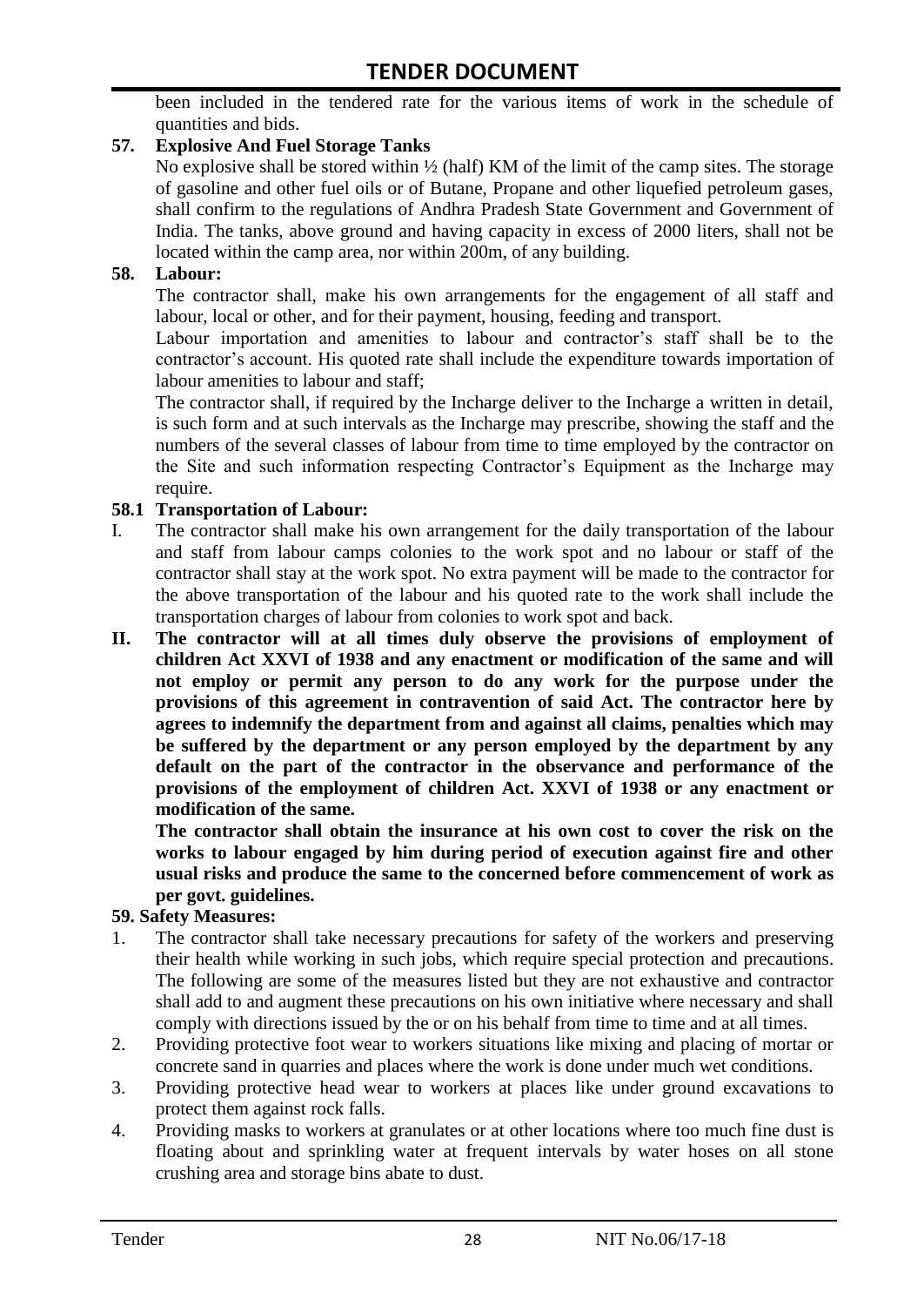been included in the tendered rate for the various items of work in the schedule of quantities and bids.

**57. Explosive And Fuel Storage Tanks**

No explosive shall be stored within ½ (half) KM of the limit of the camp sites. The storage of gasoline and other fuel oils or of Butane, Propane and other liquefied petroleum gases, shall confirm to the regulations of Andhra Pradesh State Government and Government of India. The tanks, above ground and having capacity in excess of 2000 liters, shall not be located within the camp area, nor within 200m, of any building.

**58. Labour:**

The contractor shall, make his own arrangements for the engagement of all staff and labour, local or other, and for their payment, housing, feeding and transport.

Labour importation and amenities to labour and contractor's staff shall be to the contractor's account. His quoted rate shall include the expenditure towards importation of labour amenities to labour and staff;

The contractor shall, if required by the Incharge deliver to the Incharge a written in detail, is such form and at such intervals as the Incharge may prescribe, showing the staff and the numbers of the several classes of labour from time to time employed by the contractor on the Site and such information respecting Contractor's Equipment as the Incharge may require.

**58.1 Transportation of Labour:**

I. The contractor shall make his own arrangement for the daily transportation of the labour and staff from labour camps colonies to the work spot and no labour or staff of the contractor shall stay at the work spot. No extra payment will be made to the contractor for the above transportation of the labour and his quoted rate to the work shall include the transportation charges of labour from colonies to work spot and back.

II. **The contractor will at all times duly observe the provisions of employment of children Act XXVI of 1938 and any enactment or modification of the same and will not employ or permit any person to do any work for the purpose under the provisions of this agreement in contravention of said Act. The contractor here by agrees to indemnify the department from and against all claims, penalties which may be suffered by the department or any person employed by the department by any default on the part of the contractor in the observance and performance of the provisions of the employment of children Act. XXVI of 1938 or any enactment or modification of the same.**

**The contractor shall obtain the insurance at his own cost to cover the risk on the works to labour engaged by him during period of execution against fire and other usual risks and produce the same to the concerned before commencement of work as per govt. guidelines.**

**59. Safety Measures:**

1. The contractor shall take necessary precautions for safety of the workers and preserving their health while working in such jobs, which require special protection and precautions. The following are some of the measures listed but they are not exhaustive and contractor shall add to and augment these precautions on his own initiative where necessary and shall comply with directions issued by the or on his behalf from time to time and at all times.
2. Providing protective foot wear to workers situations like mixing and placing of mortar or concrete sand in quarries and places where the work is done under much wet conditions.
3. Providing protective head wear to workers at places like under ground excavations to protect them against rock falls.
4. Providing masks to workers at granulates or at other locations where too much fine dust is floating about and sprinkling water at frequent intervals by water hoses on all stone crushing area and storage bins abate to dust.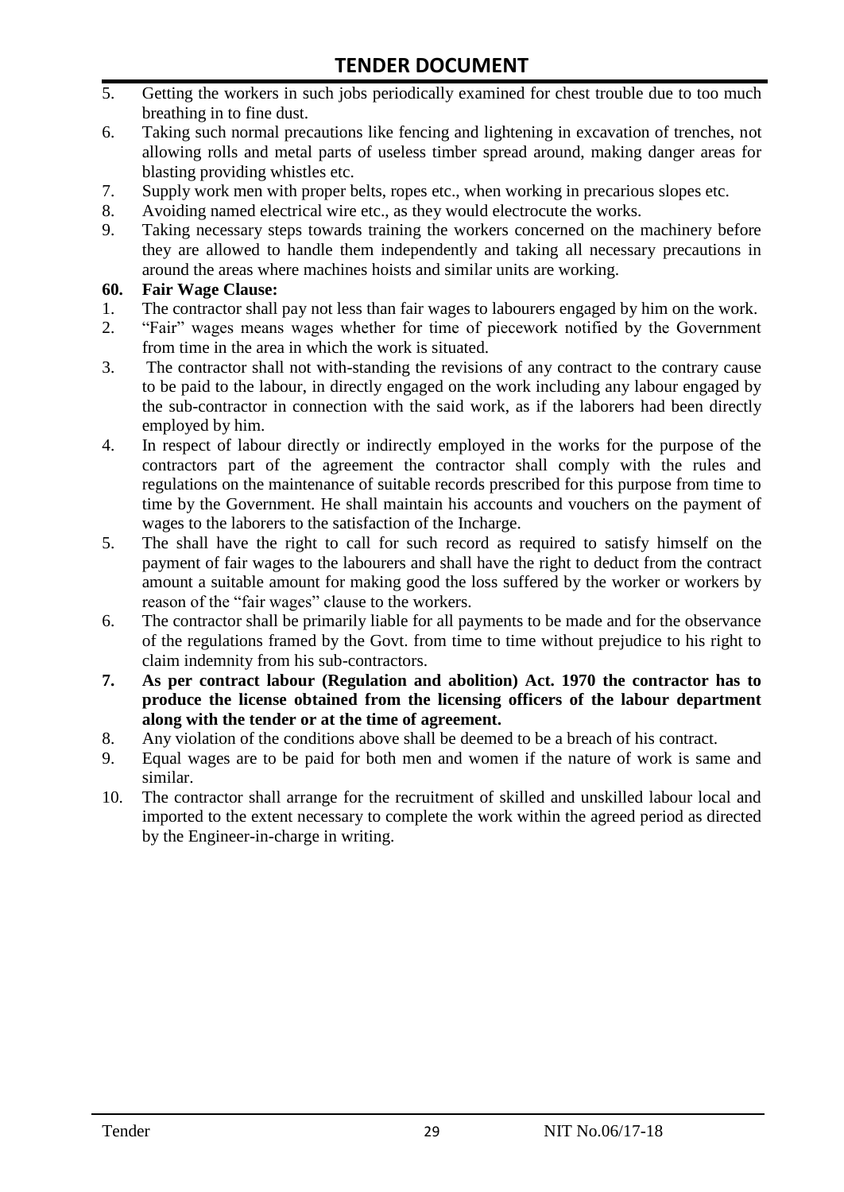5. Getting the workers in such jobs periodically examined for chest trouble due to too much breathing in to fine dust.
6. Taking such normal precautions like fencing and lightening in excavation of trenches, not allowing rolls and metal parts of useless timber spread around, making danger areas for blasting providing whistles etc.
7. Supply work men with proper belts, ropes etc., when working in precarious slopes etc.
8. Avoiding named electrical wire etc., as they would electrocute the works.
9. Taking necessary steps towards training the workers concerned on the machinery before they are allowed to handle them independently and taking all necessary precautions in around the areas where machines hoists and similar units are working.

**60. Fair Wage Clause:**

1. The contractor shall pay not less than fair wages to labourers engaged by him on the work.
2. "Fair" wages means wages whether for time of piecework notified by the Government from time in the area in which the work is situated.
3. The contractor shall not with-standing the revisions of any contract to the contrary cause to be paid to the labour, in directly engaged on the work including any labour engaged by the sub-contractor in connection with the said work, as if the laborers had been directly employed by him.
4. In respect of labour directly or indirectly employed in the works for the purpose of the contractors part of the agreement the contractor shall comply with the rules and regulations on the maintenance of suitable records prescribed for this purpose from time to time by the Government. He shall maintain his accounts and vouchers on the payment of wages to the laborers to the satisfaction of the Incharge.
5. The shall have the right to call for such record as required to satisfy himself on the payment of fair wages to the labourers and shall have the right to deduct from the contract amount a suitable amount for making good the loss suffered by the worker or workers by reason of the "fair wages" clause to the workers.
6. The contractor shall be primarily liable for all payments to be made and for the observance of the regulations framed by the Govt. from time to time without prejudice to his right to claim indemnity from his sub-contractors.
7. **As per contract labour (Regulation and abolition) Act. 1970 the contractor has to produce the license obtained from the licensing officers of the labour department along with the tender or at the time of agreement.**
8. Any violation of the conditions above shall be deemed to be a breach of his contract.
9. Equal wages are to be paid for both men and women if the nature of work is same and similar.
10. The contractor shall arrange for the recruitment of skilled and unskilled labour local and imported to the extent necessary to complete the work within the agreed period as directed by the Engineer-in-charge in writing.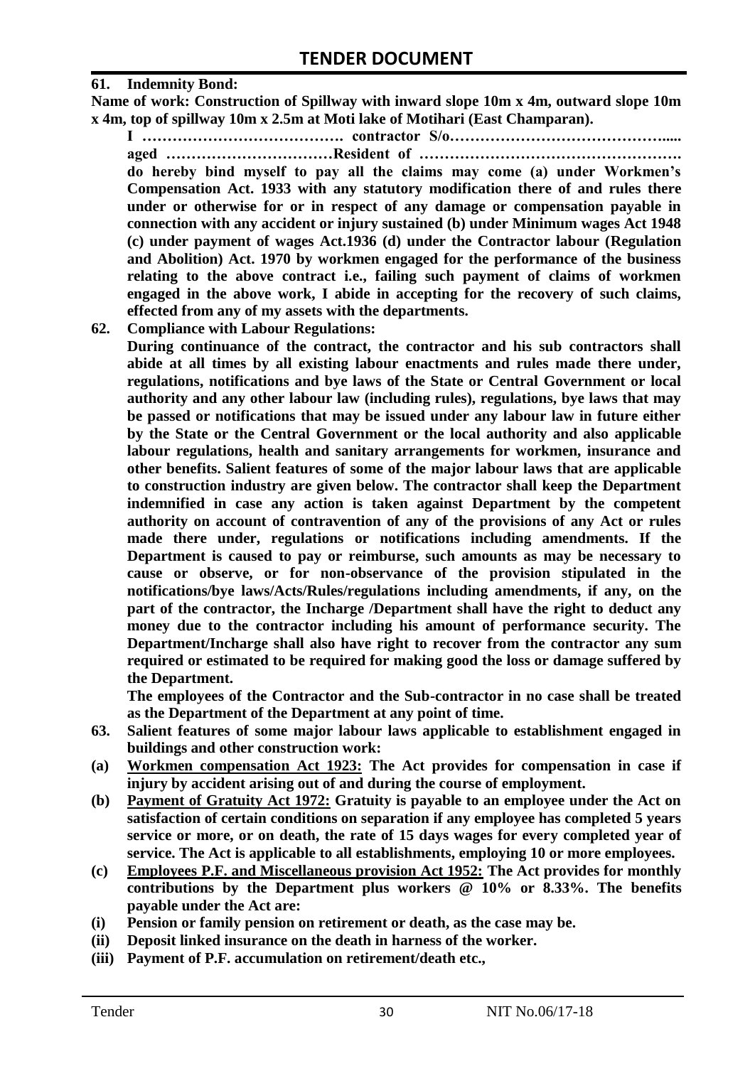**61. Indemnity Bond:**

**Name of work: Construction of Spillway with inward slope 10m x 4m, outward slope 10m x 4m, top of spillway 10m x 2.5m at Moti lake of Motihari (East Champaran).**

**I …………………………………. contractor S/o…………………………………….….. aged ……………………………Resident of ……………………………………………. do hereby bind myself to pay all the claims may come (a) under Workmen's Compensation Act. 1933 with any statutory modification there of and rules there under or otherwise for or in respect of any damage or compensation payable in connection with any accident or injury sustained (b) under Minimum wages Act 1948 (c) under payment of wages Act.1936 (d) under the Contractor labour (Regulation and Abolition) Act. 1970 by workmen engaged for the performance of the business relating to the above contract i.e., failing such payment of claims of workmen engaged in the above work, I abide in accepting for the recovery of such claims, effected from any of my assets with the departments.**

**62. Compliance with Labour Regulations:**

**During continuance of the contract, the contractor and his sub contractors shall abide at all times by all existing labour enactments and rules made there under, regulations, notifications and bye laws of the State or Central Government or local authority and any other labour law (including rules), regulations, bye laws that may be passed or notifications that may be issued under any labour law in future either by the State or the Central Government or the local authority and also applicable labour regulations, health and sanitary arrangements for workmen, insurance and other benefits. Salient features of some of the major labour laws that are applicable to construction industry are given below. The contractor shall keep the Department indemnified in case any action is taken against Department by the competent authority on account of contravention of any of the provisions of any Act or rules made there under, regulations or notifications including amendments. If the Department is caused to pay or reimburse, such amounts as may be necessary to cause or observe, or for non-observance of the provision stipulated in the notifications/bye laws/Acts/Rules/regulations including amendments, if any, on the part of the contractor, the Incharge /Department shall have the right to deduct any money due to the contractor including his amount of performance security. The Department/Incharge shall also have right to recover from the contractor any sum required or estimated to be required for making good the loss or damage suffered by the Department.**

**The employees of the Contractor and the Sub-contractor in no case shall be treated as the Department of the Department at any point of time.**

**63. Salient features of some major labour laws applicable to establishment engaged in buildings and other construction work:**

**(a) <u>Workmen compensation Act 1923:</u> The Act provides for compensation in case if injury by accident arising out of and during the course of employment.**

**(b) <u>Payment of Gratuity Act 1972:</u> Gratuity is payable to an employee under the Act on satisfaction of certain conditions on separation if any employee has completed 5 years service or more, or on death, the rate of 15 days wages for every completed year of service. The Act is applicable to all establishments, employing 10 or more employees.**

**(c) <u>Employees P.F. and Miscellaneous provision Act 1952:</u> The Act provides for monthly contributions by the Department plus workers @ 10% or 8.33%. The benefits payable under the Act are:**

**(i) Pension or family pension on retirement or death, as the case may be.**

**(ii) Deposit linked insurance on the death in harness of the worker.**

**(iii) Payment of P.F. accumulation on retirement/death etc.,**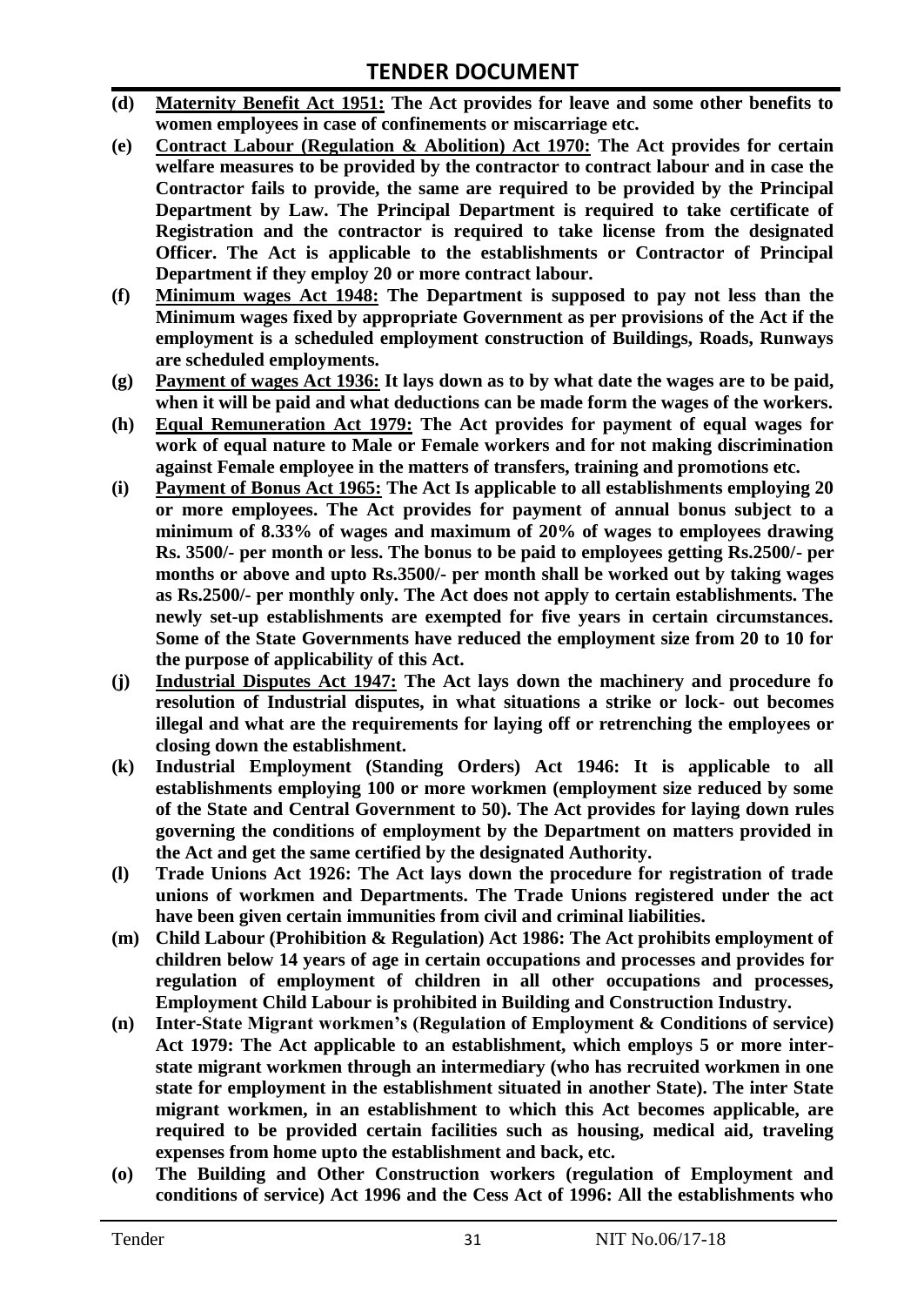- **(d)** **<u>Maternity Benefit Act 1951:</u> The Act provides for leave and some other benefits to women employees in case of confinements or miscarriage etc.**
- **(e)** **<u>Contract Labour (Regulation & Abolition) Act 1970:</u> The Act provides for certain welfare measures to be provided by the contractor to contract labour and in case the Contractor fails to provide, the same are required to be provided by the Principal Department by Law. The Principal Department is required to take certificate of Registration and the contractor is required to take license from the designated Officer. The Act is applicable to the establishments or Contractor of Principal Department if they employ 20 or more contract labour.**
- **(f)** **<u>Minimum wages Act 1948:</u> The Department is supposed to pay not less than the Minimum wages fixed by appropriate Government as per provisions of the Act if the employment is a scheduled employment construction of Buildings, Roads, Runways are scheduled employments.**
- **(g)** **<u>Payment of wages Act 1936:</u> It lays down as to by what date the wages are to be paid, when it will be paid and what deductions can be made form the wages of the workers.**
- **(h)** **<u>Equal Remuneration Act 1979:</u> The Act provides for payment of equal wages for work of equal nature to Male or Female workers and for not making discrimination against Female employee in the matters of transfers, training and promotions etc.**
- **(i)** **<u>Payment of Bonus Act 1965:</u> The Act Is applicable to all establishments employing 20 or more employees. The Act provides for payment of annual bonus subject to a minimum of 8.33% of wages and maximum of 20% of wages to employees drawing Rs. 3500/- per month or less. The bonus to be paid to employees getting Rs.2500/- per months or above and upto Rs.3500/- per month shall be worked out by taking wages as Rs.2500/- per monthly only. The Act does not apply to certain establishments. The newly set-up establishments are exempted for five years in certain circumstances. Some of the State Governments have reduced the employment size from 20 to 10 for the purpose of applicability of this Act.**
- **(j)** **<u>Industrial Disputes Act 1947:</u> The Act lays down the machinery and procedure fo resolution of Industrial disputes, in what situations a strike or lock- out becomes illegal and what are the requirements for laying off or retrenching the employees or closing down the establishment.**
- **(k)** **Industrial Employment (Standing Orders) Act 1946: It is applicable to all establishments employing 100 or more workmen (employment size reduced by some of the State and Central Government to 50). The Act provides for laying down rules governing the conditions of employment by the Department on matters provided in the Act and get the same certified by the designated Authority.**
- **(l)** **Trade Unions Act 1926: The Act lays down the procedure for registration of trade unions of workmen and Departments. The Trade Unions registered under the act have been given certain immunities from civil and criminal liabilities.**
- **(m)** **Child Labour (Prohibition & Regulation) Act 1986: The Act prohibits employment of children below 14 years of age in certain occupations and processes and provides for regulation of employment of children in all other occupations and processes, Employment Child Labour is prohibited in Building and Construction Industry.**
- **(n)** **Inter-State Migrant workmen's (Regulation of Employment & Conditions of service) Act 1979: The Act applicable to an establishment, which employs 5 or more inter-state migrant workmen through an intermediary (who has recruited workmen in one state for employment in the establishment situated in another State). The inter State migrant workmen, in an establishment to which this Act becomes applicable, are required to be provided certain facilities such as housing, medical aid, traveling expenses from home upto the establishment and back, etc.**
- **(o)** **The Building and Other Construction workers (regulation of Employment and conditions of service) Act 1996 and the Cess Act of 1996: All the establishments who**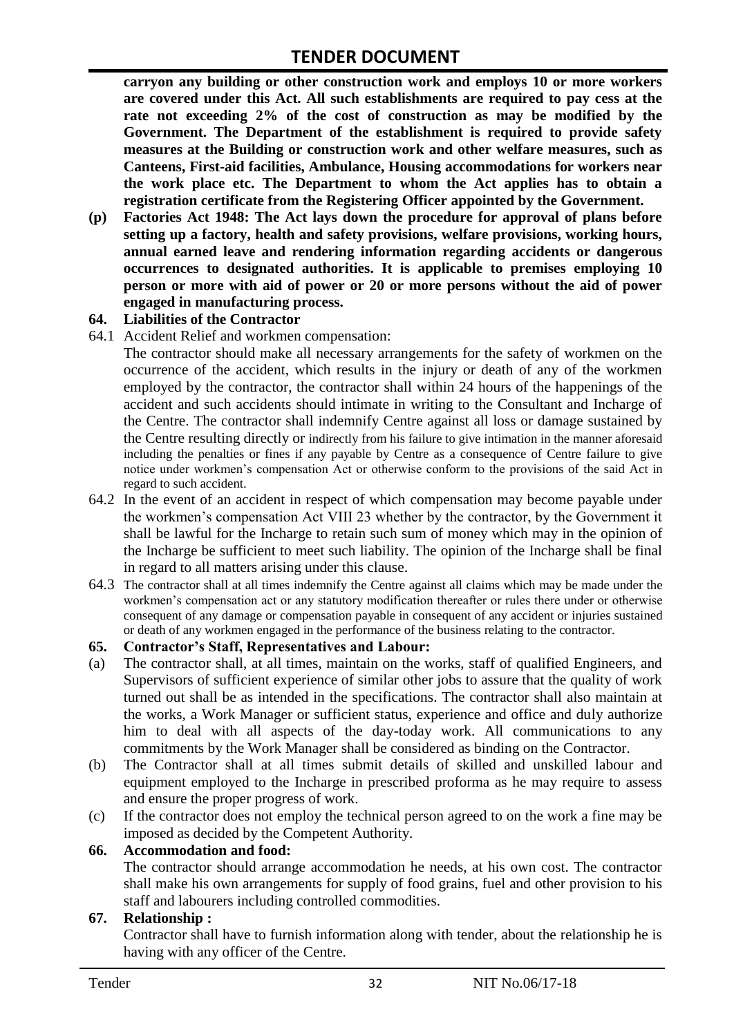**carryon any building or other construction work and employs 10 or more workers are covered under this Act. All such establishments are required to pay cess at the rate not exceeding 2% of the cost of construction as may be modified by the Government. The Department of the establishment is required to provide safety measures at the Building or construction work and other welfare measures, such as Canteens, First-aid facilities, Ambulance, Housing accommodations for workers near the work place etc. The Department to whom the Act applies has to obtain a registration certificate from the Registering Officer appointed by the Government.**

**(p) Factories Act 1948: The Act lays down the procedure for approval of plans before setting up a factory, health and safety provisions, welfare provisions, working hours, annual earned leave and rendering information regarding accidents or dangerous occurrences to designated authorities. It is applicable to premises employing 10 person or more with aid of power or 20 or more persons without the aid of power engaged in manufacturing process.**

### 64. Liabilities of the Contractor

64.1 Accident Relief and workmen compensation:

The contractor should make all necessary arrangements for the safety of workmen on the occurrence of the accident, which results in the injury or death of any of the workmen employed by the contractor, the contractor shall within 24 hours of the happenings of the accident and such accidents should intimate in writing to the Consultant and Incharge of the Centre. The contractor shall indemnify Centre against all loss or damage sustained by the Centre resulting directly or indirectly from his failure to give intimation in the manner aforesaid including the penalties or fines if any payable by Centre as a consequence of Centre failure to give notice under workmen's compensation Act or otherwise conform to the provisions of the said Act in regard to such accident.

64.2 In the event of an accident in respect of which compensation may become payable under the workmen's compensation Act VIII 23 whether by the contractor, by the Government it shall be lawful for the Incharge to retain such sum of money which may in the opinion of the Incharge be sufficient to meet such liability. The opinion of the Incharge shall be final in regard to all matters arising under this clause.

64.3 The contractor shall at all times indemnify the Centre against all claims which may be made under the workmen's compensation act or any statutory modification thereafter or rules there under or otherwise consequent of any damage or compensation payable in consequent of any accident or injuries sustained or death of any workmen engaged in the performance of the business relating to the contractor.

### 65. Contractor's Staff, Representatives and Labour:

(a) The contractor shall, at all times, maintain on the works, staff of qualified Engineers, and Supervisors of sufficient experience of similar other jobs to assure that the quality of work turned out shall be as intended in the specifications. The contractor shall also maintain at the works, a Work Manager or sufficient status, experience and office and duly authorize him to deal with all aspects of the day-today work. All communications to any commitments by the Work Manager shall be considered as binding on the Contractor.

(b) The Contractor shall at all times submit details of skilled and unskilled labour and equipment employed to the Incharge in prescribed proforma as he may require to assess and ensure the proper progress of work.

(c) If the contractor does not employ the technical person agreed to on the work a fine may be imposed as decided by the Competent Authority.

### 66. Accommodation and food:

The contractor should arrange accommodation he needs, at his own cost. The contractor shall make his own arrangements for supply of food grains, fuel and other provision to his staff and labourers including controlled commodities.

### 67. Relationship :

Contractor shall have to furnish information along with tender, about the relationship he is having with any officer of the Centre.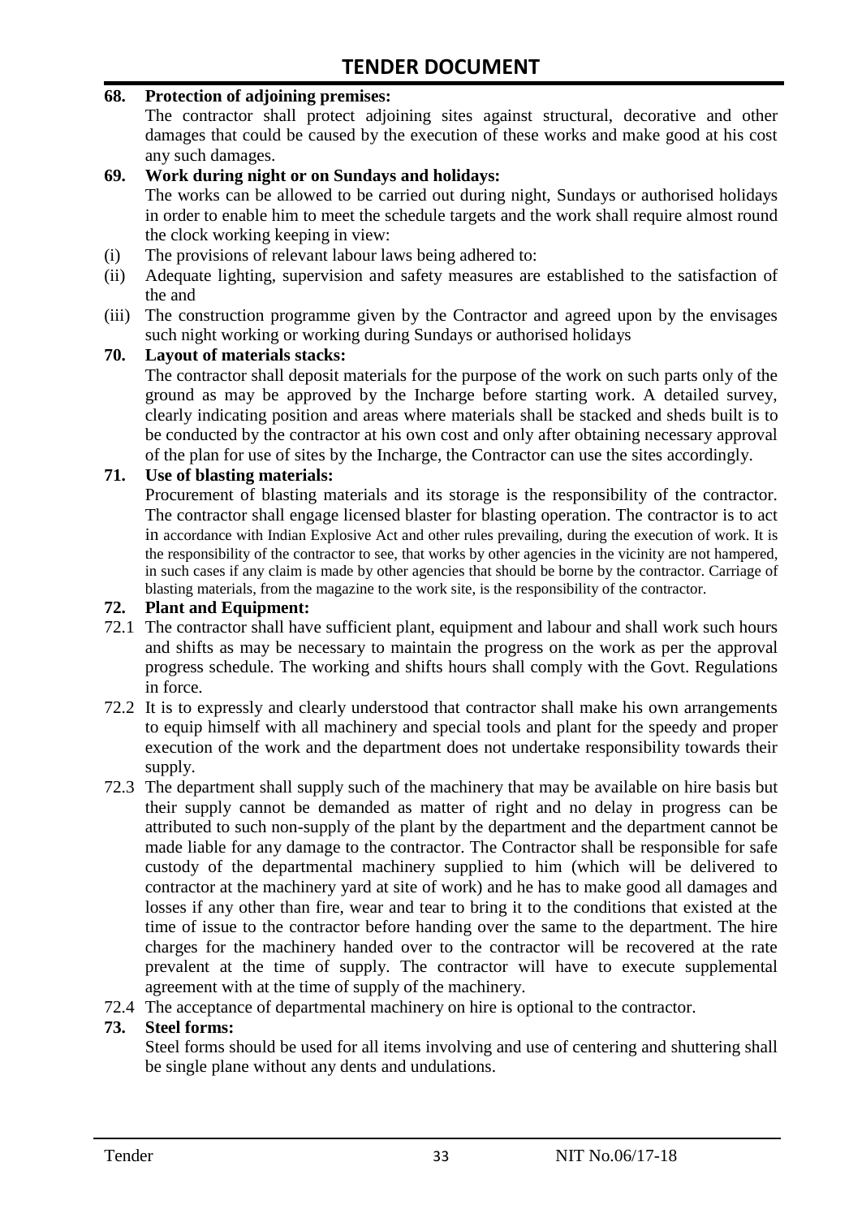**68. Protection of adjoining premises:**

The contractor shall protect adjoining sites against structural, decorative and other damages that could be caused by the execution of these works and make good at his cost any such damages.

**69. Work during night or on Sundays and holidays:**

The works can be allowed to be carried out during night, Sundays or authorised holidays in order to enable him to meet the schedule targets and the work shall require almost round the clock working keeping in view:

(i) The provisions of relevant labour laws being adhered to:

(ii) Adequate lighting, supervision and safety measures are established to the satisfaction of the and

(iii) The construction programme given by the Contractor and agreed upon by the envisages such night working or working during Sundays or authorised holidays

**70. Layout of materials stacks:**

The contractor shall deposit materials for the purpose of the work on such parts only of the ground as may be approved by the Incharge before starting work. A detailed survey, clearly indicating position and areas where materials shall be stacked and sheds built is to be conducted by the contractor at his own cost and only after obtaining necessary approval of the plan for use of sites by the Incharge, the Contractor can use the sites accordingly.

**71. Use of blasting materials:**

Procurement of blasting materials and its storage is the responsibility of the contractor. The contractor shall engage licensed blaster for blasting operation. The contractor is to act in accordance with Indian Explosive Act and other rules prevailing, during the execution of work. It is the responsibility of the contractor to see, that works by other agencies in the vicinity are not hampered, in such cases if any claim is made by other agencies that should be borne by the contractor. Carriage of blasting materials, from the magazine to the work site, is the responsibility of the contractor.

**72. Plant and Equipment:**

72.1 The contractor shall have sufficient plant, equipment and labour and shall work such hours and shifts as may be necessary to maintain the progress on the work as per the approval progress schedule. The working and shifts hours shall comply with the Govt. Regulations in force.

72.2 It is to expressly and clearly understood that contractor shall make his own arrangements to equip himself with all machinery and special tools and plant for the speedy and proper execution of the work and the department does not undertake responsibility towards their supply.

72.3 The department shall supply such of the machinery that may be available on hire basis but their supply cannot be demanded as matter of right and no delay in progress can be attributed to such non-supply of the plant by the department and the department cannot be made liable for any damage to the contractor. The Contractor shall be responsible for safe custody of the departmental machinery supplied to him (which will be delivered to contractor at the machinery yard at site of work) and he has to make good all damages and losses if any other than fire, wear and tear to bring it to the conditions that existed at the time of issue to the contractor before handing over the same to the department. The hire charges for the machinery handed over to the contractor will be recovered at the rate prevalent at the time of supply. The contractor will have to execute supplemental agreement with at the time of supply of the machinery.

72.4 The acceptance of departmental machinery on hire is optional to the contractor.

**73. Steel forms:**

Steel forms should be used for all items involving and use of centering and shuttering shall be single plane without any dents and undulations.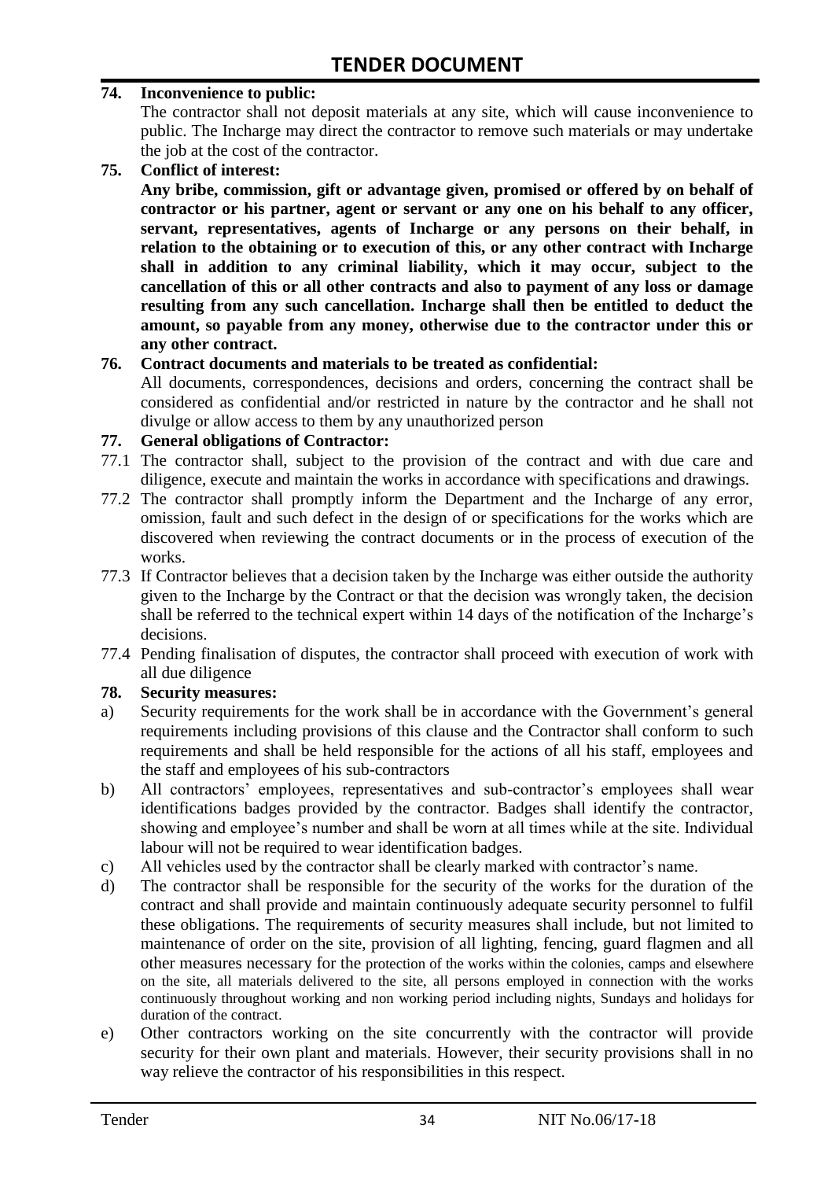**74. Inconvenience to public:**

The contractor shall not deposit materials at any site, which will cause inconvenience to public. The Incharge may direct the contractor to remove such materials or may undertake the job at the cost of the contractor.

**75. Conflict of interest:**

**Any bribe, commission, gift or advantage given, promised or offered by on behalf of contractor or his partner, agent or servant or any one on his behalf to any officer, servant, representatives, agents of Incharge or any persons on their behalf, in relation to the obtaining or to execution of this, or any other contract with Incharge shall in addition to any criminal liability, which it may occur, subject to the cancellation of this or all other contracts and also to payment of any loss or damage resulting from any such cancellation. Incharge shall then be entitled to deduct the amount, so payable from any money, otherwise due to the contractor under this or any other contract.**

**76. Contract documents and materials to be treated as confidential:**

All documents, correspondences, decisions and orders, concerning the contract shall be considered as confidential and/or restricted in nature by the contractor and he shall not divulge or allow access to them by any unauthorized person

**77. General obligations of Contractor:**

77.1 The contractor shall, subject to the provision of the contract and with due care and diligence, execute and maintain the works in accordance with specifications and drawings.

77.2 The contractor shall promptly inform the Department and the Incharge of any error, omission, fault and such defect in the design of or specifications for the works which are discovered when reviewing the contract documents or in the process of execution of the works.

77.3 If Contractor believes that a decision taken by the Incharge was either outside the authority given to the Incharge by the Contract or that the decision was wrongly taken, the decision shall be referred to the technical expert within 14 days of the notification of the Incharge's decisions.

77.4 Pending finalisation of disputes, the contractor shall proceed with execution of work with all due diligence

**78. Security measures:**

a) Security requirements for the work shall be in accordance with the Government's general requirements including provisions of this clause and the Contractor shall conform to such requirements and shall be held responsible for the actions of all his staff, employees and the staff and employees of his sub-contractors

b) All contractors' employees, representatives and sub-contractor's employees shall wear identifications badges provided by the contractor. Badges shall identify the contractor, showing and employee's number and shall be worn at all times while at the site. Individual labour will not be required to wear identification badges.

c) All vehicles used by the contractor shall be clearly marked with contractor's name.

d) The contractor shall be responsible for the security of the works for the duration of the contract and shall provide and maintain continuously adequate security personnel to fulfil these obligations. The requirements of security measures shall include, but not limited to maintenance of order on the site, provision of all lighting, fencing, guard flagmen and all other measures necessary for the protection of the works within the colonies, camps and elsewhere on the site, all materials delivered to the site, all persons employed in connection with the works continuously throughout working and non working period including nights, Sundays and holidays for duration of the contract.

e) Other contractors working on the site concurrently with the contractor will provide security for their own plant and materials. However, their security provisions shall in no way relieve the contractor of his responsibilities in this respect.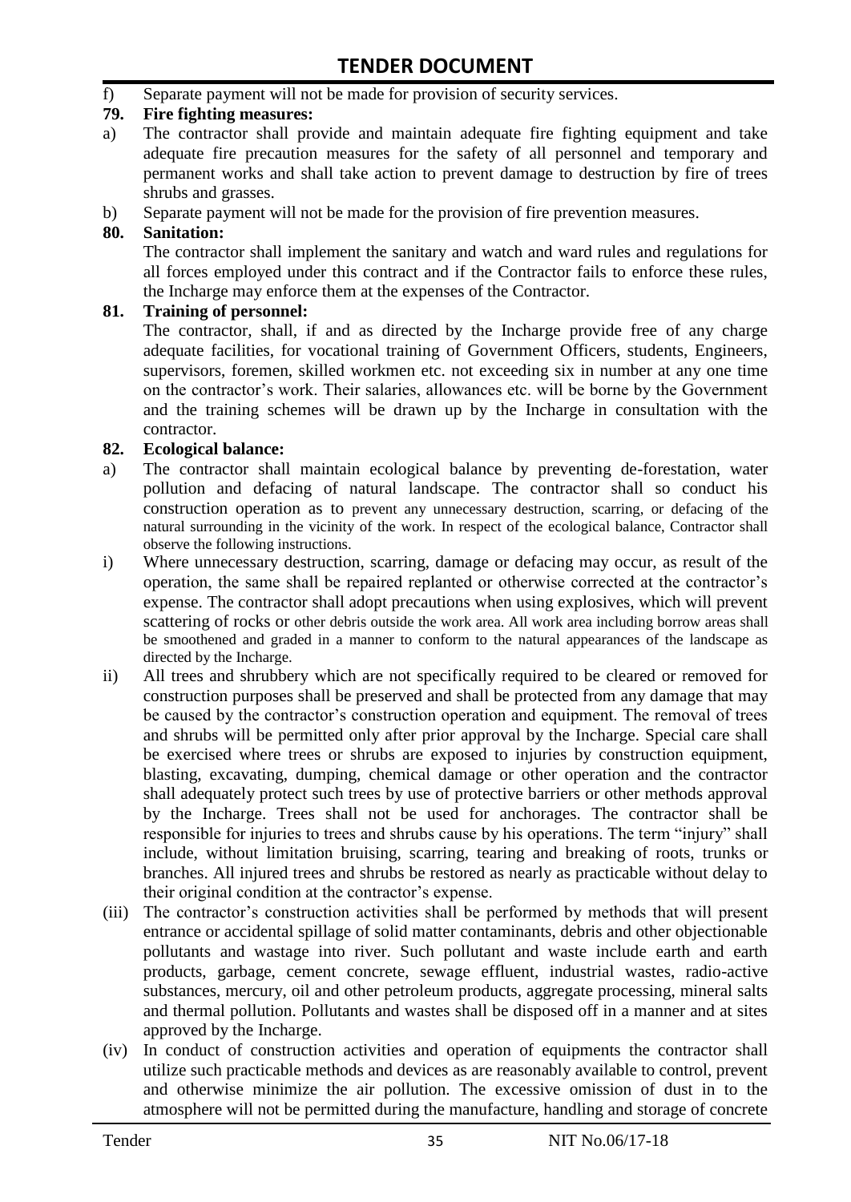f) Separate payment will not be made for provision of security services.

**79. Fire fighting measures:**

a) The contractor shall provide and maintain adequate fire fighting equipment and take adequate fire precaution measures for the safety of all personnel and temporary and permanent works and shall take action to prevent damage to destruction by fire of trees shrubs and grasses.

b) Separate payment will not be made for the provision of fire prevention measures.

**80. Sanitation:**

The contractor shall implement the sanitary and watch and ward rules and regulations for all forces employed under this contract and if the Contractor fails to enforce these rules, the Incharge may enforce them at the expenses of the Contractor.

**81. Training of personnel:**

The contractor, shall, if and as directed by the Incharge provide free of any charge adequate facilities, for vocational training of Government Officers, students, Engineers, supervisors, foremen, skilled workmen etc. not exceeding six in number at any one time on the contractor's work. Their salaries, allowances etc. will be borne by the Government and the training schemes will be drawn up by the Incharge in consultation with the contractor.

**82. Ecological balance:**

a) The contractor shall maintain ecological balance by preventing de-forestation, water pollution and defacing of natural landscape. The contractor shall so conduct his construction operation as to prevent any unnecessary destruction, scarring, or defacing of the natural surrounding in the vicinity of the work. In respect of the ecological balance, Contractor shall observe the following instructions.

i) Where unnecessary destruction, scarring, damage or defacing may occur, as result of the operation, the same shall be repaired replanted or otherwise corrected at the contractor's expense. The contractor shall adopt precautions when using explosives, which will prevent scattering of rocks or other debris outside the work area. All work area including borrow areas shall be smoothened and graded in a manner to conform to the natural appearances of the landscape as directed by the Incharge.

ii) All trees and shrubbery which are not specifically required to be cleared or removed for construction purposes shall be preserved and shall be protected from any damage that may be caused by the contractor's construction operation and equipment. The removal of trees and shrubs will be permitted only after prior approval by the Incharge. Special care shall be exercised where trees or shrubs are exposed to injuries by construction equipment, blasting, excavating, dumping, chemical damage or other operation and the contractor shall adequately protect such trees by use of protective barriers or other methods approval by the Incharge. Trees shall not be used for anchorages. The contractor shall be responsible for injuries to trees and shrubs cause by his operations. The term "injury" shall include, without limitation bruising, scarring, tearing and breaking of roots, trunks or branches. All injured trees and shrubs be restored as nearly as practicable without delay to their original condition at the contractor's expense.

(iii) The contractor's construction activities shall be performed by methods that will present entrance or accidental spillage of solid matter contaminants, debris and other objectionable pollutants and wastage into river. Such pollutant and waste include earth and earth products, garbage, cement concrete, sewage effluent, industrial wastes, radio-active substances, mercury, oil and other petroleum products, aggregate processing, mineral salts and thermal pollution. Pollutants and wastes shall be disposed off in a manner and at sites approved by the Incharge.

(iv) In conduct of construction activities and operation of equipments the contractor shall utilize such practicable methods and devices as are reasonably available to control, prevent and otherwise minimize the air pollution. The excessive omission of dust in to the atmosphere will not be permitted during the manufacture, handling and storage of concrete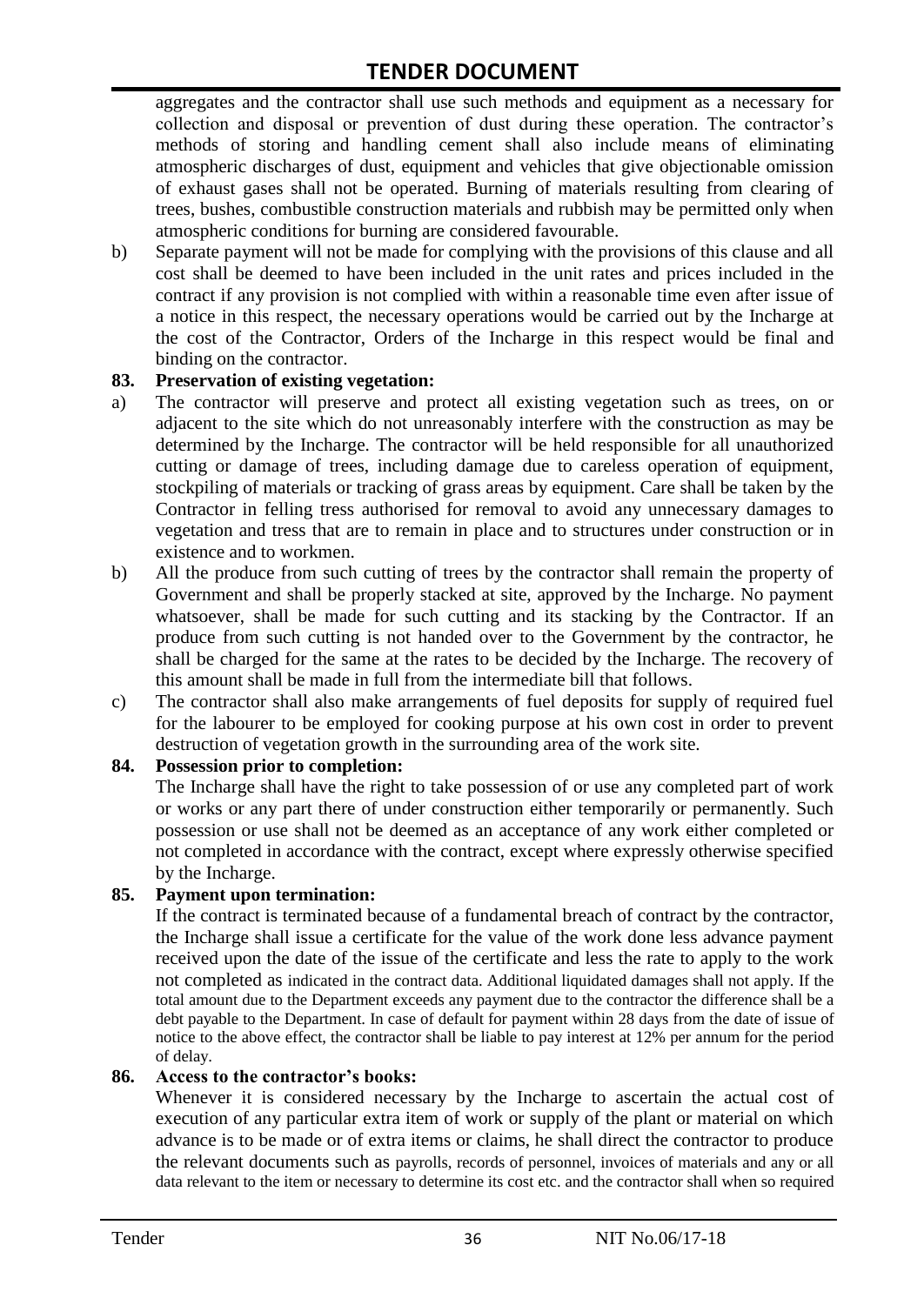aggregates and the contractor shall use such methods and equipment as a necessary for collection and disposal or prevention of dust during these operation. The contractor's methods of storing and handling cement shall also include means of eliminating atmospheric discharges of dust, equipment and vehicles that give objectionable omission of exhaust gases shall not be operated. Burning of materials resulting from clearing of trees, bushes, combustible construction materials and rubbish may be permitted only when atmospheric conditions for burning are considered favourable.

b) Separate payment will not be made for complying with the provisions of this clause and all cost shall be deemed to have been included in the unit rates and prices included in the contract if any provision is not complied with within a reasonable time even after issue of a notice in this respect, the necessary operations would be carried out by the Incharge at the cost of the Contractor, Orders of the Incharge in this respect would be final and binding on the contractor.

**83. Preservation of existing vegetation:**

a) The contractor will preserve and protect all existing vegetation such as trees, on or adjacent to the site which do not unreasonably interfere with the construction as may be determined by the Incharge. The contractor will be held responsible for all unauthorized cutting or damage of trees, including damage due to careless operation of equipment, stockpiling of materials or tracking of grass areas by equipment. Care shall be taken by the Contractor in felling tress authorised for removal to avoid any unnecessary damages to vegetation and tress that are to remain in place and to structures under construction or in existence and to workmen.

b) All the produce from such cutting of trees by the contractor shall remain the property of Government and shall be properly stacked at site, approved by the Incharge. No payment whatsoever, shall be made for such cutting and its stacking by the Contractor. If an produce from such cutting is not handed over to the Government by the contractor, he shall be charged for the same at the rates to be decided by the Incharge. The recovery of this amount shall be made in full from the intermediate bill that follows.

c) The contractor shall also make arrangements of fuel deposits for supply of required fuel for the labourer to be employed for cooking purpose at his own cost in order to prevent destruction of vegetation growth in the surrounding area of the work site.

**84. Possession prior to completion:**

The Incharge shall have the right to take possession of or use any completed part of work or works or any part there of under construction either temporarily or permanently. Such possession or use shall not be deemed as an acceptance of any work either completed or not completed in accordance with the contract, except where expressly otherwise specified by the Incharge.

**85. Payment upon termination:**

If the contract is terminated because of a fundamental breach of contract by the contractor, the Incharge shall issue a certificate for the value of the work done less advance payment received upon the date of the issue of the certificate and less the rate to apply to the work not completed as indicated in the contract data. Additional liquidated damages shall not apply. If the total amount due to the Department exceeds any payment due to the contractor the difference shall be a debt payable to the Department. In case of default for payment within 28 days from the date of issue of notice to the above effect, the contractor shall be liable to pay interest at 12% per annum for the period of delay.

**86. Access to the contractor's books:**

Whenever it is considered necessary by the Incharge to ascertain the actual cost of execution of any particular extra item of work or supply of the plant or material on which advance is to be made or of extra items or claims, he shall direct the contractor to produce the relevant documents such as payrolls, records of personnel, invoices of materials and any or all data relevant to the item or necessary to determine its cost etc. and the contractor shall when so required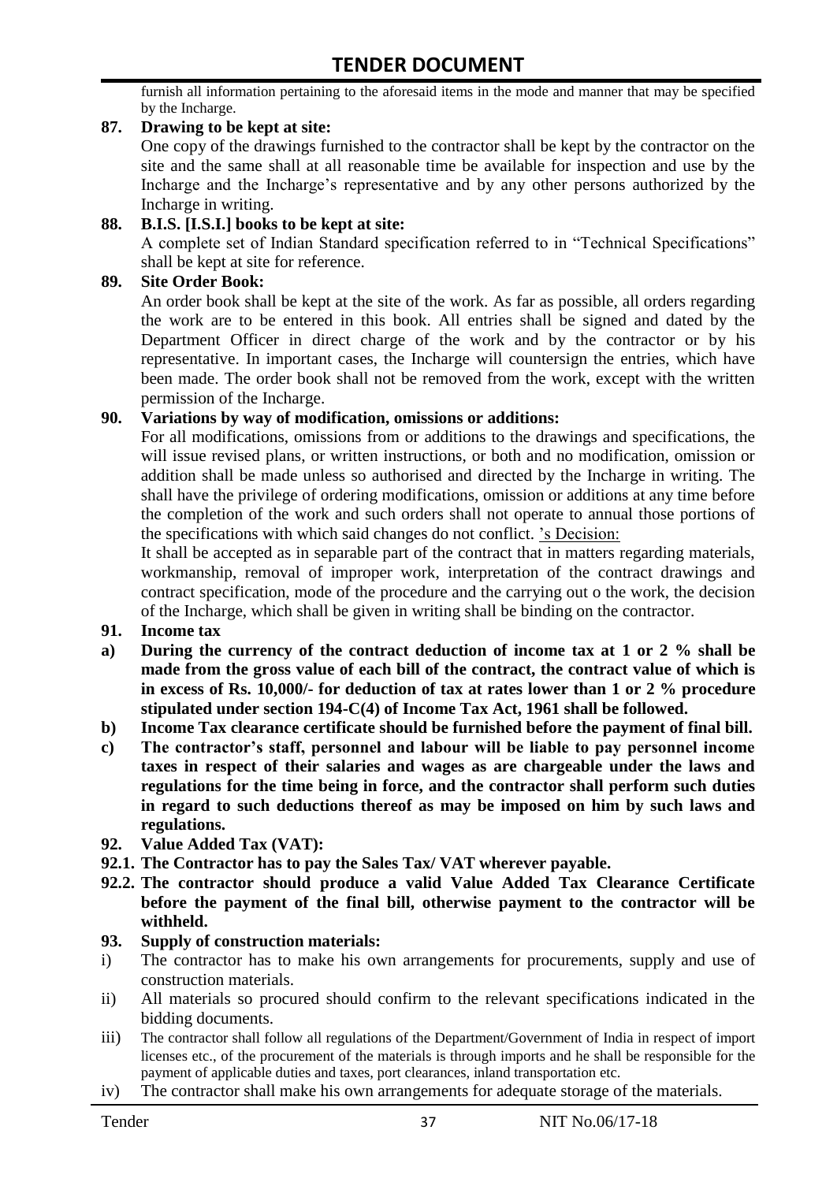furnish all information pertaining to the aforesaid items in the mode and manner that may be specified by the Incharge.

**87. Drawing to be kept at site:**

One copy of the drawings furnished to the contractor shall be kept by the contractor on the site and the same shall at all reasonable time be available for inspection and use by the Incharge and the Incharge's representative and by any other persons authorized by the Incharge in writing.

**88. B.I.S. [I.S.I.] books to be kept at site:**

A complete set of Indian Standard specification referred to in "Technical Specifications" shall be kept at site for reference.

**89. Site Order Book:**

An order book shall be kept at the site of the work. As far as possible, all orders regarding the work are to be entered in this book. All entries shall be signed and dated by the Department Officer in direct charge of the work and by the contractor or by his representative. In important cases, the Incharge will countersign the entries, which have been made. The order book shall not be removed from the work, except with the written permission of the Incharge.

**90. Variations by way of modification, omissions or additions:**

For all modifications, omissions from or additions to the drawings and specifications, the will issue revised plans, or written instructions, or both and no modification, omission or addition shall be made unless so authorised and directed by the Incharge in writing. The shall have the privilege of ordering modifications, omission or additions at any time before the completion of the work and such orders shall not operate to annual those portions of the specifications with which said changes do not conflict. 's Decision:

It shall be accepted as in separable part of the contract that in matters regarding materials, workmanship, removal of improper work, interpretation of the contract drawings and contract specification, mode of the procedure and the carrying out o the work, the decision of the Incharge, which shall be given in writing shall be binding on the contractor.

**91. Income tax**

**a) During the currency of the contract deduction of income tax at 1 or 2 % shall be made from the gross value of each bill of the contract, the contract value of which is in excess of Rs. 10,000/- for deduction of tax at rates lower than 1 or 2 % procedure stipulated under section 194-C(4) of Income Tax Act, 1961 shall be followed.**

**b) Income Tax clearance certificate should be furnished before the payment of final bill.**

**c) The contractor's staff, personnel and labour will be liable to pay personnel income taxes in respect of their salaries and wages as are chargeable under the laws and regulations for the time being in force, and the contractor shall perform such duties in regard to such deductions thereof as may be imposed on him by such laws and regulations.**

**92. Value Added Tax (VAT):**

**92.1. The Contractor has to pay the Sales Tax/ VAT wherever payable.**

**92.2. The contractor should produce a valid Value Added Tax Clearance Certificate before the payment of the final bill, otherwise payment to the contractor will be withheld.**

**93. Supply of construction materials:**

i) The contractor has to make his own arrangements for procurements, supply and use of construction materials.

ii) All materials so procured should confirm to the relevant specifications indicated in the bidding documents.

iii) The contractor shall follow all regulations of the Department/Government of India in respect of import licenses etc., of the procurement of the materials is through imports and he shall be responsible for the payment of applicable duties and taxes, port clearances, inland transportation etc.

iv) The contractor shall make his own arrangements for adequate storage of the materials.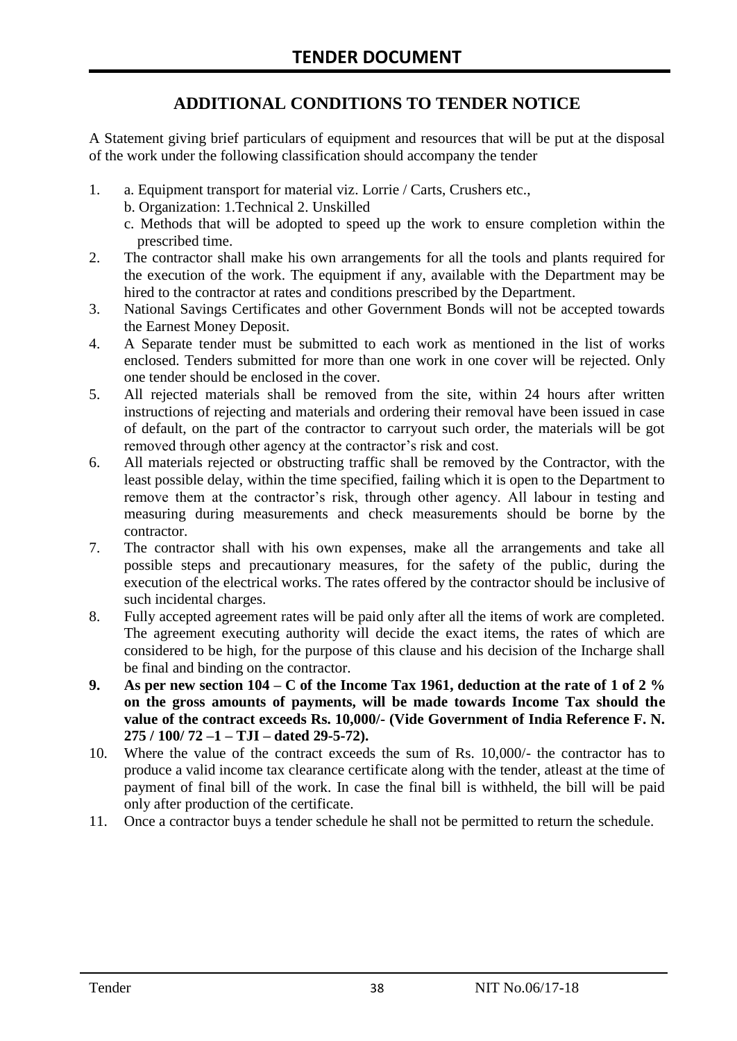# TENDER DOCUMENT

## ADDITIONAL CONDITIONS TO TENDER NOTICE

A Statement giving brief particulars of equipment and resources that will be put at the disposal of the work under the following classification should accompany the tender

1. a. Equipment transport for material viz. Lorrie / Carts, Crushers etc.,
   b. Organization: 1.Technical 2. Unskilled
   c. Methods that will be adopted to speed up the work to ensure completion within the prescribed time.
2. The contractor shall make his own arrangements for all the tools and plants required for the execution of the work. The equipment if any, available with the Department may be hired to the contractor at rates and conditions prescribed by the Department.
3. National Savings Certificates and other Government Bonds will not be accepted towards the Earnest Money Deposit.
4. A Separate tender must be submitted to each work as mentioned in the list of works enclosed. Tenders submitted for more than one work in one cover will be rejected. Only one tender should be enclosed in the cover.
5. All rejected materials shall be removed from the site, within 24 hours after written instructions of rejecting and materials and ordering their removal have been issued in case of default, on the part of the contractor to carryout such order, the materials will be got removed through other agency at the contractor's risk and cost.
6. All materials rejected or obstructing traffic shall be removed by the Contractor, with the least possible delay, within the time specified, failing which it is open to the Department to remove them at the contractor's risk, through other agency. All labour in testing and measuring during measurements and check measurements should be borne by the contractor.
7. The contractor shall with his own expenses, make all the arrangements and take all possible steps and precautionary measures, for the safety of the public, during the execution of the electrical works. The rates offered by the contractor should be inclusive of such incidental charges.
8. Fully accepted agreement rates will be paid only after all the items of work are completed. The agreement executing authority will decide the exact items, the rates of which are considered to be high, for the purpose of this clause and his decision of the Incharge shall be final and binding on the contractor.
9. **As per new section 104 – C of the Income Tax 1961, deduction at the rate of 1 of 2 % on the gross amounts of payments, will be made towards Income Tax should the value of the contract exceeds Rs. 10,000/- (Vide Government of India Reference F. N. 275 / 100/ 72 –1 – TJI – dated 29-5-72).**
10. Where the value of the contract exceeds the sum of Rs. 10,000/- the contractor has to produce a valid income tax clearance certificate along with the tender, atleast at the time of payment of final bill of the work. In case the final bill is withheld, the bill will be paid only after production of the certificate.
11. Once a contractor buys a tender schedule he shall not be permitted to return the schedule.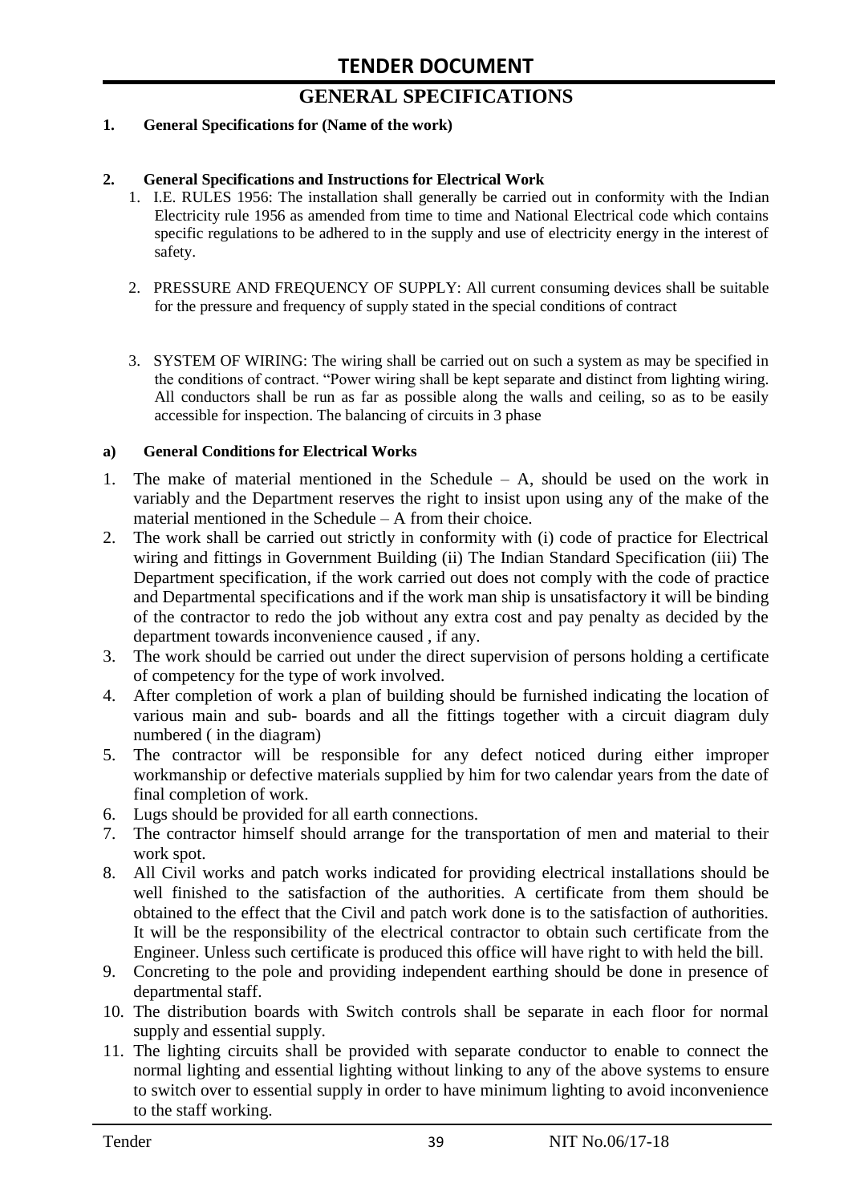# TENDER DOCUMENT

## GENERAL SPECIFICATIONS

**1. General Specifications for (Name of the work)**

**2. General Specifications and Instructions for Electrical Work**

1. I.E. RULES 1956: The installation shall generally be carried out in conformity with the Indian Electricity rule 1956 as amended from time to time and National Electrical code which contains specific regulations to be adhered to in the supply and use of electricity energy in the interest of safety.

2. PRESSURE AND FREQUENCY OF SUPPLY: All current consuming devices shall be suitable for the pressure and frequency of supply stated in the special conditions of contract

3. SYSTEM OF WIRING: The wiring shall be carried out on such a system as may be specified in the conditions of contract. "Power wiring shall be kept separate and distinct from lighting wiring. All conductors shall be run as far as possible along the walls and ceiling, so as to be easily accessible for inspection. The balancing of circuits in 3 phase

**a) General Conditions for Electrical Works**

1. The make of material mentioned in the Schedule – A, should be used on the work in variably and the Department reserves the right to insist upon using any of the make of the material mentioned in the Schedule – A from their choice.
2. The work shall be carried out strictly in conformity with (i) code of practice for Electrical wiring and fittings in Government Building (ii) The Indian Standard Specification (iii) The Department specification, if the work carried out does not comply with the code of practice and Departmental specifications and if the work man ship is unsatisfactory it will be binding of the contractor to redo the job without any extra cost and pay penalty as decided by the department towards inconvenience caused , if any.
3. The work should be carried out under the direct supervision of persons holding a certificate of competency for the type of work involved.
4. After completion of work a plan of building should be furnished indicating the location of various main and sub- boards and all the fittings together with a circuit diagram duly numbered ( in the diagram)
5. The contractor will be responsible for any defect noticed during either improper workmanship or defective materials supplied by him for two calendar years from the date of final completion of work.
6. Lugs should be provided for all earth connections.
7. The contractor himself should arrange for the transportation of men and material to their work spot.
8. All Civil works and patch works indicated for providing electrical installations should be well finished to the satisfaction of the authorities. A certificate from them should be obtained to the effect that the Civil and patch work done is to the satisfaction of authorities. It will be the responsibility of the electrical contractor to obtain such certificate from the Engineer. Unless such certificate is produced this office will have right to with held the bill.
9. Concreting to the pole and providing independent earthing should be done in presence of departmental staff.
10. The distribution boards with Switch controls shall be separate in each floor for normal supply and essential supply.
11. The lighting circuits shall be provided with separate conductor to enable to connect the normal lighting and essential lighting without linking to any of the above systems to ensure to switch over to essential supply in order to have minimum lighting to avoid inconvenience to the staff working.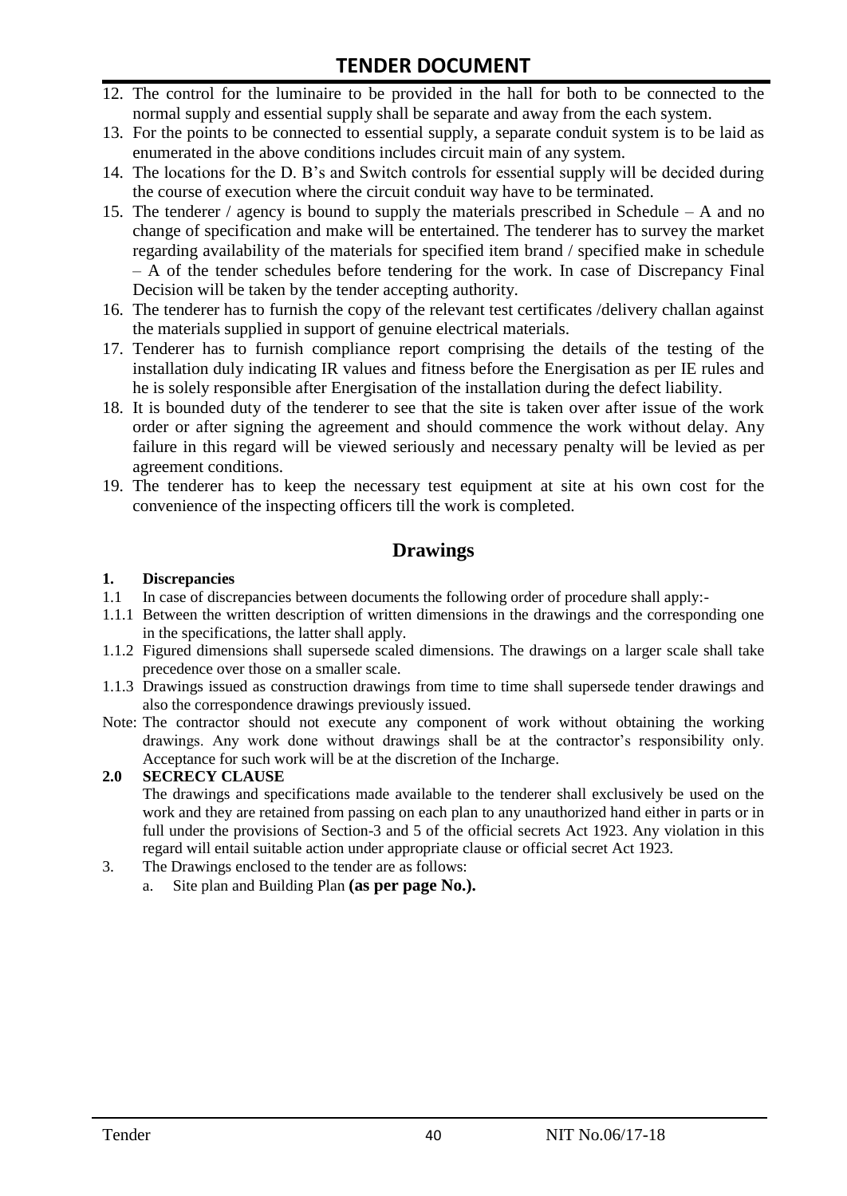12. The control for the luminaire to be provided in the hall for both to be connected to the normal supply and essential supply shall be separate and away from the each system.
13. For the points to be connected to essential supply, a separate conduit system is to be laid as enumerated in the above conditions includes circuit main of any system.
14. The locations for the D. B's and Switch controls for essential supply will be decided during the course of execution where the circuit conduit way have to be terminated.
15. The tenderer / agency is bound to supply the materials prescribed in Schedule – A and no change of specification and make will be entertained. The tenderer has to survey the market regarding availability of the materials for specified item brand / specified make in schedule – A of the tender schedules before tendering for the work. In case of Discrepancy Final Decision will be taken by the tender accepting authority.
16. The tenderer has to furnish the copy of the relevant test certificates /delivery challan against the materials supplied in support of genuine electrical materials.
17. Tenderer has to furnish compliance report comprising the details of the testing of the installation duly indicating IR values and fitness before the Energisation as per IE rules and he is solely responsible after Energisation of the installation during the defect liability.
18. It is bounded duty of the tenderer to see that the site is taken over after issue of the work order or after signing the agreement and should commence the work without delay. Any failure in this regard will be viewed seriously and necessary penalty will be levied as per agreement conditions.
19. The tenderer has to keep the necessary test equipment at site at his own cost for the convenience of the inspecting officers till the work is completed.

## Drawings

**1. Discrepancies**

1.1 In case of discrepancies between documents the following order of procedure shall apply:-

1.1.1 Between the written description of written dimensions in the drawings and the corresponding one in the specifications, the latter shall apply.

1.1.2 Figured dimensions shall supersede scaled dimensions. The drawings on a larger scale shall take precedence over those on a smaller scale.

1.1.3 Drawings issued as construction drawings from time to time shall supersede tender drawings and also the correspondence drawings previously issued.

Note: The contractor should not execute any component of work without obtaining the working drawings. Any work done without drawings shall be at the contractor's responsibility only. Acceptance for such work will be at the discretion of the Incharge.

**2.0 SECRECY CLAUSE**

The drawings and specifications made available to the tenderer shall exclusively be used on the work and they are retained from passing on each plan to any unauthorized hand either in parts or in full under the provisions of Section-3 and 5 of the official secrets Act 1923. Any violation in this regard will entail suitable action under appropriate clause or official secret Act 1923.

3. The Drawings enclosed to the tender are as follows:
   a. Site plan and Building Plan **(as per page No.).**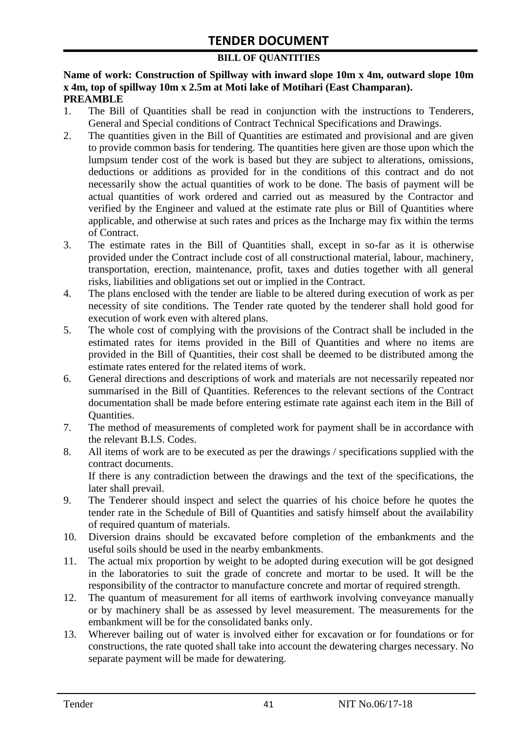# TENDER DOCUMENT

**BILL OF QUANTITIES**

**Name of work: Construction of Spillway with inward slope 10m x 4m, outward slope 10m x 4m, top of spillway 10m x 2.5m at Moti lake of Motihari (East Champaran).**

**PREAMBLE**

1. The Bill of Quantities shall be read in conjunction with the instructions to Tenderers, General and Special conditions of Contract Technical Specifications and Drawings.
2. The quantities given in the Bill of Quantities are estimated and provisional and are given to provide common basis for tendering. The quantities here given are those upon which the lumpsum tender cost of the work is based but they are subject to alterations, omissions, deductions or additions as provided for in the conditions of this contract and do not necessarily show the actual quantities of work to be done. The basis of payment will be actual quantities of work ordered and carried out as measured by the Contractor and verified by the Engineer and valued at the estimate rate plus or Bill of Quantities where applicable, and otherwise at such rates and prices as the Incharge may fix within the terms of Contract.
3. The estimate rates in the Bill of Quantities shall, except in so-far as it is otherwise provided under the Contract include cost of all constructional material, labour, machinery, transportation, erection, maintenance, profit, taxes and duties together with all general risks, liabilities and obligations set out or implied in the Contract.
4. The plans enclosed with the tender are liable to be altered during execution of work as per necessity of site conditions. The Tender rate quoted by the tenderer shall hold good for execution of work even with altered plans.
5. The whole cost of complying with the provisions of the Contract shall be included in the estimated rates for items provided in the Bill of Quantities and where no items are provided in the Bill of Quantities, their cost shall be deemed to be distributed among the estimate rates entered for the related items of work.
6. General directions and descriptions of work and materials are not necessarily repeated nor summarised in the Bill of Quantities. References to the relevant sections of the Contract documentation shall be made before entering estimate rate against each item in the Bill of Quantities.
7. The method of measurements of completed work for payment shall be in accordance with the relevant B.I.S. Codes.
8. All items of work are to be executed as per the drawings / specifications supplied with the contract documents.

   If there is any contradiction between the drawings and the text of the specifications, the later shall prevail.
9. The Tenderer should inspect and select the quarries of his choice before he quotes the tender rate in the Schedule of Bill of Quantities and satisfy himself about the availability of required quantum of materials.
10. Diversion drains should be excavated before completion of the embankments and the useful soils should be used in the nearby embankments.
11. The actual mix proportion by weight to be adopted during execution will be got designed in the laboratories to suit the grade of concrete and mortar to be used. It will be the responsibility of the contractor to manufacture concrete and mortar of required strength.
12. The quantum of measurement for all items of earthwork involving conveyance manually or by machinery shall be as assessed by level measurement. The measurements for the embankment will be for the consolidated banks only.
13. Wherever bailing out of water is involved either for excavation or for foundations or for constructions, the rate quoted shall take into account the dewatering charges necessary. No separate payment will be made for dewatering.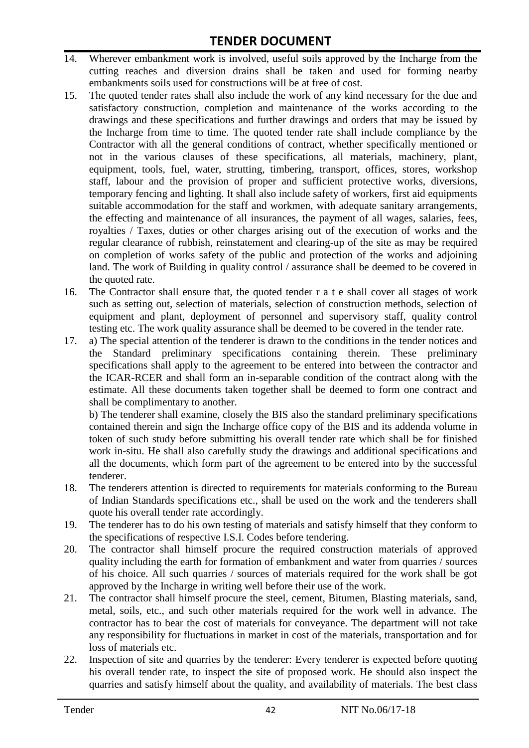14. Wherever embankment work is involved, useful soils approved by the Incharge from the cutting reaches and diversion drains shall be taken and used for forming nearby embankments soils used for constructions will be at free of cost.
15. The quoted tender rates shall also include the work of any kind necessary for the due and satisfactory construction, completion and maintenance of the works according to the drawings and these specifications and further drawings and orders that may be issued by the Incharge from time to time. The quoted tender rate shall include compliance by the Contractor with all the general conditions of contract, whether specifically mentioned or not in the various clauses of these specifications, all materials, machinery, plant, equipment, tools, fuel, water, strutting, timbering, transport, offices, stores, workshop staff, labour and the provision of proper and sufficient protective works, diversions, temporary fencing and lighting. It shall also include safety of workers, first aid equipments suitable accommodation for the staff and workmen, with adequate sanitary arrangements, the effecting and maintenance of all insurances, the payment of all wages, salaries, fees, royalties / Taxes, duties or other charges arising out of the execution of works and the regular clearance of rubbish, reinstatement and clearing-up of the site as may be required on completion of works safety of the public and protection of the works and adjoining land. The work of Building in quality control / assurance shall be deemed to be covered in the quoted rate.
16. The Contractor shall ensure that, the quoted tender r a t e shall cover all stages of work such as setting out, selection of materials, selection of construction methods, selection of equipment and plant, deployment of personnel and supervisory staff, quality control testing etc. The work quality assurance shall be deemed to be covered in the tender rate.
17. a) The special attention of the tenderer is drawn to the conditions in the tender notices and the Standard preliminary specifications containing therein. These preliminary specifications shall apply to the agreement to be entered into between the contractor and the ICAR-RCER and shall form an in-separable condition of the contract along with the estimate. All these documents taken together shall be deemed to form one contract and shall be complimentary to another.

    b) The tenderer shall examine, closely the BIS also the standard preliminary specifications contained therein and sign the Incharge office copy of the BIS and its addenda volume in token of such study before submitting his overall tender rate which shall be for finished work in-situ. He shall also carefully study the drawings and additional specifications and all the documents, which form part of the agreement to be entered into by the successful tenderer.
18. The tenderers attention is directed to requirements for materials conforming to the Bureau of Indian Standards specifications etc., shall be used on the work and the tenderers shall quote his overall tender rate accordingly.
19. The tenderer has to do his own testing of materials and satisfy himself that they conform to the specifications of respective I.S.I. Codes before tendering.
20. The contractor shall himself procure the required construction materials of approved quality including the earth for formation of embankment and water from quarries / sources of his choice. All such quarries / sources of materials required for the work shall be got approved by the Incharge in writing well before their use of the work.
21. The contractor shall himself procure the steel, cement, Bitumen, Blasting materials, sand, metal, soils, etc., and such other materials required for the work well in advance. The contractor has to bear the cost of materials for conveyance. The department will not take any responsibility for fluctuations in market in cost of the materials, transportation and for loss of materials etc.
22. Inspection of site and quarries by the tenderer: Every tenderer is expected before quoting his overall tender rate, to inspect the site of proposed work. He should also inspect the quarries and satisfy himself about the quality, and availability of materials. The best class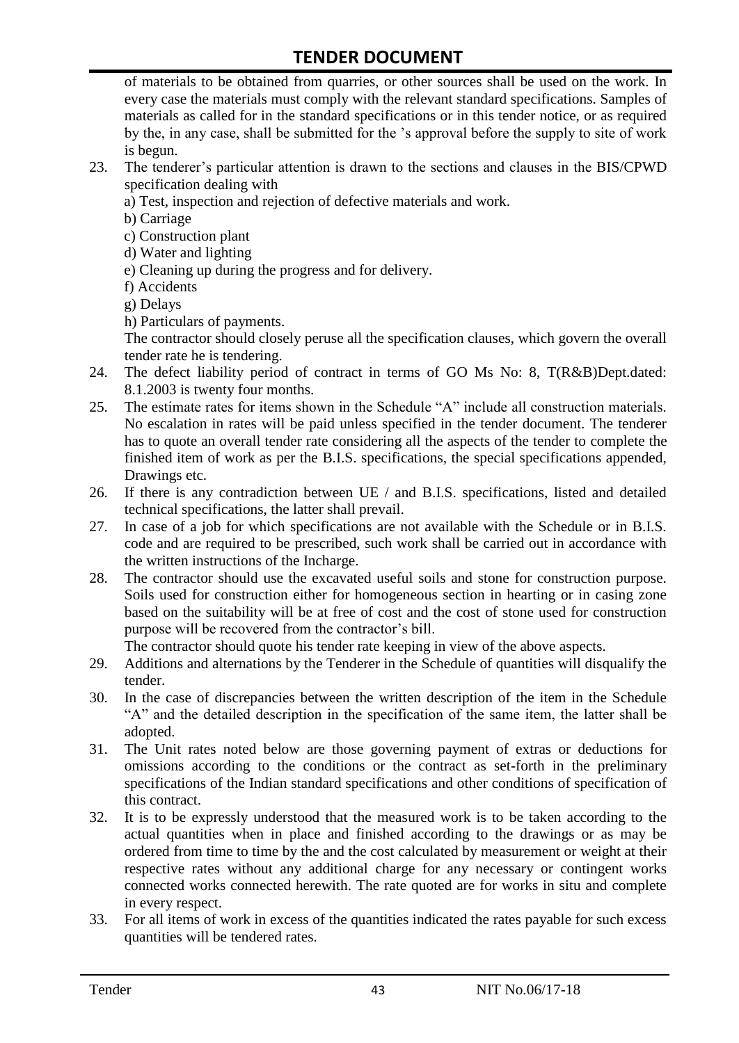of materials to be obtained from quarries, or other sources shall be used on the work. In every case the materials must comply with the relevant standard specifications. Samples of materials as called for in the standard specifications or in this tender notice, or as required by the, in any case, shall be submitted for the 's approval before the supply to site of work is begun.

23. The tenderer's particular attention is drawn to the sections and clauses in the BIS/CPWD specification dealing with
    a) Test, inspection and rejection of defective materials and work.
    b) Carriage
    c) Construction plant
    d) Water and lighting
    e) Cleaning up during the progress and for delivery.
    f) Accidents
    g) Delays
    h) Particulars of payments.

    The contractor should closely peruse all the specification clauses, which govern the overall tender rate he is tendering.
24. The defect liability period of contract in terms of GO Ms No: 8, T(R&B)Dept.dated: 8.1.2003 is twenty four months.
25. The estimate rates for items shown in the Schedule "A" include all construction materials. No escalation in rates will be paid unless specified in the tender document. The tenderer has to quote an overall tender rate considering all the aspects of the tender to complete the finished item of work as per the B.I.S. specifications, the special specifications appended, Drawings etc.
26. If there is any contradiction between UE / and B.I.S. specifications, listed and detailed technical specifications, the latter shall prevail.
27. In case of a job for which specifications are not available with the Schedule or in B.I.S. code and are required to be prescribed, such work shall be carried out in accordance with the written instructions of the Incharge.
28. The contractor should use the excavated useful soils and stone for construction purpose. Soils used for construction either for homogeneous section in hearting or in casing zone based on the suitability will be at free of cost and the cost of stone used for construction purpose will be recovered from the contractor's bill.

    The contractor should quote his tender rate keeping in view of the above aspects.
29. Additions and alternations by the Tenderer in the Schedule of quantities will disqualify the tender.
30. In the case of discrepancies between the written description of the item in the Schedule "A" and the detailed description in the specification of the same item, the latter shall be adopted.
31. The Unit rates noted below are those governing payment of extras or deductions for omissions according to the conditions or the contract as set-forth in the preliminary specifications of the Indian standard specifications and other conditions of specification of this contract.
32. It is to be expressly understood that the measured work is to be taken according to the actual quantities when in place and finished according to the drawings or as may be ordered from time to time by the and the cost calculated by measurement or weight at their respective rates without any additional charge for any necessary or contingent works connected works connected herewith. The rate quoted are for works in situ and complete in every respect.
33. For all items of work in excess of the quantities indicated the rates payable for such excess quantities will be tendered rates.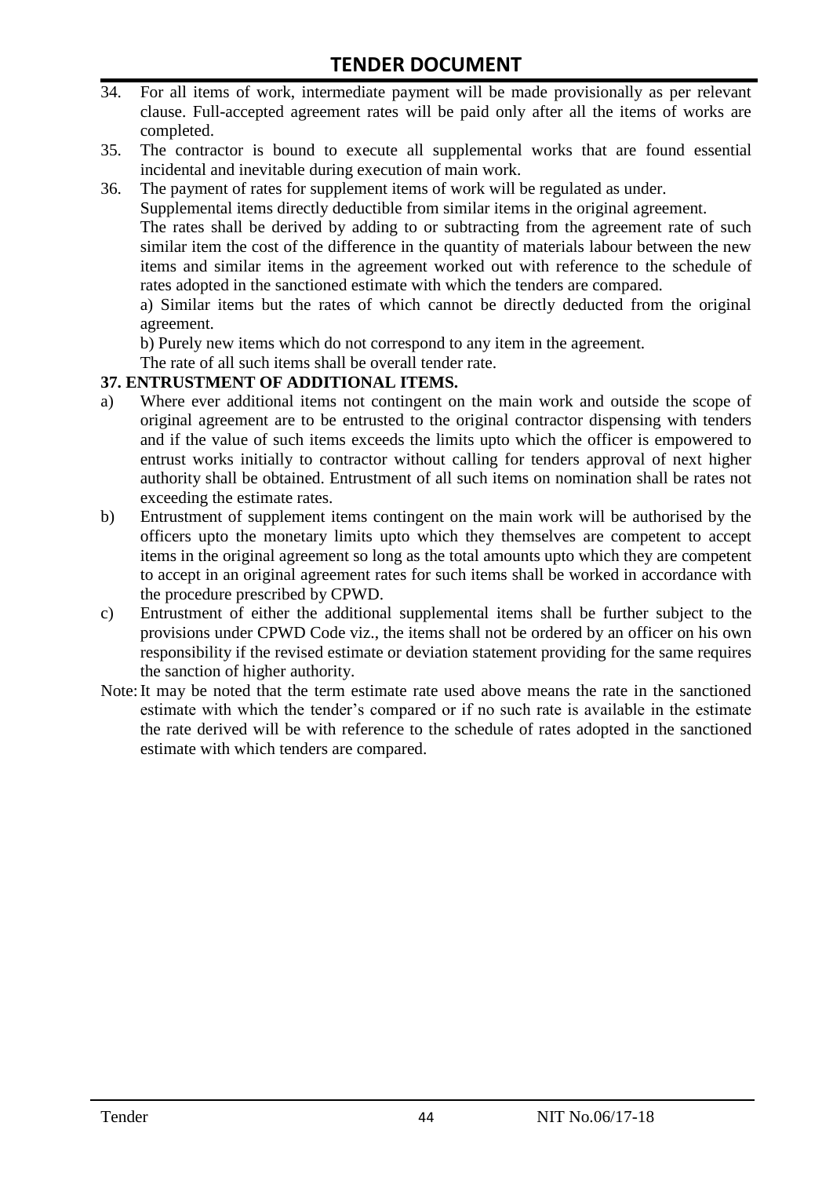34. For all items of work, intermediate payment will be made provisionally as per relevant clause. Full-accepted agreement rates will be paid only after all the items of works are completed.
35. The contractor is bound to execute all supplemental works that are found essential incidental and inevitable during execution of main work.
36. The payment of rates for supplement items of work will be regulated as under.

    Supplemental items directly deductible from similar items in the original agreement.

    The rates shall be derived by adding to or subtracting from the agreement rate of such similar item the cost of the difference in the quantity of materials labour between the new items and similar items in the agreement worked out with reference to the schedule of rates adopted in the sanctioned estimate with which the tenders are compared.

    a) Similar items but the rates of which cannot be directly deducted from the original agreement.

    b) Purely new items which do not correspond to any item in the agreement.

    The rate of all such items shall be overall tender rate.

**37. ENTRUSTMENT OF ADDITIONAL ITEMS.**

a) Where ever additional items not contingent on the main work and outside the scope of original agreement are to be entrusted to the original contractor dispensing with tenders and if the value of such items exceeds the limits upto which the officer is empowered to entrust works initially to contractor without calling for tenders approval of next higher authority shall be obtained. Entrustment of all such items on nomination shall be rates not exceeding the estimate rates.

b) Entrustment of supplement items contingent on the main work will be authorised by the officers upto the monetary limits upto which they themselves are competent to accept items in the original agreement so long as the total amounts upto which they are competent to accept in an original agreement rates for such items shall be worked in accordance with the procedure prescribed by CPWD.

c) Entrustment of either the additional supplemental items shall be further subject to the provisions under CPWD Code viz., the items shall not be ordered by an officer on his own responsibility if the revised estimate or deviation statement providing for the same requires the sanction of higher authority.

Note: It may be noted that the term estimate rate used above means the rate in the sanctioned estimate with which the tender's compared or if no such rate is available in the estimate the rate derived will be with reference to the schedule of rates adopted in the sanctioned estimate with which tenders are compared.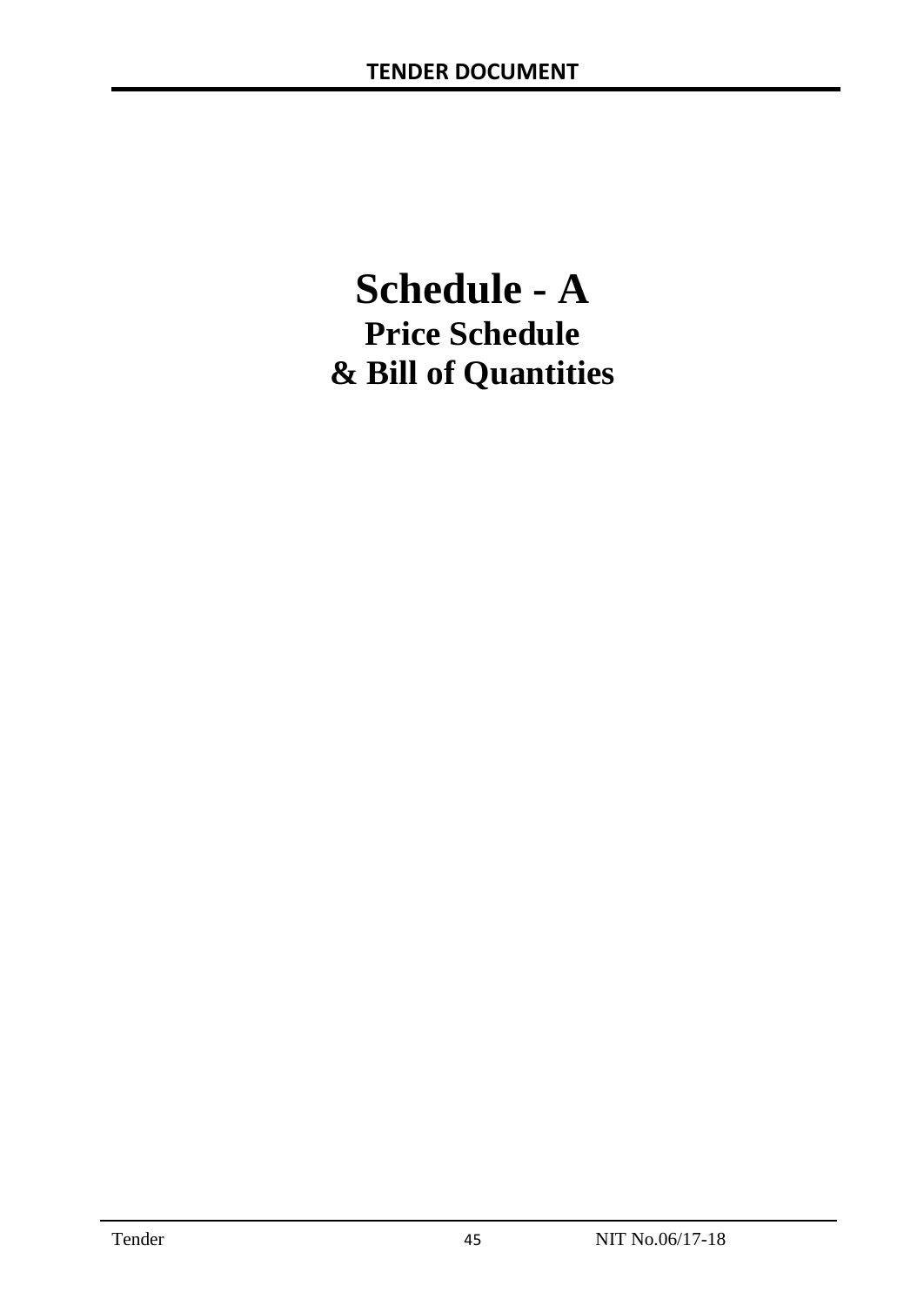# Schedule - A

## Price Schedule

## & Bill of Quantities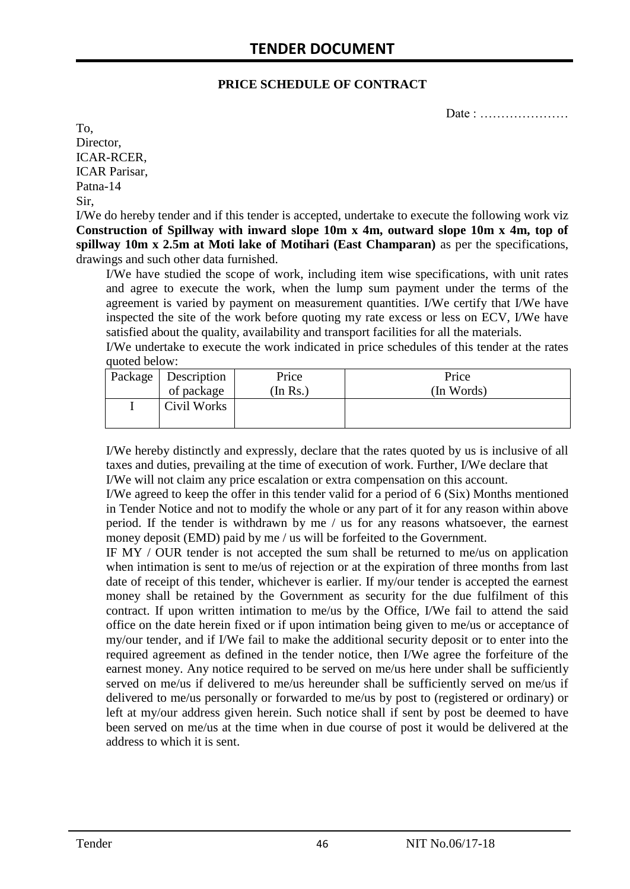## PRICE SCHEDULE OF CONTRACT

Date : …………………

To,
Director,
ICAR-RCER,
ICAR Parisar,
Patna-14
Sir,

I/We do hereby tender and if this tender is accepted, undertake to execute the following work viz **Construction of Spillway with inward slope 10m x 4m, outward slope 10m x 4m, top of spillway 10m x 2.5m at Moti lake of Motihari (East Champaran)** as per the specifications, drawings and such other data furnished.

I/We have studied the scope of work, including item wise specifications, with unit rates and agree to execute the work, when the lump sum payment under the terms of the agreement is varied by payment on measurement quantities. I/We certify that I/We have inspected the site of the work before quoting my rate excess or less on ECV, I/We have satisfied about the quality, availability and transport facilities for all the materials.

I/We undertake to execute the work indicated in price schedules of this tender at the rates quoted below:

| Package | Description of package | Price (In Rs.) | Price (In Words) |
|---|---|---|---|
| I | Civil Works | | |

I/We hereby distinctly and expressly, declare that the rates quoted by us is inclusive of all taxes and duties, prevailing at the time of execution of work. Further, I/We declare that I/We will not claim any price escalation or extra compensation on this account.

I/We agreed to keep the offer in this tender valid for a period of 6 (Six) Months mentioned in Tender Notice and not to modify the whole or any part of it for any reason within above period. If the tender is withdrawn by me / us for any reasons whatsoever, the earnest money deposit (EMD) paid by me / us will be forfeited to the Government.

IF MY / OUR tender is not accepted the sum shall be returned to me/us on application when intimation is sent to me/us of rejection or at the expiration of three months from last date of receipt of this tender, whichever is earlier. If my/our tender is accepted the earnest money shall be retained by the Government as security for the due fulfilment of this contract. If upon written intimation to me/us by the Office, I/We fail to attend the said office on the date herein fixed or if upon intimation being given to me/us or acceptance of my/our tender, and if I/We fail to make the additional security deposit or to enter into the required agreement as defined in the tender notice, then I/We agree the forfeiture of the earnest money. Any notice required to be served on me/us here under shall be sufficiently served on me/us if delivered to me/us hereunder shall be sufficiently served on me/us if delivered to me/us personally or forwarded to me/us by post to (registered or ordinary) or left at my/our address given herein. Such notice shall if sent by post be deemed to have been served on me/us at the time when in due course of post it would be delivered at the address to which it is sent.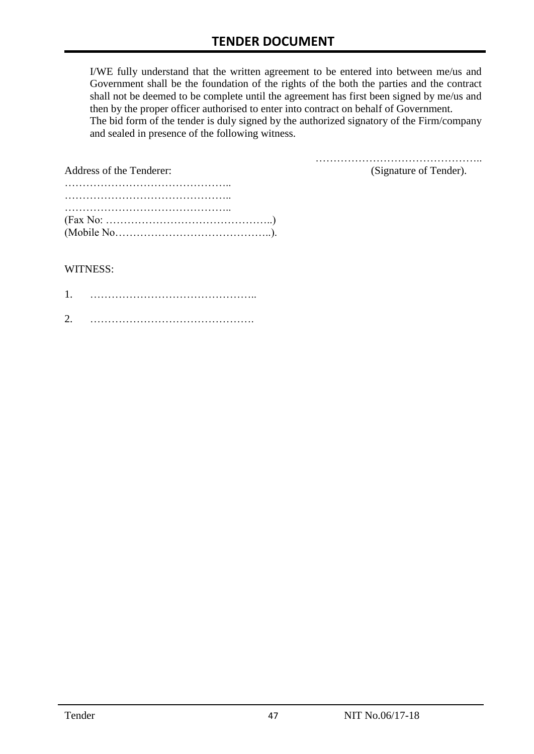I/WE fully understand that the written agreement to be entered into between me/us and Government shall be the foundation of the rights of the both the parties and the contract shall not be deemed to be complete until the agreement has first been signed by me/us and then by the proper officer authorised to enter into contract on behalf of Government.
The bid form of the tender is duly signed by the authorized signatory of the Firm/company and sealed in presence of the following witness.

………………………………………..
(Signature of Tender).

Address of the Tenderer:

………………………………………..
………………………………………..
………………………………………..
(Fax No: ………………………………………..)
(Mobile No……………………………………..).

WITNESS:

1. ………………………………………..

2. ……………………………………….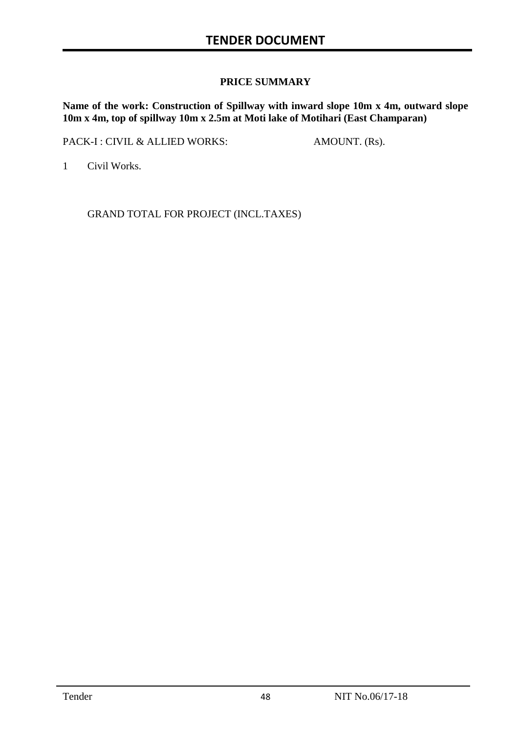## PRICE SUMMARY

**Name of the work: Construction of Spillway with inward slope 10m x 4m, outward slope 10m x 4m, top of spillway 10m x 2.5m at Moti lake of Motihari (East Champaran)**

| PACK-I : CIVIL & ALLIED WORKS: | | AMOUNT. (Rs). |
|---|---|---|
| 1 | Civil Works. | |
| | GRAND TOTAL FOR PROJECT (INCL.TAXES) | |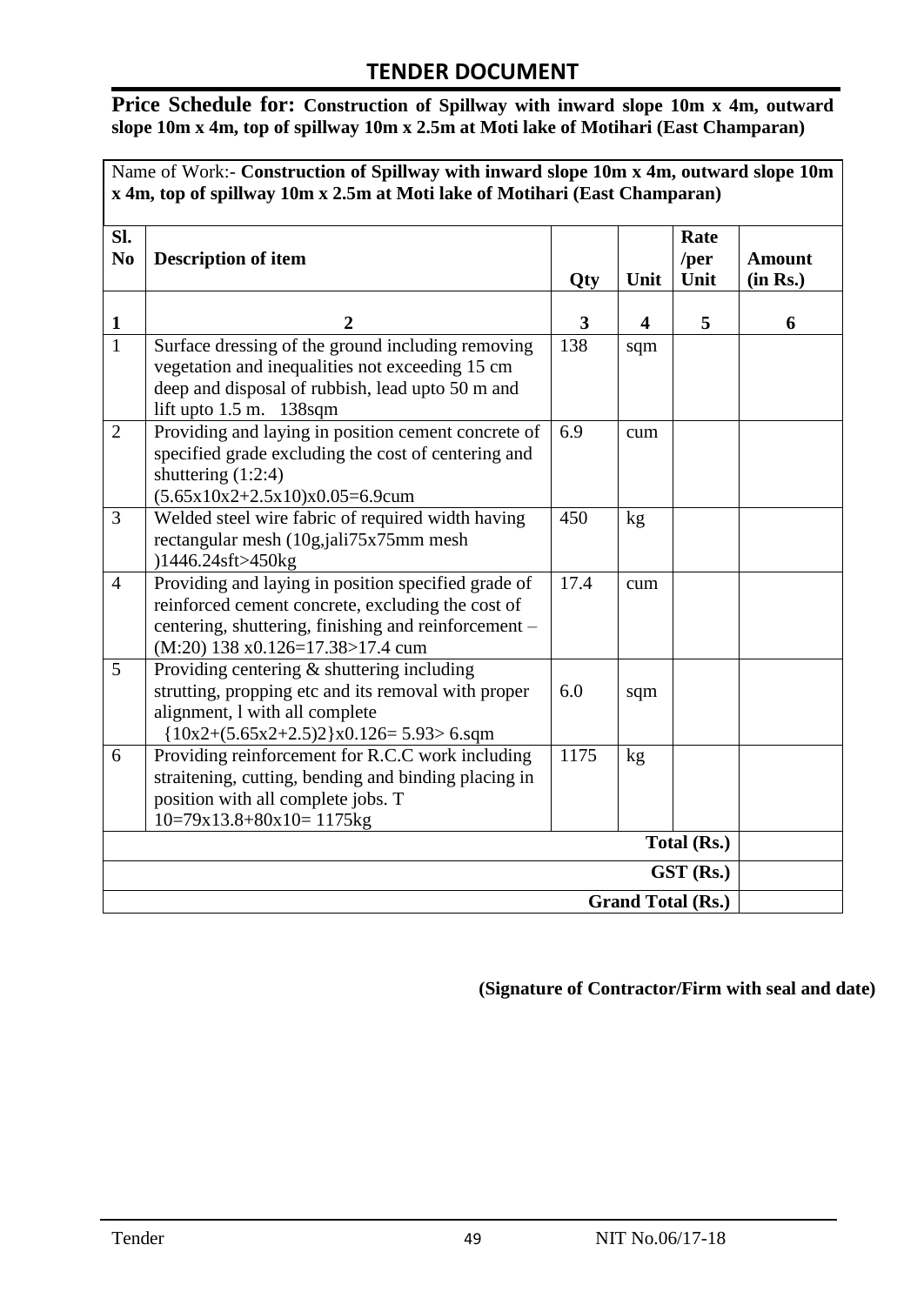## TENDER DOCUMENT

**Price Schedule for: Construction of Spillway with inward slope 10m x 4m, outward slope 10m x 4m, top of spillway 10m x 2.5m at Moti lake of Motihari (East Champaran)**

Name of Work:- **Construction of Spillway with inward slope 10m x 4m, outward slope 10m x 4m, top of spillway 10m x 2.5m at Moti lake of Motihari (East Champaran)**

| Sl. No | Description of item | Qty | Unit | Rate /per Unit | Amount (in Rs.) |
|---|---|---|---|---|---|
| 1 | 2 | 3 | 4 | 5 | 6 |
| 1 | Surface dressing of the ground including removing vegetation and inequalities not exceeding 15 cm deep and disposal of rubbish, lead upto 50 m and lift upto 1.5 m. 138sqm | 138 | sqm | | |
| 2 | Providing and laying in position cement concrete of specified grade excluding the cost of centering and shuttering (1:2:4) (5.65x10x2+2.5x10)x0.05=6.9cum | 6.9 | cum | | |
| 3 | Welded steel wire fabric of required width having rectangular mesh (10g,jali75x75mm mesh )1446.24sft>450kg | 450 | kg | | |
| 4 | Providing and laying in position specified grade of reinforced cement concrete, excluding the cost of centering, shuttering, finishing and reinforcement – (M:20) 138 x0.126=17.38>17.4 cum | 17.4 | cum | | |
| 5 | Providing centering & shuttering including strutting, propping etc and its removal with proper alignment, l with all complete {10x2+(5.65x2+2.5)2}x0.126= 5.93> 6.sqm | 6.0 | sqm | | |
| 6 | Providing reinforcement for R.C.C work including straitening, cutting, bending and binding placing in position with all complete jobs. T 10=79x13.8+80x10= 1175kg | 1175 | kg | | |
| | | | | **Total (Rs.)** | |
| | | | | **GST (Rs.)** | |
| | | | | **Grand Total (Rs.)** | |

**(Signature of Contractor/Firm with seal and date)**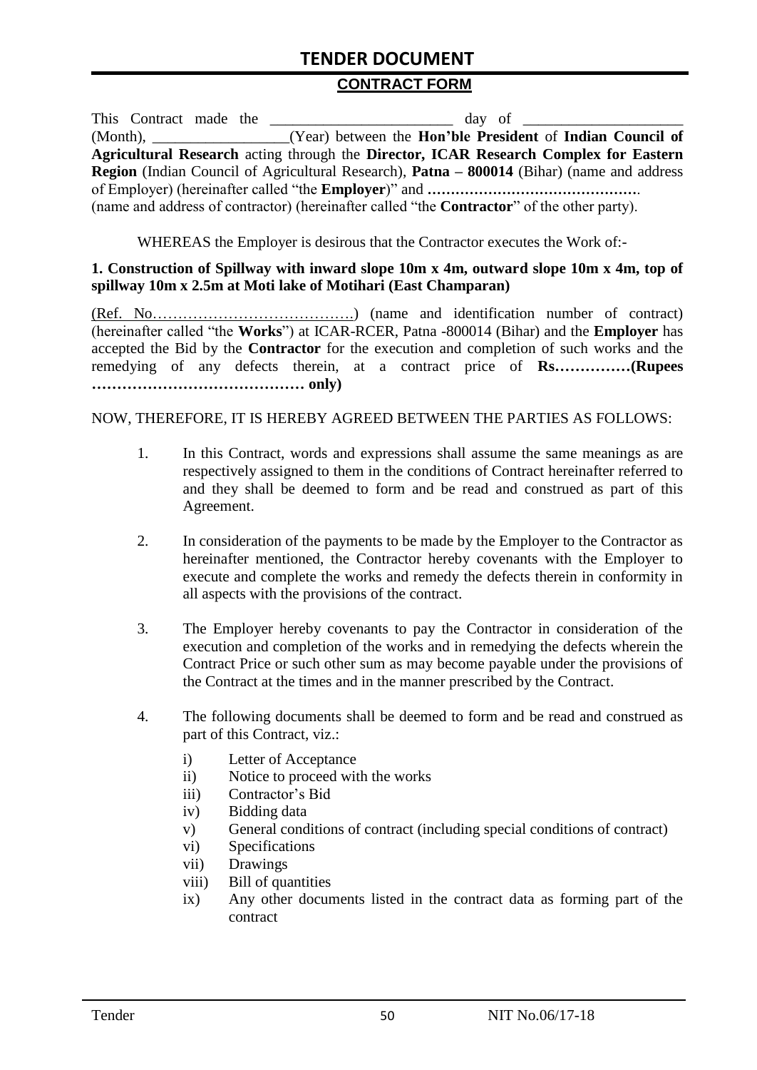## TENDER DOCUMENT

### CONTRACT FORM

This Contract made the ________________________ day of ____________________ (Month), __________________(Year) between the **Hon'ble President** of **Indian Council of Agricultural Research** acting through the **Director, ICAR Research Complex for Eastern Region** (Indian Council of Agricultural Research), **Patna – 800014** (Bihar) (name and address of Employer) (hereinafter called "the **Employer**)" and **………………………………………**. (name and address of contractor) (hereinafter called "the **Contractor**" of the other party).

WHEREAS the Employer is desirous that the Contractor executes the Work of:-

**1. Construction of Spillway with inward slope 10m x 4m, outward slope 10m x 4m, top of spillway 10m x 2.5m at Moti lake of Motihari (East Champaran)**

(Ref. No………………………………….) (name and identification number of contract) (hereinafter called "the **Works**") at ICAR-RCER, Patna -800014 (Bihar) and the **Employer** has accepted the Bid by the **Contractor** for the execution and completion of such works and the remedying of any defects therein, at a contract price of **Rs……………(Rupees …………………………………… only)**

NOW, THEREFORE, IT IS HEREBY AGREED BETWEEN THE PARTIES AS FOLLOWS:

1. In this Contract, words and expressions shall assume the same meanings as are respectively assigned to them in the conditions of Contract hereinafter referred to and they shall be deemed to form and be read and construed as part of this Agreement.

2. In consideration of the payments to be made by the Employer to the Contractor as hereinafter mentioned, the Contractor hereby covenants with the Employer to execute and complete the works and remedy the defects therein in conformity in all aspects with the provisions of the contract.

3. The Employer hereby covenants to pay the Contractor in consideration of the execution and completion of the works and in remedying the defects wherein the Contract Price or such other sum as may become payable under the provisions of the Contract at the times and in the manner prescribed by the Contract.

4. The following documents shall be deemed to form and be read and construed as part of this Contract, viz.:

   i) Letter of Acceptance
   ii) Notice to proceed with the works
   iii) Contractor's Bid
   iv) Bidding data
   v) General conditions of contract (including special conditions of contract)
   vi) Specifications
   vii) Drawings
   viii) Bill of quantities
   ix) Any other documents listed in the contract data as forming part of the contract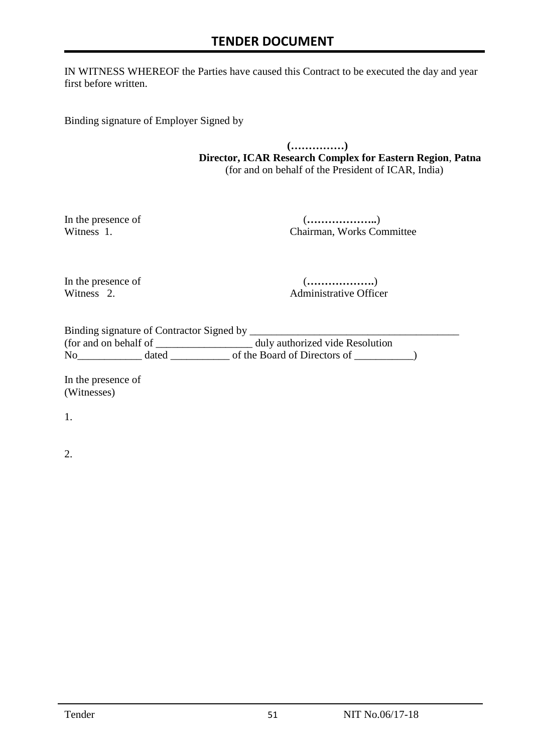IN WITNESS WHEREOF the Parties have caused this Contract to be executed the day and year first before written.

Binding signature of Employer Signed by

**(……………)**
**Director, ICAR Research Complex for Eastern Region**, **Patna**
(for and on behalf of the President of ICAR, India)

In the presence of
Witness 1.

(**………………..**)
Chairman, Works Committee

In the presence of
Witness 2.

(**……………….**)
Administrative Officer

Binding signature of Contractor Signed by _______________________________________
(for and on behalf of _________________ duly authorized vide Resolution
No____________ dated ___________ of the Board of Directors of ___________)

In the presence of
(Witnesses)

1.

2.